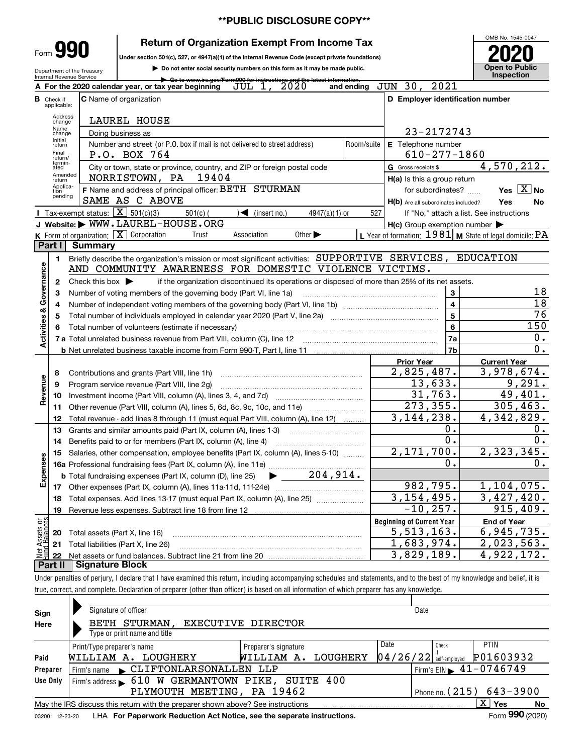**PUBLIC DISCLOSURE COPY**

# Form 990 — Return of Organization Exempt From Income Tax

Under section 501(c), 527, or 4947(a)(1) of the Internal Revenue Code (except private foundations)

▶ Do not enter social security numbers on this form as it may be made public.

▶ Go to www.irs.gov/Form990 for instructions and the latest information.

Department of the Treasury
Internal Revenue Service

OMB No. 1545-0047

**2020**

**Open to Public Inspection**

**A** For the 2020 calendar year, or tax year beginning JUL 1, 2020 and ending JUN 30, 2021

**B** Check if applicable: Address change, Name change, Initial return, Final return/terminated, Amended return, Application pending

**C** Name of organization: LAUREL HOUSE

Doing business as

Number and street (or P.O. box if mail is not delivered to street address): P.O. BOX 764 — Room/suite

City or town, state or province, country, and ZIP or foreign postal code: NORRISTOWN, PA 19404

**D** Employer identification number: 23-2172743

**E** Telephone number: 610-277-1860

**G** Gross receipts $ 4,570,212.

**F** Name and address of principal officer: BETH STURMAN, SAME AS C ABOVE

**H(a)** Is this a group return for subordinates? Yes [X] No

**H(b)** Are all subordinates included? Yes No — If "No," attach a list. See instructions

**H(c)** Group exemption number ▶

**I** Tax-exempt status: [X] 501(c)(3) 501(c) ( ) ◀ (insert no.) 4947(a)(1) or 527

**J** Website: ▶ WWW.LAUREL-HOUSE.ORG

**K** Form of organization: [X] Corporation Trust Association Other ▶

**L** Year of formation: 1981 **M** State of legal domicile: PA

## Part I Summary

**Activities & Governance**

1 Briefly describe the organization's mission or most significant activities: SUPPORTIVE SERVICES, EDUCATION AND COMMUNITY AWARENESS FOR DOMESTIC VIOLENCE VICTIMS.

2 Check this box ▶ if the organization discontinued its operations or disposed of more than 25% of its net assets.

| | | Line | |
|---|---|---|---|
| 3 | Number of voting members of the governing body (Part VI, line 1a) | 3 | 18 |
| 4 | Number of independent voting members of the governing body (Part VI, line 1b) | 4 | 18 |
| 5 | Total number of individuals employed in calendar year 2020 (Part V, line 2a) | 5 | 76 |
| 6 | Total number of volunteers (estimate if necessary) | 6 | 150 |
| 7a | Total unrelated business revenue from Part VIII, column (C), line 12 | 7a | 0. |
| b | Net unrelated business taxable income from Form 990-T, Part I, line 11 | 7b | 0. |

| | | Prior Year | Current Year |
|---|---|---|---|
| **Revenue** | | | |
| 8 | Contributions and grants (Part VIII, line 1h) | 2,825,487. | 3,978,674. |
| 9 | Program service revenue (Part VIII, line 2g) | 13,633. | 9,291. |
| 10 | Investment income (Part VIII, column (A), lines 3, 4, and 7d) | 31,763. | 49,401. |
| 11 | Other revenue (Part VIII, column (A), lines 5, 6d, 8c, 9c, 10c, and 11e) | 273,355. | 305,463. |
| 12 | Total revenue - add lines 8 through 11 (must equal Part VIII, column (A), line 12) | 3,144,238. | 4,342,829. |
| **Expenses** | | | |
| 13 | Grants and similar amounts paid (Part IX, column (A), lines 1-3) | 0. | 0. |
| 14 | Benefits paid to or for members (Part IX, column (A), line 4) | 0. | 0. |
| 15 | Salaries, other compensation, employee benefits (Part IX, column (A), lines 5-10) | 2,171,700. | 2,323,345. |
| 16a | Professional fundraising fees (Part IX, column (A), line 11e) | 0. | 0. |
| b | Total fundraising expenses (Part IX, column (D), line 25) ▶ 204,914. | | |
| 17 | Other expenses (Part IX, column (A), lines 11a-11d, 11f-24e) | 982,795. | 1,104,075. |
| 18 | Total expenses. Add lines 13-17 (must equal Part IX, column (A), line 25) | 3,154,495. | 3,427,420. |
| 19 | Revenue less expenses. Subtract line 18 from line 12 | -10,257. | 915,409. |

| **Net Assets or Fund Balances** | | Beginning of Current Year | End of Year |
|---|---|---|---|
| 20 | Total assets (Part X, line 16) | 5,513,163. | 6,945,735. |
| 21 | Total liabilities (Part X, line 26) | 1,683,974. | 2,023,563. |
| 22 | Net assets or fund balances. Subtract line 21 from line 20 | 3,829,189. | 4,922,172. |

## Part II Signature Block

Under penalties of perjury, I declare that I have examined this return, including accompanying schedules and statements, and to the best of my knowledge and belief, it is true, correct, and complete. Declaration of preparer (other than officer) is based on all information of which preparer has any knowledge.

**Sign Here**

Signature of officer — Date

BETH STURMAN, EXECUTIVE DIRECTOR

Type or print name and title

**Paid Preparer Use Only**

| Print/Type preparer's name | Preparer's signature | Date | Check if self-employed | PTIN |
|---|---|---|---|---|
| WILLIAM A. LOUGHERY | WILLIAM A. LOUGHERY | 04/26/22 | | P01603932 |

Firm's name ▶ CLIFTONLARSONALLEN LLP — Firm's EIN ▶ 41-0746749

Firm's address ▶ 610 W GERMANTOWN PIKE, SUITE 400, PLYMOUTH MEETING, PA 19462 — Phone no. (215) 643-3900

May the IRS discuss this return with the preparer shown above? See instructions [X] Yes No

032001 12-23-20 LHA For Paperwork Reduction Act Notice, see the separate instructions. Form **990** (2020)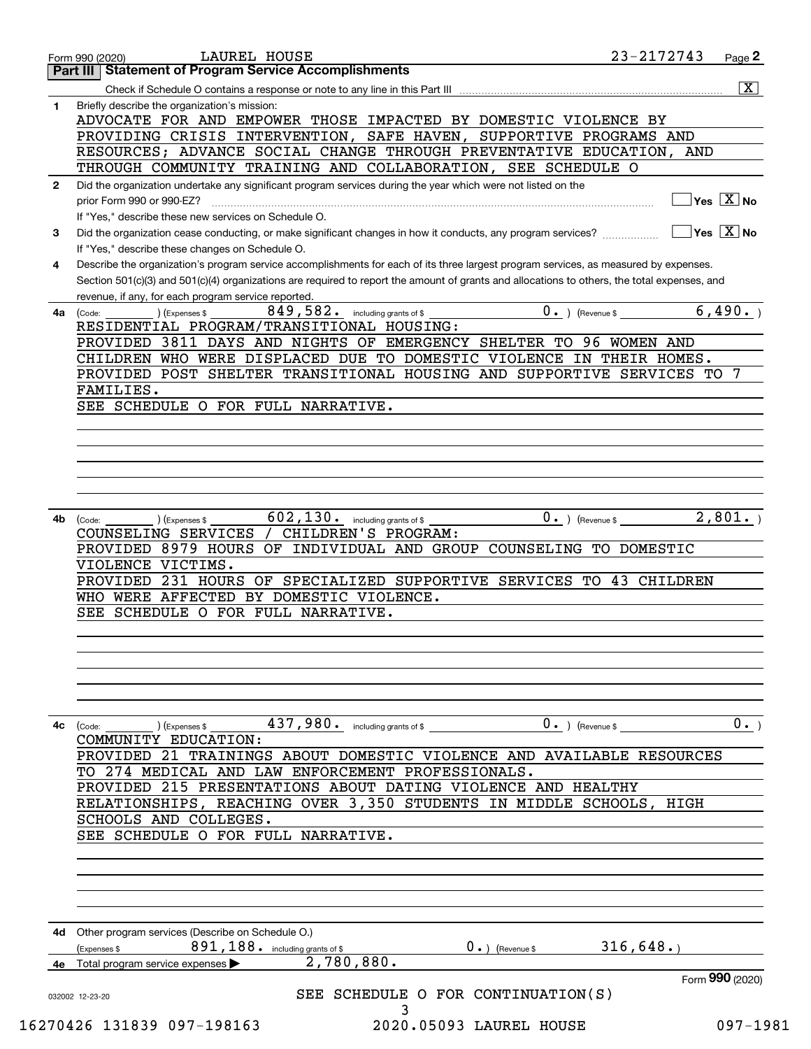Form 990 (2020) LAUREL HOUSE 23-2172743

## Part III Statement of Program Service Accomplishments

Check if Schedule O contains a response or note to any line in this Part III [X]

**1** Briefly describe the organization's mission:

ADVOCATE FOR AND EMPOWER THOSE IMPACTED BY DOMESTIC VIOLENCE BY PROVIDING CRISIS INTERVENTION, SAFE HAVEN, SUPPORTIVE PROGRAMS AND RESOURCES; ADVANCE SOCIAL CHANGE THROUGH PREVENTATIVE EDUCATION, AND THROUGH COMMUNITY TRAINING AND COLLABORATION, SEE SCHEDULE O

**2** Did the organization undertake any significant program services during the year which were not listed on the prior Form 990 or 990-EZ? [ ] Yes [X] No

If "Yes," describe these new services on Schedule O.

**3** Did the organization cease conducting, or make significant changes in how it conducts, any program services? [ ] Yes [X] No

If "Yes," describe these changes on Schedule O.

**4** Describe the organization's program service accomplishments for each of its three largest program services, as measured by expenses. Section 501(c)(3) and 501(c)(4) organizations are required to report the amount of grants and allocations to others, the total expenses, and revenue, if any, for each program service reported.

**4a** (Code: ) (Expenses $ 849,582. including grants of $ 0. ) (Revenue $ 6,490. )

RESIDENTIAL PROGRAM/TRANSITIONAL HOUSING:
PROVIDED 3811 DAYS AND NIGHTS OF EMERGENCY SHELTER TO 96 WOMEN AND CHILDREN WHO WERE DISPLACED DUE TO DOMESTIC VIOLENCE IN THEIR HOMES.
PROVIDED POST SHELTER TRANSITIONAL HOUSING AND SUPPORTIVE SERVICES TO 7 FAMILIES.
SEE SCHEDULE O FOR FULL NARRATIVE.

**4b** (Code: ) (Expenses $ 602,130. including grants of $ 0. ) (Revenue $ 2,801. )

COUNSELING SERVICES / CHILDREN'S PROGRAM:
PROVIDED 8979 HOURS OF INDIVIDUAL AND GROUP COUNSELING TO DOMESTIC VIOLENCE VICTIMS.
PROVIDED 231 HOURS OF SPECIALIZED SUPPORTIVE SERVICES TO 43 CHILDREN WHO WERE AFFECTED BY DOMESTIC VIOLENCE.
SEE SCHEDULE O FOR FULL NARRATIVE.

**4c** (Code: ) (Expenses $ 437,980. including grants of $ 0. ) (Revenue $ 0. )

COMMUNITY EDUCATION:
PROVIDED 21 TRAININGS ABOUT DOMESTIC VIOLENCE AND AVAILABLE RESOURCES TO 274 MEDICAL AND LAW ENFORCEMENT PROFESSIONALS.
PROVIDED 215 PRESENTATIONS ABOUT DATING VIOLENCE AND HEALTHY RELATIONSHIPS, REACHING OVER 3,350 STUDENTS IN MIDDLE SCHOOLS, HIGH SCHOOLS AND COLLEGES.
SEE SCHEDULE O FOR FULL NARRATIVE.

**4d** Other program services (Describe on Schedule O.)
(Expenses $ 891,188. including grants of $ 0. ) (Revenue $ 316,648. )

**4e** Total program service expenses ▶ 2,780,880.

Form **990** (2020)

SEE SCHEDULE O FOR CONTINUATION(S)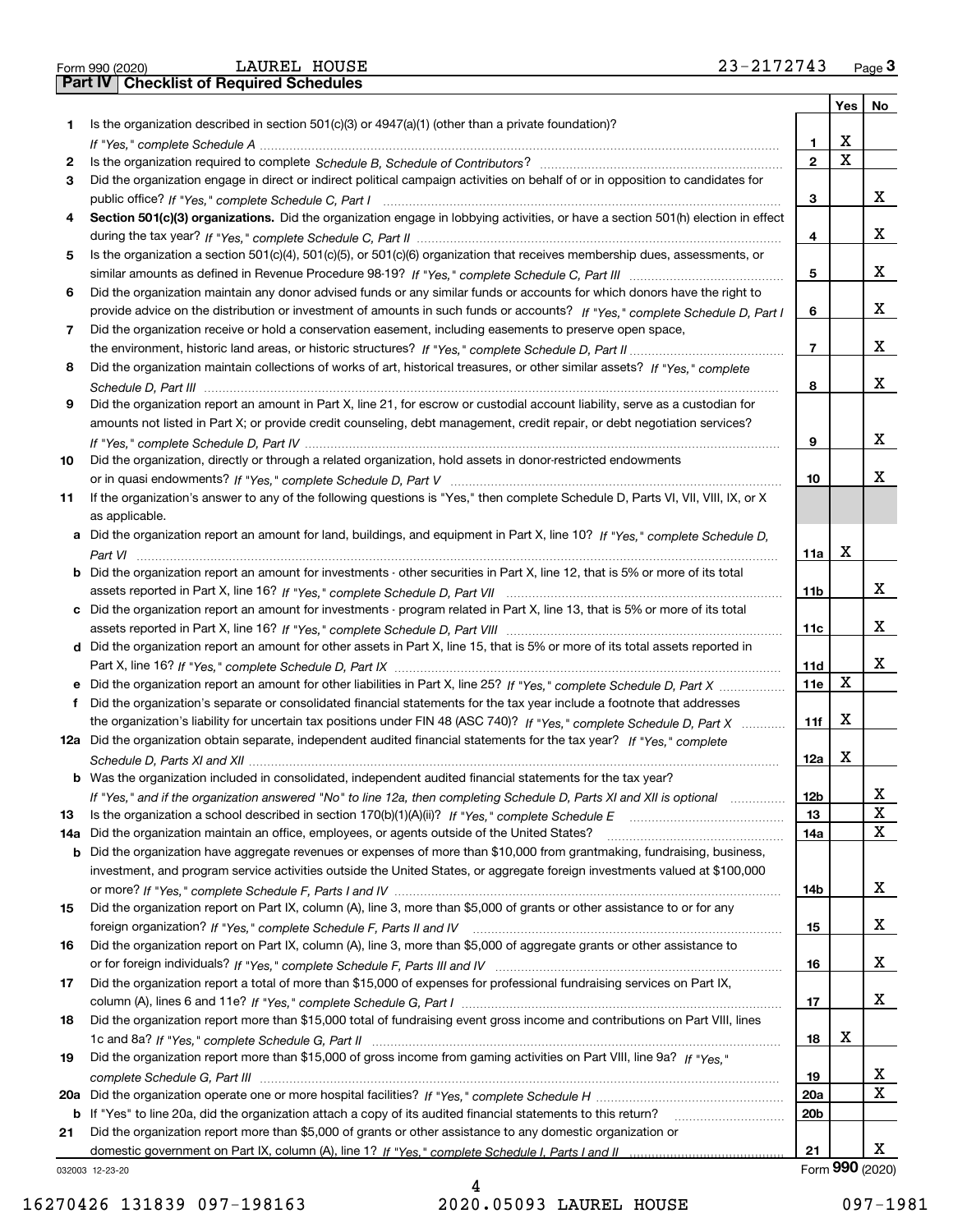Form 990 (2020) LAUREL HOUSE 23-2172743 Page 3

## Part IV Checklist of Required Schedules

| | | | Yes | No |
|---|---|---|---|---|
| 1 | Is the organization described in section 501(c)(3) or 4947(a)(1) (other than a private foundation)? *If "Yes," complete Schedule A* | 1 | X | |
| 2 | Is the organization required to complete *Schedule B, Schedule of Contributors*? | 2 | X | |
| 3 | Did the organization engage in direct or indirect political campaign activities on behalf of or in opposition to candidates for public office? *If "Yes," complete Schedule C, Part I* | 3 | | X |
| 4 | **Section 501(c)(3) organizations.** Did the organization engage in lobbying activities, or have a section 501(h) election in effect during the tax year? *If "Yes," complete Schedule C, Part II* | 4 | | X |
| 5 | Is the organization a section 501(c)(4), 501(c)(5), or 501(c)(6) organization that receives membership dues, assessments, or similar amounts as defined in Revenue Procedure 98-19? *If "Yes," complete Schedule C, Part III* | 5 | | X |
| 6 | Did the organization maintain any donor advised funds or any similar funds or accounts for which donors have the right to provide advice on the distribution or investment of amounts in such funds or accounts? *If "Yes," complete Schedule D, Part I* | 6 | | X |
| 7 | Did the organization receive or hold a conservation easement, including easements to preserve open space, the environment, historic land areas, or historic structures? *If "Yes," complete Schedule D, Part II* | 7 | | X |
| 8 | Did the organization maintain collections of works of art, historical treasures, or other similar assets? *If "Yes," complete Schedule D, Part III* | 8 | | X |
| 9 | Did the organization report an amount in Part X, line 21, for escrow or custodial account liability, serve as a custodian for amounts not listed in Part X; or provide credit counseling, debt management, credit repair, or debt negotiation services? *If "Yes," complete Schedule D, Part IV* | 9 | | X |
| 10 | Did the organization, directly or through a related organization, hold assets in donor-restricted endowments or in quasi endowments? *If "Yes," complete Schedule D, Part V* | 10 | | X |
| 11 | If the organization's answer to any of the following questions is "Yes," then complete Schedule D, Parts VI, VII, VIII, IX, or X as applicable. | | | |
| a | Did the organization report an amount for land, buildings, and equipment in Part X, line 10? *If "Yes," complete Schedule D, Part VI* | 11a | X | |
| b | Did the organization report an amount for investments - other securities in Part X, line 12, that is 5% or more of its total assets reported in Part X, line 16? *If "Yes," complete Schedule D, Part VII* | 11b | | X |
| c | Did the organization report an amount for investments - program related in Part X, line 13, that is 5% or more of its total assets reported in Part X, line 16? *If "Yes," complete Schedule D, Part VIII* | 11c | | X |
| d | Did the organization report an amount for other assets in Part X, line 15, that is 5% or more of its total assets reported in Part X, line 16? *If "Yes," complete Schedule D, Part IX* | 11d | | X |
| e | Did the organization report an amount for other liabilities in Part X, line 25? *If "Yes," complete Schedule D, Part X* | 11e | X | |
| f | Did the organization's separate or consolidated financial statements for the tax year include a footnote that addresses the organization's liability for uncertain tax positions under FIN 48 (ASC 740)? *If "Yes," complete Schedule D, Part X* | 11f | X | |
| 12a | Did the organization obtain separate, independent audited financial statements for the tax year? *If "Yes," complete Schedule D, Parts XI and XII* | 12a | X | |
| b | Was the organization included in consolidated, independent audited financial statements for the tax year? *If "Yes," and if the organization answered "No" to line 12a, then completing Schedule D, Parts XI and XII is optional* | 12b | | X |
| 13 | Is the organization a school described in section 170(b)(1)(A)(ii)? *If "Yes," complete Schedule E* | 13 | | X |
| 14a | Did the organization maintain an office, employees, or agents outside of the United States? | 14a | | X |
| b | Did the organization have aggregate revenues or expenses of more than $10,000 from grantmaking, fundraising, business, investment, and program service activities outside the United States, or aggregate foreign investments valued at $100,000 or more? *If "Yes," complete Schedule F, Parts I and IV* | 14b | | X |
| 15 | Did the organization report on Part IX, column (A), line 3, more than $5,000 of grants or other assistance to or for any foreign organization? *If "Yes," complete Schedule F, Parts II and IV* | 15 | | X |
| 16 | Did the organization report on Part IX, column (A), line 3, more than $5,000 of aggregate grants or other assistance to or for foreign individuals? *If "Yes," complete Schedule F, Parts III and IV* | 16 | | X |
| 17 | Did the organization report a total of more than $15,000 of expenses for professional fundraising services on Part IX, column (A), lines 6 and 11e? *If "Yes," complete Schedule G, Part I* | 17 | | X |
| 18 | Did the organization report more than $15,000 total of fundraising event gross income and contributions on Part VIII, lines 1c and 8a? *If "Yes," complete Schedule G, Part II* | 18 | X | |
| 19 | Did the organization report more than $15,000 of gross income from gaming activities on Part VIII, line 9a? *If "Yes," complete Schedule G, Part III* | 19 | | X |
| 20a | Did the organization operate one or more hospital facilities? *If "Yes," complete Schedule H* | 20a | | X |
| b | If "Yes" to line 20a, did the organization attach a copy of its audited financial statements to this return? | 20b | | |
| 21 | Did the organization report more than $5,000 of grants or other assistance to any domestic organization or domestic government on Part IX, column (A), line 1? *If "Yes," complete Schedule I, Parts I and II* | 21 | | X |

032003 12-23-20 Form **990** (2020)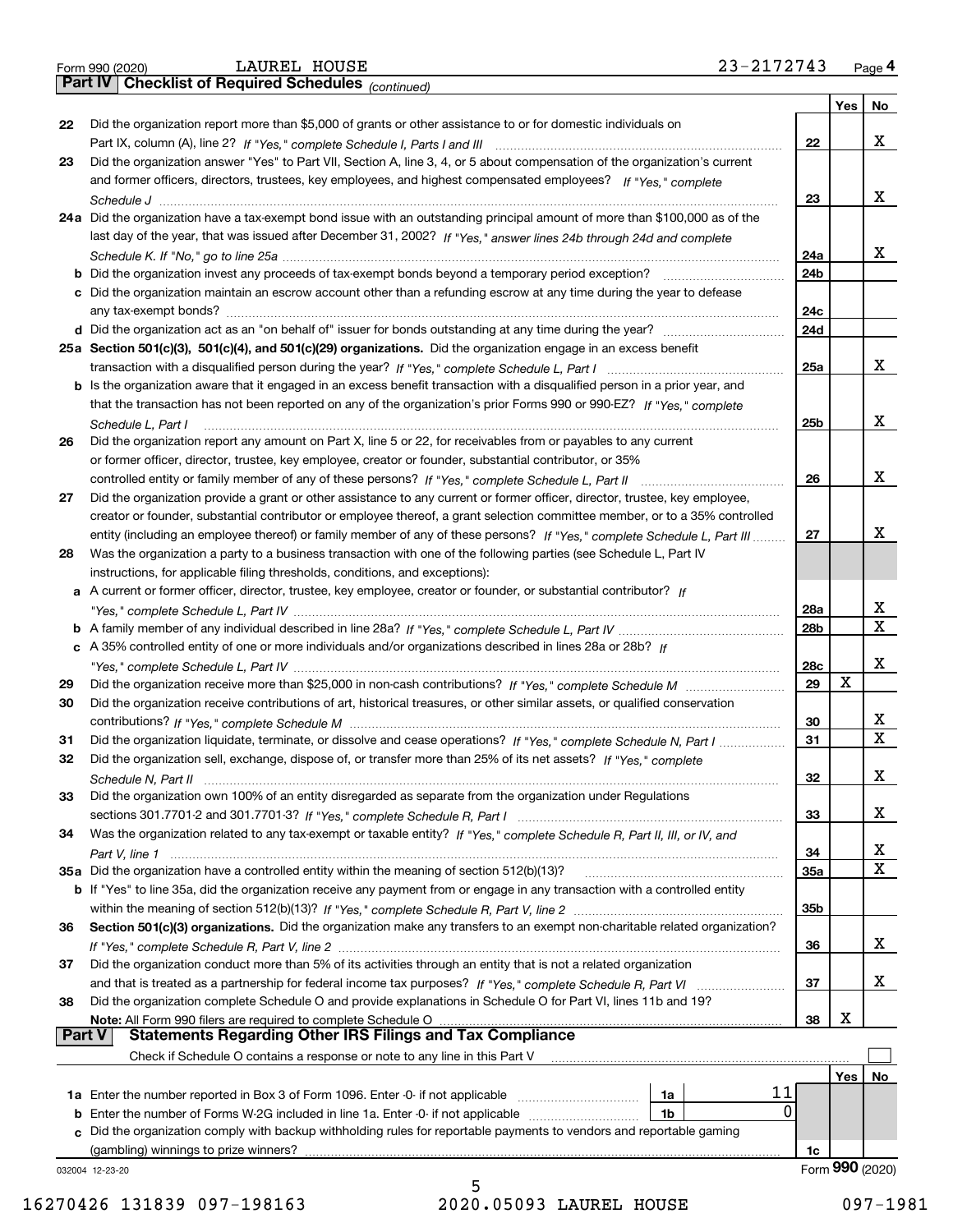Form 990 (2020) LAUREL HOUSE 23-2172743 Page 4

## Part IV Checklist of Required Schedules *(continued)*

| | | | Yes | No |
|---|---|---|---|---|
| 22 | Did the organization report more than $5,000 of grants or other assistance to or for domestic individuals on Part IX, column (A), line 2? *If "Yes," complete Schedule I, Parts I and III* | 22 | | X |
| 23 | Did the organization answer "Yes" to Part VII, Section A, line 3, 4, or 5 about compensation of the organization's current and former officers, directors, trustees, key employees, and highest compensated employees? *If "Yes," complete Schedule J* | 23 | | X |
| 24a | Did the organization have a tax-exempt bond issue with an outstanding principal amount of more than $100,000 as of the last day of the year, that was issued after December 31, 2002? *If "Yes," answer lines 24b through 24d and complete Schedule K. If "No," go to line 25a* | 24a | | X |
| b | Did the organization invest any proceeds of tax-exempt bonds beyond a temporary period exception? | 24b | | |
| c | Did the organization maintain an escrow account other than a refunding escrow at any time during the year to defease any tax-exempt bonds? | 24c | | |
| d | Did the organization act as an "on behalf of" issuer for bonds outstanding at any time during the year? | 24d | | |
| 25a | **Section 501(c)(3), 501(c)(4), and 501(c)(29) organizations.** Did the organization engage in an excess benefit transaction with a disqualified person during the year? *If "Yes," complete Schedule L, Part I* | 25a | | X |
| b | Is the organization aware that it engaged in an excess benefit transaction with a disqualified person in a prior year, and that the transaction has not been reported on any of the organization's prior Forms 990 or 990-EZ? *If "Yes," complete Schedule L, Part I* | 25b | | X |
| 26 | Did the organization report any amount on Part X, line 5 or 22, for receivables from or payables to any current or former officer, director, trustee, key employee, creator or founder, substantial contributor, or 35% controlled entity or family member of any of these persons? *If "Yes," complete Schedule L, Part II* | 26 | | X |
| 27 | Did the organization provide a grant or other assistance to any current or former officer, director, trustee, key employee, creator or founder, substantial contributor or employee thereof, a grant selection committee member, or to a 35% controlled entity (including an employee thereof) or family member of any of these persons? *If "Yes," complete Schedule L, Part III* | 27 | | X |
| 28 | Was the organization a party to a business transaction with one of the following parties (see Schedule L, Part IV instructions, for applicable filing thresholds, conditions, and exceptions): | | | |
| a | A current or former officer, director, trustee, key employee, creator or founder, or substantial contributor? *If "Yes," complete Schedule L, Part IV* | 28a | | X |
| b | A family member of any individual described in line 28a? *If "Yes," complete Schedule L, Part IV* | 28b | | X |
| c | A 35% controlled entity of one or more individuals and/or organizations described in lines 28a or 28b? *If "Yes," complete Schedule L, Part IV* | 28c | | X |
| 29 | Did the organization receive more than $25,000 in non-cash contributions? *If "Yes," complete Schedule M* | 29 | X | |
| 30 | Did the organization receive contributions of art, historical treasures, or other similar assets, or qualified conservation contributions? *If "Yes," complete Schedule M* | 30 | | X |
| 31 | Did the organization liquidate, terminate, or dissolve and cease operations? *If "Yes," complete Schedule N, Part I* | 31 | | X |
| 32 | Did the organization sell, exchange, dispose of, or transfer more than 25% of its net assets? *If "Yes," complete Schedule N, Part II* | 32 | | X |
| 33 | Did the organization own 100% of an entity disregarded as separate from the organization under Regulations sections 301.7701-2 and 301.7701-3? *If "Yes," complete Schedule R, Part I* | 33 | | X |
| 34 | Was the organization related to any tax-exempt or taxable entity? *If "Yes," complete Schedule R, Part II, III, or IV, and Part V, line 1* | 34 | | X |
| 35a | Did the organization have a controlled entity within the meaning of section 512(b)(13)? | 35a | | X |
| b | If "Yes" to line 35a, did the organization receive any payment from or engage in any transaction with a controlled entity within the meaning of section 512(b)(13)? *If "Yes," complete Schedule R, Part V, line 2* | 35b | | |
| 36 | **Section 501(c)(3) organizations.** Did the organization make any transfers to an exempt non-charitable related organization? *If "Yes," complete Schedule R, Part V, line 2* | 36 | | X |
| 37 | Did the organization conduct more than 5% of its activities through an entity that is not a related organization and that is treated as a partnership for federal income tax purposes? *If "Yes," complete Schedule R, Part VI* | 37 | | X |
| 38 | Did the organization complete Schedule O and provide explanations in Schedule O for Part VI, lines 11b and 19? **Note:** All Form 990 filers are required to complete Schedule O | 38 | X | |

## Part V Statements Regarding Other IRS Filings and Tax Compliance

Check if Schedule O contains a response or note to any line in this Part V ☐

| | | | | | Yes | No |
|---|---|---|---|---|---|---|
| 1a | Enter the number reported in Box 3 of Form 1096. Enter -0- if not applicable | 1a | 11 | | | |
| b | Enter the number of Forms W-2G included in line 1a. Enter -0- if not applicable | 1b | 0 | | | |
| c | Did the organization comply with backup withholding rules for reportable payments to vendors and reportable gaming (gambling) winnings to prize winners? | | | 1c | | |

032004 12-23-20 Form **990** (2020)

16270426 131839 097-198163 2020.05093 LAUREL HOUSE 097-1981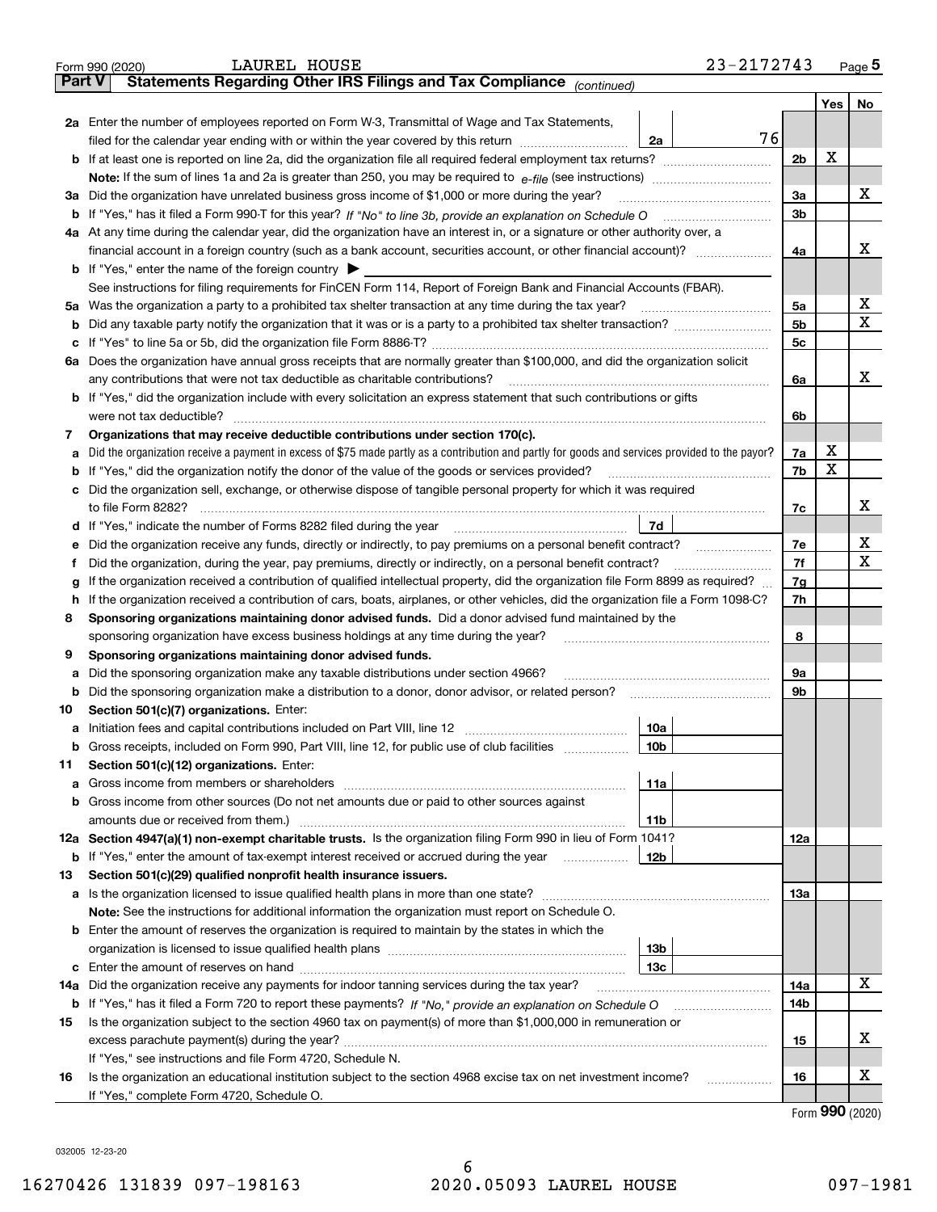Form 990 (2020) LAUREL HOUSE 23-2172743 Page 5

## Part V Statements Regarding Other IRS Filings and Tax Compliance *(continued)*

| | | | | | Yes | No |
|---|---|---|---|---|---|---|
| **2a** | Enter the number of employees reported on Form W-3, Transmittal of Wage and Tax Statements, filed for the calendar year ending with or within the year covered by this return | 2a | 76 | | | |
| **b** | If at least one is reported on line 2a, did the organization file all required federal employment tax returns? | | | 2b | X | |
| | **Note:** If the sum of lines 1a and 2a is greater than 250, you may be required to *e-file* (see instructions) | | | | | |
| **3a** | Did the organization have unrelated business gross income of $1,000 or more during the year? | | | 3a | | X |
| **b** | If "Yes," has it filed a Form 990-T for this year? *If "No" to line 3b, provide an explanation on Schedule O* | | | 3b | | |
| **4a** | At any time during the calendar year, did the organization have an interest in, or a signature or other authority over, a financial account in a foreign country (such as a bank account, securities account, or other financial account)? | | | 4a | | X |
| **b** | If "Yes," enter the name of the foreign country ▶ | | | | | |
| | See instructions for filing requirements for FinCEN Form 114, Report of Foreign Bank and Financial Accounts (FBAR). | | | | | |
| **5a** | Was the organization a party to a prohibited tax shelter transaction at any time during the tax year? | | | 5a | | X |
| **b** | Did any taxable party notify the organization that it was or is a party to a prohibited tax shelter transaction? | | | 5b | | X |
| **c** | If "Yes" to line 5a or 5b, did the organization file Form 8886-T? | | | 5c | | |
| **6a** | Does the organization have annual gross receipts that are normally greater than $100,000, and did the organization solicit any contributions that were not tax deductible as charitable contributions? | | | 6a | | X |
| **b** | If "Yes," did the organization include with every solicitation an express statement that such contributions or gifts were not tax deductible? | | | 6b | | |
| **7** | **Organizations that may receive deductible contributions under section 170(c).** | | | | | |
| **a** | Did the organization receive a payment in excess of $75 made partly as a contribution and partly for goods and services provided to the payor? | | | 7a | X | |
| **b** | If "Yes," did the organization notify the donor of the value of the goods or services provided? | | | 7b | X | |
| **c** | Did the organization sell, exchange, or otherwise dispose of tangible personal property for which it was required to file Form 8282? | | | 7c | | X |
| **d** | If "Yes," indicate the number of Forms 8282 filed during the year | 7d | | | | |
| **e** | Did the organization receive any funds, directly or indirectly, to pay premiums on a personal benefit contract? | | | 7e | | X |
| **f** | Did the organization, during the year, pay premiums, directly or indirectly, on a personal benefit contract? | | | 7f | | X |
| **g** | If the organization received a contribution of qualified intellectual property, did the organization file Form 8899 as required? | | | 7g | | |
| **h** | If the organization received a contribution of cars, boats, airplanes, or other vehicles, did the organization file a Form 1098-C? | | | 7h | | |
| **8** | **Sponsoring organizations maintaining donor advised funds.** Did a donor advised fund maintained by the sponsoring organization have excess business holdings at any time during the year? | | | 8 | | |
| **9** | **Sponsoring organizations maintaining donor advised funds.** | | | | | |
| **a** | Did the sponsoring organization make any taxable distributions under section 4966? | | | 9a | | |
| **b** | Did the sponsoring organization make a distribution to a donor, donor advisor, or related person? | | | 9b | | |
| **10** | **Section 501(c)(7) organizations.** Enter: | | | | | |
| **a** | Initiation fees and capital contributions included on Part VIII, line 12 | 10a | | | | |
| **b** | Gross receipts, included on Form 990, Part VIII, line 12, for public use of club facilities | 10b | | | | |
| **11** | **Section 501(c)(12) organizations.** Enter: | | | | | |
| **a** | Gross income from members or shareholders | 11a | | | | |
| **b** | Gross income from other sources (Do not net amounts due or paid to other sources against amounts due or received from them.) | 11b | | | | |
| **12a** | **Section 4947(a)(1) non-exempt charitable trusts.** Is the organization filing Form 990 in lieu of Form 1041? | | | 12a | | |
| **b** | If "Yes," enter the amount of tax-exempt interest received or accrued during the year | 12b | | | | |
| **13** | **Section 501(c)(29) qualified nonprofit health insurance issuers.** | | | | | |
| **a** | Is the organization licensed to issue qualified health plans in more than one state? | | | 13a | | |
| | **Note:** See the instructions for additional information the organization must report on Schedule O. | | | | | |
| **b** | Enter the amount of reserves the organization is required to maintain by the states in which the organization is licensed to issue qualified health plans | 13b | | | | |
| **c** | Enter the amount of reserves on hand | 13c | | | | |
| **14a** | Did the organization receive any payments for indoor tanning services during the tax year? | | | 14a | | X |
| **b** | If "Yes," has it filed a Form 720 to report these payments? *If "No," provide an explanation on Schedule O* | | | 14b | | |
| **15** | Is the organization subject to the section 4960 tax on payment(s) of more than $1,000,000 in remuneration or excess parachute payment(s) during the year? | | | 15 | | X |
| | If "Yes," see instructions and file Form 4720, Schedule N. | | | | | |
| **16** | Is the organization an educational institution subject to the section 4968 excise tax on net investment income? | | | 16 | | X |
| | If "Yes," complete Form 4720, Schedule O. | | | | | |

Form **990** (2020)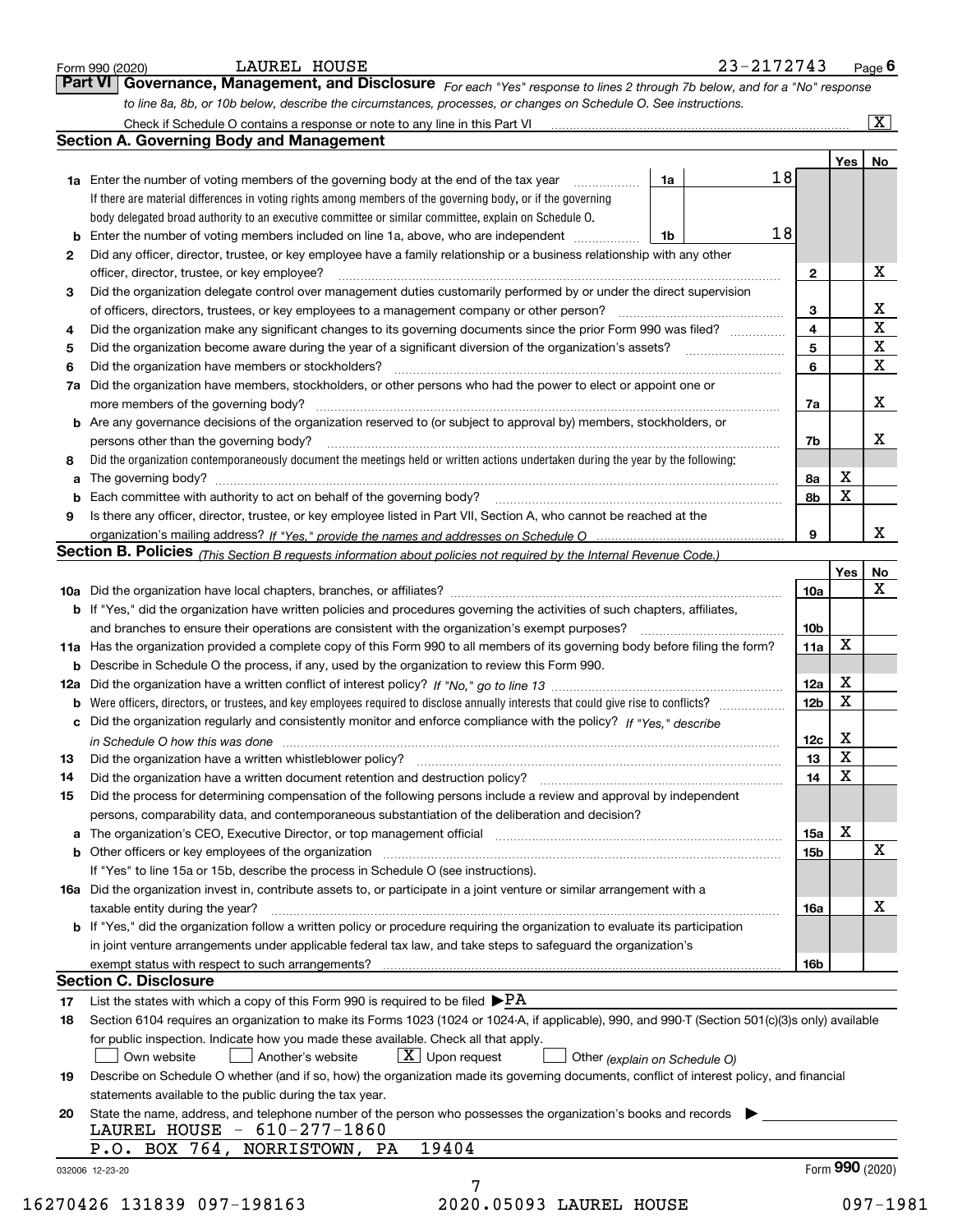Form 990 (2020) LAUREL HOUSE 23-2172743 Page 6

## Part VI Governance, Management, and Disclosure

*For each "Yes" response to lines 2 through 7b below, and for a "No" response to line 8a, 8b, or 10b below, describe the circumstances, processes, or changes on Schedule O. See instructions.*

Check if Schedule O contains a response or note to any line in this Part VI [X]

### Section A. Governing Body and Management

| | | | | Yes | No |
|---|---|---|---|---|---|
| 1a | Enter the number of voting members of the governing body at the end of the tax year. If there are material differences in voting rights among members of the governing body, or if the governing body delegated broad authority to an executive committee or similar committee, explain on Schedule O. | 1a | 18 | | |
| b | Enter the number of voting members included on line 1a, above, who are independent | 1b | 18 | | |
| 2 | Did any officer, director, trustee, or key employee have a family relationship or a business relationship with any other officer, director, trustee, or key employee? | 2 | | | X |
| 3 | Did the organization delegate control over management duties customarily performed by or under the direct supervision of officers, directors, trustees, or key employees to a management company or other person? | 3 | | | X |
| 4 | Did the organization make any significant changes to its governing documents since the prior Form 990 was filed? | 4 | | | X |
| 5 | Did the organization become aware during the year of a significant diversion of the organization's assets? | 5 | | | X |
| 6 | Did the organization have members or stockholders? | 6 | | | X |
| 7a | Did the organization have members, stockholders, or other persons who had the power to elect or appoint one or more members of the governing body? | 7a | | | X |
| b | Are any governance decisions of the organization reserved to (or subject to approval by) members, stockholders, or persons other than the governing body? | 7b | | | X |
| 8 | Did the organization contemporaneously document the meetings held or written actions undertaken during the year by the following: | | | | |
| a | The governing body? | 8a | | X | |
| b | Each committee with authority to act on behalf of the governing body? | 8b | | X | |
| 9 | Is there any officer, director, trustee, or key employee listed in Part VII, Section A, who cannot be reached at the organization's mailing address? *If "Yes," provide the names and addresses on Schedule O* | 9 | | | X |

### Section B. Policies *(This Section B requests information about policies not required by the Internal Revenue Code.)*

| | | | Yes | No |
|---|---|---|---|---|
| 10a | Did the organization have local chapters, branches, or affiliates? | 10a | | X |
| b | If "Yes," did the organization have written policies and procedures governing the activities of such chapters, affiliates, and branches to ensure their operations are consistent with the organization's exempt purposes? | 10b | | |
| 11a | Has the organization provided a complete copy of this Form 990 to all members of its governing body before filing the form? | 11a | X | |
| b | Describe in Schedule O the process, if any, used by the organization to review this Form 990. | | | |
| 12a | Did the organization have a written conflict of interest policy? *If "No," go to line 13* | 12a | X | |
| b | Were officers, directors, or trustees, and key employees required to disclose annually interests that could give rise to conflicts? | 12b | X | |
| c | Did the organization regularly and consistently monitor and enforce compliance with the policy? *If "Yes," describe in Schedule O how this was done* | 12c | X | |
| 13 | Did the organization have a written whistleblower policy? | 13 | X | |
| 14 | Did the organization have a written document retention and destruction policy? | 14 | X | |
| 15 | Did the process for determining compensation of the following persons include a review and approval by independent persons, comparability data, and contemporaneous substantiation of the deliberation and decision? | | | |
| a | The organization's CEO, Executive Director, or top management official | 15a | X | |
| b | Other officers or key employees of the organization | 15b | | X |
| | If "Yes" to line 15a or 15b, describe the process in Schedule O (see instructions). | | | |
| 16a | Did the organization invest in, contribute assets to, or participate in a joint venture or similar arrangement with a taxable entity during the year? | 16a | | X |
| b | If "Yes," did the organization follow a written policy or procedure requiring the organization to evaluate its participation in joint venture arrangements under applicable federal tax law, and take steps to safeguard the organization's exempt status with respect to such arrangements? | 16b | | |

### Section C. Disclosure

17 List the states with which a copy of this Form 990 is required to be filed ▶ PA

18 Section 6104 requires an organization to make its Forms 1023 (1024 or 1024-A, if applicable), 990, and 990-T (Section 501(c)(3)s only) available for public inspection. Indicate how you made these available. Check all that apply.

[ ] Own website [ ] Another's website [X] Upon request [ ] Other *(explain on Schedule O)*

19 Describe on Schedule O whether (and if so, how) the organization made its governing documents, conflict of interest policy, and financial statements available to the public during the tax year.

20 State the name, address, and telephone number of the person who possesses the organization's books and records ▶

LAUREL HOUSE - 610-277-1860
P.O. BOX 764, NORRISTOWN, PA 19404

Form **990** (2020)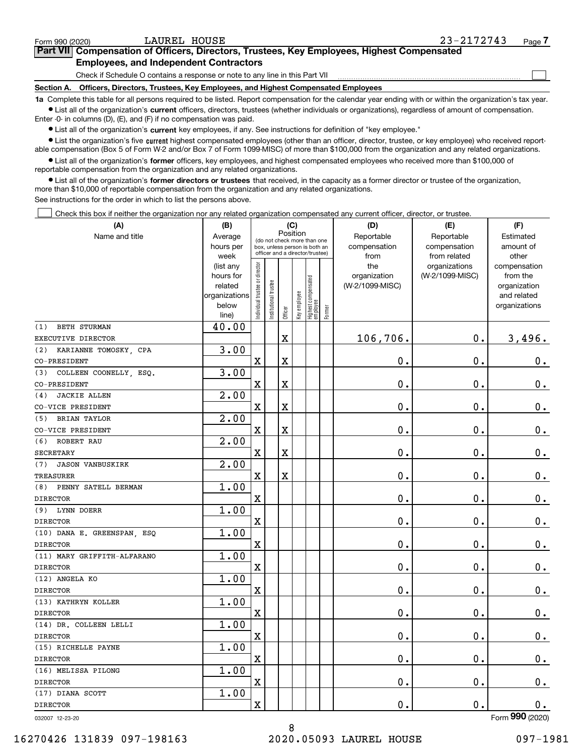Form 990 (2020) LAUREL HOUSE 23-2172743 Page 7

## Part VII Compensation of Officers, Directors, Trustees, Key Employees, Highest Compensated Employees, and Independent Contractors

Check if Schedule O contains a response or note to any line in this Part VII ☐

### Section A. Officers, Directors, Trustees, Key Employees, and Highest Compensated Employees

**1a** Complete this table for all persons required to be listed. Report compensation for the calendar year ending with or within the organization's tax year.

- List all of the organization's **current** officers, directors, trustees (whether individuals or organizations), regardless of amount of compensation. Enter -0- in columns (D), (E), and (F) if no compensation was paid.
- List all of the organization's **current** key employees, if any. See instructions for definition of "key employee."
- List the organization's five **current** highest compensated employees (other than an officer, director, trustee, or key employee) who received reportable compensation (Box 5 of Form W-2 and/or Box 7 of Form 1099-MISC) of more than $100,000 from the organization and any related organizations.
- List all of the organization's **former** officers, key employees, and highest compensated employees who received more than $100,000 of reportable compensation from the organization and any related organizations.
- List all of the organization's **former directors or trustees** that received, in the capacity as a former director or trustee of the organization, more than $10,000 of reportable compensation from the organization and any related organizations.

See instructions for the order in which to list the persons above.

☐ Check this box if neither the organization nor any related organization compensated any current officer, director, or trustee.

| (A) Name and title | (B) Average hours per week (list any hours for related organizations below line) | (C) Position: Individual trustee or director | Institutional trustee | Officer | Key employee | Highest compensated employee | Former | (D) Reportable compensation from the organization (W-2/1099-MISC) | (E) Reportable compensation from related organizations (W-2/1099-MISC) | (F) Estimated amount of other compensation from the organization and related organizations |
|---|---|---|---|---|---|---|---|---|---|---|
| (1) BETH STURMAN<br>EXECUTIVE DIRECTOR | 40.00 | | | X | | | | 106,706. | 0. | 3,496. |
| (2) KARIANNE TOMOSKY, CPA<br>CO-PRESIDENT | 3.00 | X | | X | | | | 0. | 0. | 0. |
| (3) COLLEEN COONELLY, ESQ.<br>CO-PRESIDENT | 3.00 | X | | X | | | | 0. | 0. | 0. |
| (4) JACKIE ALLEN<br>CO-VICE PRESIDENT | 2.00 | X | | X | | | | 0. | 0. | 0. |
| (5) BRIAN TAYLOR<br>CO-VICE PRESIDENT | 2.00 | X | | X | | | | 0. | 0. | 0. |
| (6) ROBERT RAU<br>SECRETARY | 2.00 | X | | X | | | | 0. | 0. | 0. |
| (7) JASON VANBUSKIRK<br>TREASURER | 2.00 | X | | X | | | | 0. | 0. | 0. |
| (8) PENNY SATELL BERMAN<br>DIRECTOR | 1.00 | X | | | | | | 0. | 0. | 0. |
| (9) LYNN DOERR<br>DIRECTOR | 1.00 | X | | | | | | 0. | 0. | 0. |
| (10) DANA E. GREENSPAN, ESQ<br>DIRECTOR | 1.00 | X | | | | | | 0. | 0. | 0. |
| (11) MARY GRIFFITH-ALFARANO<br>DIRECTOR | 1.00 | X | | | | | | 0. | 0. | 0. |
| (12) ANGELA KO<br>DIRECTOR | 1.00 | X | | | | | | 0. | 0. | 0. |
| (13) KATHRYN KOLLER<br>DIRECTOR | 1.00 | X | | | | | | 0. | 0. | 0. |
| (14) DR. COLLEEN LELLI<br>DIRECTOR | 1.00 | X | | | | | | 0. | 0. | 0. |
| (15) RICHELLE PAYNE<br>DIRECTOR | 1.00 | X | | | | | | 0. | 0. | 0. |
| (16) MELISSA PILONG<br>DIRECTOR | 1.00 | X | | | | | | 0. | 0. | 0. |
| (17) DIANA SCOTT<br>DIRECTOR | 1.00 | X | | | | | | 0. | 0. | 0. |

032007 12-23-20 Form 990 (2020)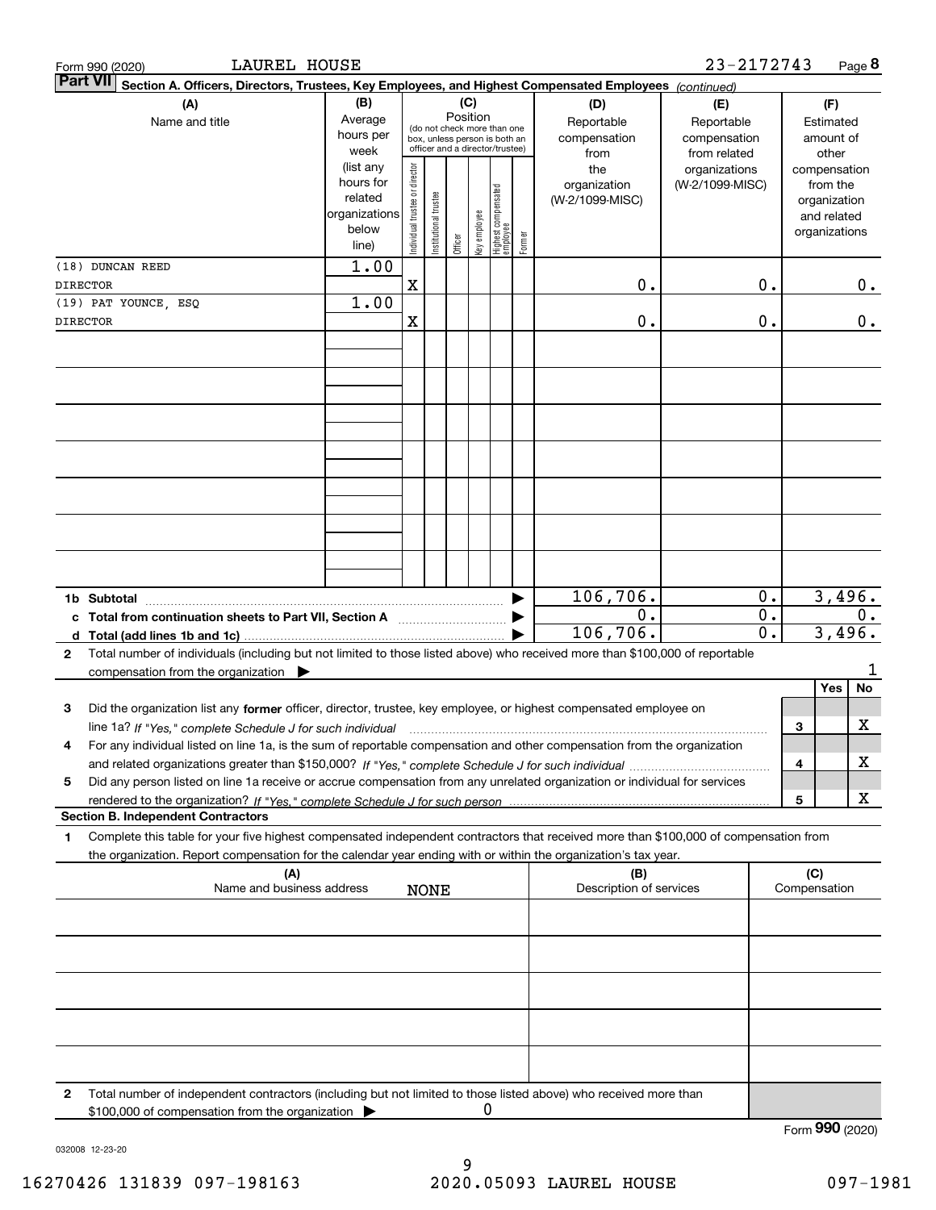Form 990 (2020) LAUREL HOUSE 23-2172743 Page 8

**Part VII** **Section A. Officers, Directors, Trustees, Key Employees, and Highest Compensated Employees** *(continued)*

| (A) Name and title | (B) Average hours per week (list any hours for related organizations below line) | (C) Position: Individual trustee or director | Institutional trustee | Officer | Key employee | Highest compensated employee | Former | (D) Reportable compensation from the organization (W-2/1099-MISC) | (E) Reportable compensation from related organizations (W-2/1099-MISC) | (F) Estimated amount of other compensation from the organization and related organizations |
|---|---|---|---|---|---|---|---|---|---|---|
| (18) DUNCAN REED<br>DIRECTOR | 1.00 | X | | | | | | 0. | 0. | 0. |
| (19) PAT YOUNCE, ESQ<br>DIRECTOR | 1.00 | X | | | | | | 0. | 0. | 0. |
| **1b Subtotal** | | | | | | | | 106,706. | 0. | 3,496. |
| **c Total from continuation sheets to Part VII, Section A** | | | | | | | | 0. | 0. | 0. |
| **d Total (add lines 1b and 1c)** | | | | | | | | 106,706. | 0. | 3,496. |

**2** Total number of individuals (including but not limited to those listed above) who received more than $100,000 of reportable compensation from the organization ▶ 1

| | | Yes | No |
|---|---|---|---|
| **3** Did the organization list any **former** officer, director, trustee, key employee, or highest compensated employee on line 1a? *If "Yes," complete Schedule J for such individual* | 3 | | X |
| **4** For any individual listed on line 1a, is the sum of reportable compensation and other compensation from the organization and related organizations greater than $150,000? *If "Yes," complete Schedule J for such individual* | 4 | | X |
| **5** Did any person listed on line 1a receive or accrue compensation from any unrelated organization or individual for services rendered to the organization? *If "Yes," complete Schedule J for such person* | 5 | | X |

**Section B. Independent Contractors**

**1** Complete this table for your five highest compensated independent contractors that received more than $100,000 of compensation from the organization. Report compensation for the calendar year ending with or within the organization's tax year.

| (A) Name and business address | (B) Description of services | (C) Compensation |
|---|---|---|
| NONE | | |

**2** Total number of independent contractors (including but not limited to those listed above) who received more than $100,000 of compensation from the organization ▶ 0

Form **990** (2020)

032008 12-23-20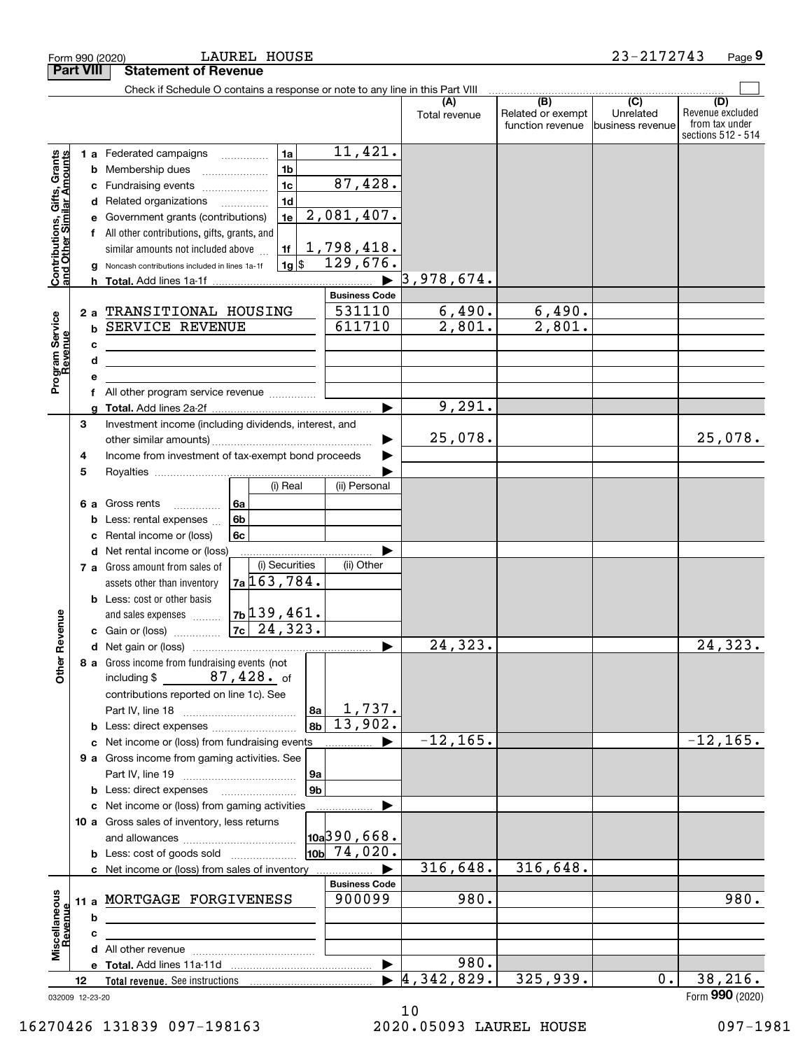Form 990 (2020) LAUREL HOUSE 23-2172743 Page 9

## Part VIII Statement of Revenue

Check if Schedule O contains a response or note to any line in this Part VIII

| | | | | (A) Total revenue | (B) Related or exempt function revenue | (C) Unrelated business revenue | (D) Revenue excluded from tax under sections 512 - 514 |
|---|---|---|---|---|---|---|---|
| **Contributions, Gifts, Grants and Other Similar Amounts** | 1a Federated campaigns | 1a | 11,421. | | | | |
| | b Membership dues | 1b | | | | | |
| | c Fundraising events | 1c | 87,428. | | | | |
| | d Related organizations | 1d | | | | | |
| | e Government grants (contributions) | 1e | 2,081,407. | | | | |
| | f All other contributions, gifts, grants, and similar amounts not included above | 1f | 1,798,418. | | | | |
| | g Noncash contributions included in lines 1a-1f | 1g $ | 129,676. | | | | |
| | h Total. Add lines 1a-1f | | | 3,978,674. | | | |
| **Program Service Revenue** | | | Business Code | | | | |
| | 2a TRANSITIONAL HOUSING | | 531110 | 6,490. | 6,490. | | |
| | b SERVICE REVENUE | | 611710 | 2,801. | 2,801. | | |
| | c | | | | | | |
| | d | | | | | | |
| | e | | | | | | |
| | f All other program service revenue | | | | | | |
| | g Total. Add lines 2a-2f | | | 9,291. | | | |
| **Other Revenue** | 3 Investment income (including dividends, interest, and other similar amounts) | | | 25,078. | | | 25,078. |
| | 4 Income from investment of tax-exempt bond proceeds | | | | | | |
| | 5 Royalties | | | | | | |
| | | (i) Real | (ii) Personal | | | | |
| | 6a Gross rents 6a | | | | | | |
| | b Less: rental expenses 6b | | | | | | |
| | c Rental income or (loss) 6c | | | | | | |
| | d Net rental income or (loss) | | | | | | |
| | 7a Gross amount from sales of assets other than inventory | (i) Securities 7a 163,784. | (ii) Other | | | | |
| | b Less: cost or other basis and sales expenses | 7b 139,461. | | | | | |
| | c Gain or (loss) | 7c 24,323. | | | | | |
| | d Net gain or (loss) | | | 24,323. | | | 24,323. |
| | 8a Gross income from fundraising events (not including $ 87,428. of contributions reported on line 1c). See Part IV, line 18 | 8a | 1,737. | | | | |
| | b Less: direct expenses | 8b | 13,902. | | | | |
| | c Net income or (loss) from fundraising events | | | -12,165. | | | -12,165. |
| | 9a Gross income from gaming activities. See Part IV, line 19 | 9a | | | | | |
| | b Less: direct expenses | 9b | | | | | |
| | c Net income or (loss) from gaming activities | | | | | | |
| | 10a Gross sales of inventory, less returns and allowances | 10a | 390,668. | | | | |
| | b Less: cost of goods sold | 10b | 74,020. | | | | |
| | c Net income or (loss) from sales of inventory | | | 316,648. | 316,648. | | |
| **Miscellaneous Revenue** | | | Business Code | | | | |
| | 11a MORTGAGE FORGIVENESS | | 900099 | 980. | | | 980. |
| | b | | | | | | |
| | c | | | | | | |
| | d All other revenue | | | | | | |
| | e Total. Add lines 11a-11d | | | 980. | | | |
| | 12 Total revenue. See instructions | | | 4,342,829. | 325,939. | 0. | 38,216. |

032009 12-23-20

Form **990** (2020)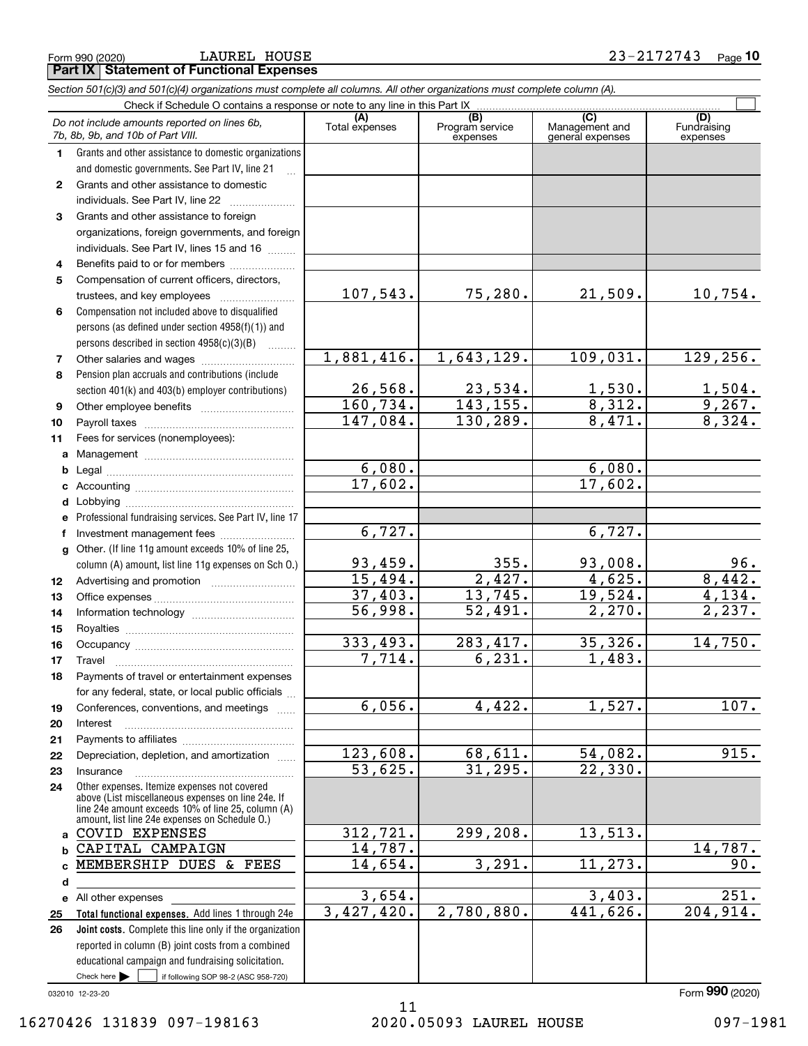Form 990 (2020) LAUREL HOUSE 23-2172743 Page 10

## Part IX Statement of Functional Expenses

*Section 501(c)(3) and 501(c)(4) organizations must complete all columns. All other organizations must complete column (A).*

Check if Schedule O contains a response or note to any line in this Part IX

| *Do not include amounts reported on lines 6b, 7b, 8b, 9b, and 10b of Part VIII.* | (A) Total expenses | (B) Program service expenses | (C) Management and general expenses | (D) Fundraising expenses |
|---|---|---|---|---|
| 1 Grants and other assistance to domestic organizations and domestic governments. See Part IV, line 21 | | | | |
| 2 Grants and other assistance to domestic individuals. See Part IV, line 22 | | | | |
| 3 Grants and other assistance to foreign organizations, foreign governments, and foreign individuals. See Part IV, lines 15 and 16 | | | | |
| 4 Benefits paid to or for members | | | | |
| 5 Compensation of current officers, directors, trustees, and key employees | 107,543. | 75,280. | 21,509. | 10,754. |
| 6 Compensation not included above to disqualified persons (as defined under section 4958(f)(1)) and persons described in section 4958(c)(3)(B) | | | | |
| 7 Other salaries and wages | 1,881,416. | 1,643,129. | 109,031. | 129,256. |
| 8 Pension plan accruals and contributions (include section 401(k) and 403(b) employer contributions) | 26,568. | 23,534. | 1,530. | 1,504. |
| 9 Other employee benefits | 160,734. | 143,155. | 8,312. | 9,267. |
| 10 Payroll taxes | 147,084. | 130,289. | 8,471. | 8,324. |
| 11 Fees for services (nonemployees): | | | | |
| a Management | | | | |
| b Legal | 6,080. | | 6,080. | |
| c Accounting | 17,602. | | 17,602. | |
| d Lobbying | | | | |
| e Professional fundraising services. See Part IV, line 17 | | | | |
| f Investment management fees | 6,727. | | 6,727. | |
| g Other. (If line 11g amount exceeds 10% of line 25, column (A) amount, list line 11g expenses on Sch O.) | 93,459. | 355. | 93,008. | 96. |
| 12 Advertising and promotion | 15,494. | 2,427. | 4,625. | 8,442. |
| 13 Office expenses | 37,403. | 13,745. | 19,524. | 4,134. |
| 14 Information technology | 56,998. | 52,491. | 2,270. | 2,237. |
| 15 Royalties | | | | |
| 16 Occupancy | 333,493. | 283,417. | 35,326. | 14,750. |
| 17 Travel | 7,714. | 6,231. | 1,483. | |
| 18 Payments of travel or entertainment expenses for any federal, state, or local public officials | | | | |
| 19 Conferences, conventions, and meetings | 6,056. | 4,422. | 1,527. | 107. |
| 20 Interest | | | | |
| 21 Payments to affiliates | | | | |
| 22 Depreciation, depletion, and amortization | 123,608. | 68,611. | 54,082. | 915. |
| 23 Insurance | 53,625. | 31,295. | 22,330. | |
| 24 Other expenses. Itemize expenses not covered above (List miscellaneous expenses on line 24e. If line 24e amount exceeds 10% of line 25, column (A) amount, list line 24e expenses on Schedule O.) | | | | |
| a COVID EXPENSES | 312,721. | 299,208. | 13,513. | |
| b CAPITAL CAMPAIGN | 14,787. | | | 14,787. |
| c MEMBERSHIP DUES & FEES | 14,654. | 3,291. | 11,273. | 90. |
| d | | | | |
| e All other expenses | 3,654. | | 3,403. | 251. |
| 25 **Total functional expenses.** Add lines 1 through 24e | 3,427,420. | 2,780,880. | 441,626. | 204,914. |
| 26 **Joint costs.** Complete this line only if the organization reported in column (B) joint costs from a combined educational campaign and fundraising solicitation. Check here ☐ if following SOP 98-2 (ASC 958-720) | | | | |

032010 12-23-20 Form **990** (2020)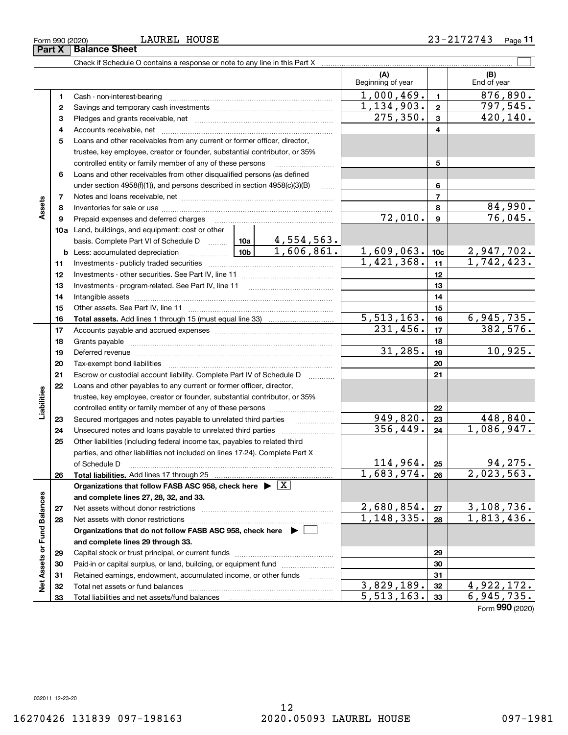Form 990 (2020) LAUREL HOUSE 23-2172743

## Part X Balance Sheet

Check if Schedule O contains a response or note to any line in this Part X

| | | | (A) Beginning of year | | (B) End of year |
|---|---|---|---|---|---|
| **Assets** | 1 | Cash - non-interest-bearing | 1,000,469. | 1 | 876,890. |
| | 2 | Savings and temporary cash investments | 1,134,903. | 2 | 797,545. |
| | 3 | Pledges and grants receivable, net | 275,350. | 3 | 420,140. |
| | 4 | Accounts receivable, net | | 4 | |
| | 5 | Loans and other receivables from any current or former officer, director, trustee, key employee, creator or founder, substantial contributor, or 35% controlled entity or family member of any of these persons | | 5 | |
| | 6 | Loans and other receivables from other disqualified persons (as defined under section 4958(f)(1)), and persons described in section 4958(c)(3)(B) | | 6 | |
| | 7 | Notes and loans receivable, net | | 7 | |
| | 8 | Inventories for sale or use | | 8 | 84,990. |
| | 9 | Prepaid expenses and deferred charges | 72,010. | 9 | 76,045. |
| | 10a | Land, buildings, and equipment: cost or other basis. Complete Part VI of Schedule D — 10a: 4,554,563. | | | |
| | b | Less: accumulated depreciation — 10b: 1,606,861. | 1,609,063. | 10c | 2,947,702. |
| | 11 | Investments - publicly traded securities | 1,421,368. | 11 | 1,742,423. |
| | 12 | Investments - other securities. See Part IV, line 11 | | 12 | |
| | 13 | Investments - program-related. See Part IV, line 11 | | 13 | |
| | 14 | Intangible assets | | 14 | |
| | 15 | Other assets. See Part IV, line 11 | | 15 | |
| | 16 | **Total assets.** Add lines 1 through 15 (must equal line 33) | 5,513,163. | 16 | 6,945,735. |
| **Liabilities** | 17 | Accounts payable and accrued expenses | 231,456. | 17 | 382,576. |
| | 18 | Grants payable | | 18 | |
| | 19 | Deferred revenue | 31,285. | 19 | 10,925. |
| | 20 | Tax-exempt bond liabilities | | 20 | |
| | 21 | Escrow or custodial account liability. Complete Part IV of Schedule D | | 21 | |
| | 22 | Loans and other payables to any current or former officer, director, trustee, key employee, creator or founder, substantial contributor, or 35% controlled entity or family member of any of these persons | | 22 | |
| | 23 | Secured mortgages and notes payable to unrelated third parties | 949,820. | 23 | 448,840. |
| | 24 | Unsecured notes and loans payable to unrelated third parties | 356,449. | 24 | 1,086,947. |
| | 25 | Other liabilities (including federal income tax, payables to related third parties, and other liabilities not included on lines 17-24). Complete Part X of Schedule D | 114,964. | 25 | 94,275. |
| | 26 | **Total liabilities.** Add lines 17 through 25 | 1,683,974. | 26 | 2,023,563. |
| **Net Assets or Fund Balances** | | **Organizations that follow FASB ASC 958, check here** ▶ [X] **and complete lines 27, 28, 32, and 33.** | | | |
| | 27 | Net assets without donor restrictions | 2,680,854. | 27 | 3,108,736. |
| | 28 | Net assets with donor restrictions | 1,148,335. | 28 | 1,813,436. |
| | | **Organizations that do not follow FASB ASC 958, check here** ▶ [ ] **and complete lines 29 through 33.** | | | |
| | 29 | Capital stock or trust principal, or current funds | | 29 | |
| | 30 | Paid-in or capital surplus, or land, building, or equipment fund | | 30 | |
| | 31 | Retained earnings, endowment, accumulated income, or other funds | | 31 | |
| | 32 | Total net assets or fund balances | 3,829,189. | 32 | 4,922,172. |
| | 33 | Total liabilities and net assets/fund balances | 5,513,163. | 33 | 6,945,735. |

Form **990** (2020)

032011 12-23-20

16270426 131839 097-198163 2020.05093 LAUREL HOUSE 097-1981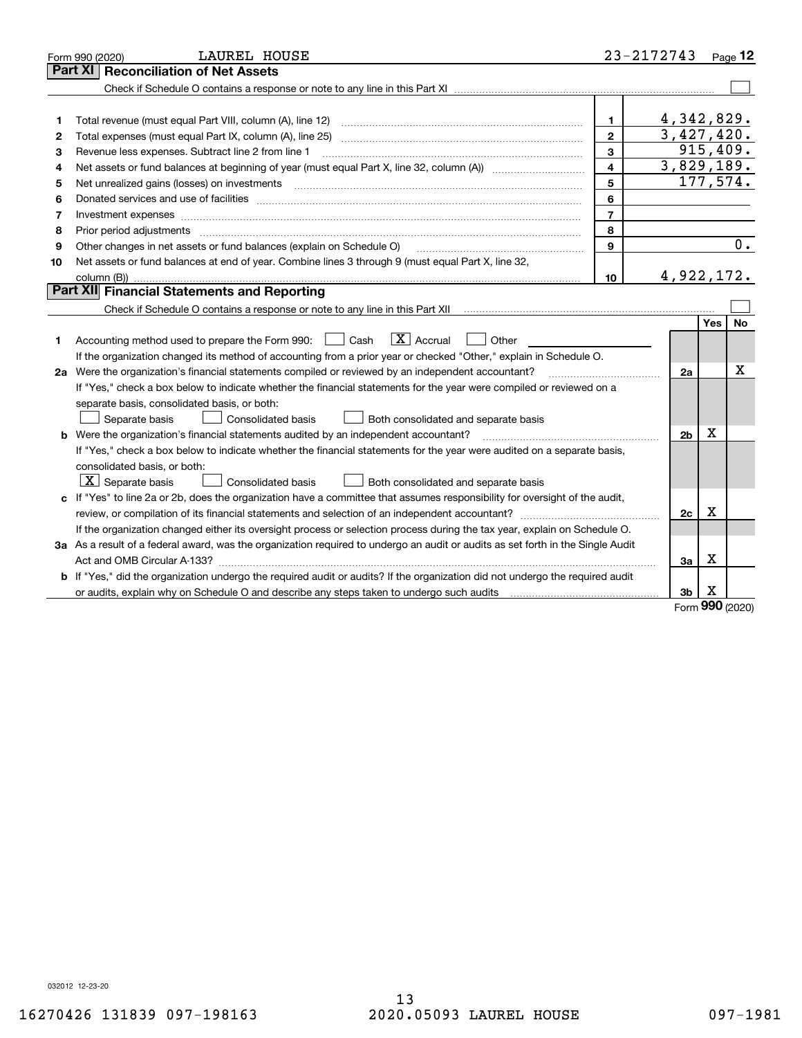Form 990 (2020) LAUREL HOUSE 23-2172743 Page 12

## Part XI Reconciliation of Net Assets

Check if Schedule O contains a response or note to any line in this Part XI ☐

| | | | |
|---|---|---|---|
| 1 | Total revenue (must equal Part VIII, column (A), line 12) | 1 | 4,342,829. |
| 2 | Total expenses (must equal Part IX, column (A), line 25) | 2 | 3,427,420. |
| 3 | Revenue less expenses. Subtract line 2 from line 1 | 3 | 915,409. |
| 4 | Net assets or fund balances at beginning of year (must equal Part X, line 32, column (A)) | 4 | 3,829,189. |
| 5 | Net unrealized gains (losses) on investments | 5 | 177,574. |
| 6 | Donated services and use of facilities | 6 | |
| 7 | Investment expenses | 7 | |
| 8 | Prior period adjustments | 8 | |
| 9 | Other changes in net assets or fund balances (explain on Schedule O) | 9 | 0. |
| 10 | Net assets or fund balances at end of year. Combine lines 3 through 9 (must equal Part X, line 32, column (B)) | 10 | 4,922,172. |

## Part XII Financial Statements and Reporting

Check if Schedule O contains a response or note to any line in this Part XII ☐

| | | | Yes | No |
|---|---|---|---|---|
| 1 | Accounting method used to prepare the Form 990: ☐ Cash ☒ Accrual ☐ Other<br>If the organization changed its method of accounting from a prior year or checked "Other," explain in Schedule O. | | | |
| 2a | Were the organization's financial statements compiled or reviewed by an independent accountant? | 2a | | X |
| | If "Yes," check a box below to indicate whether the financial statements for the year were compiled or reviewed on a separate basis, consolidated basis, or both:<br>☐ Separate basis ☐ Consolidated basis ☐ Both consolidated and separate basis | | | |
| b | Were the organization's financial statements audited by an independent accountant? | 2b | X | |
| | If "Yes," check a box below to indicate whether the financial statements for the year were audited on a separate basis, consolidated basis, or both:<br>☒ Separate basis ☐ Consolidated basis ☐ Both consolidated and separate basis | | | |
| c | If "Yes" to line 2a or 2b, does the organization have a committee that assumes responsibility for oversight of the audit, review, or compilation of its financial statements and selection of an independent accountant? | 2c | X | |
| | If the organization changed either its oversight process or selection process during the tax year, explain on Schedule O. | | | |
| 3a | As a result of a federal award, was the organization required to undergo an audit or audits as set forth in the Single Audit Act and OMB Circular A-133? | 3a | X | |
| b | If "Yes," did the organization undergo the required audit or audits? If the organization did not undergo the required audit or audits, explain why on Schedule O and describe any steps taken to undergo such audits | 3b | X | |

Form 990 (2020)

032012 12-23-20

16270426 131839 097-198163 2020.05093 LAUREL HOUSE 097-1981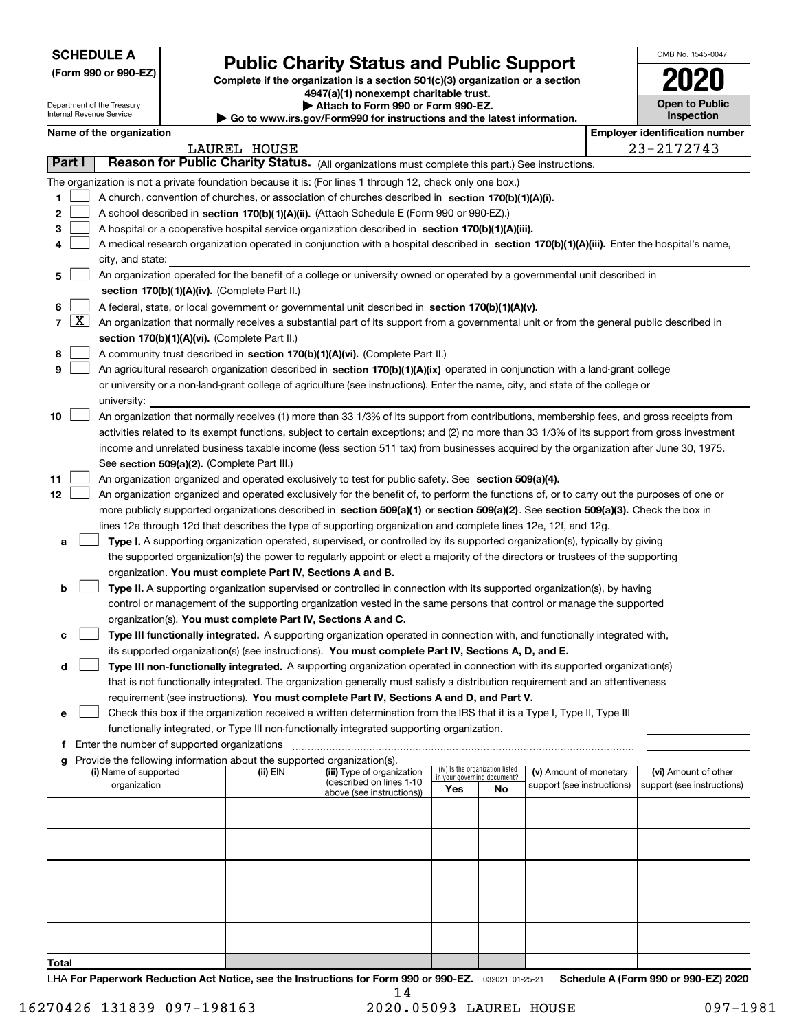**SCHEDULE A**
**(Form 990 or 990-EZ)**

Department of the Treasury
Internal Revenue Service

# Public Charity Status and Public Support

**Complete if the organization is a section 501(c)(3) organization or a section 4947(a)(1) nonexempt charitable trust.**
**▶ Attach to Form 990 or Form 990-EZ.**
**▶ Go to www.irs.gov/Form990 for instructions and the latest information.**

OMB No. 1545-0047
**2020**
**Open to Public Inspection**

**Name of the organization:** LAUREL HOUSE
**Employer identification number:** 23-2172743

## Part I Reason for Public Charity Status. (All organizations must complete this part.) See instructions.

The organization is not a private foundation because it is: (For lines 1 through 12, check only one box.)

1 [ ] A church, convention of churches, or association of churches described in **section 170(b)(1)(A)(i).**

2 [ ] A school described in **section 170(b)(1)(A)(ii).** (Attach Schedule E (Form 990 or 990-EZ).)

3 [ ] A hospital or a cooperative hospital service organization described in **section 170(b)(1)(A)(iii).**

4 [ ] A medical research organization operated in conjunction with a hospital described in **section 170(b)(1)(A)(iii).** Enter the hospital's name, city, and state:

5 [ ] An organization operated for the benefit of a college or university owned or operated by a governmental unit described in **section 170(b)(1)(A)(iv).** (Complete Part II.)

6 [ ] A federal, state, or local government or governmental unit described in **section 170(b)(1)(A)(v).**

7 [X] An organization that normally receives a substantial part of its support from a governmental unit or from the general public described in **section 170(b)(1)(A)(vi).** (Complete Part II.)

8 [ ] A community trust described in **section 170(b)(1)(A)(vi).** (Complete Part II.)

9 [ ] An agricultural research organization described in **section 170(b)(1)(A)(ix)** operated in conjunction with a land-grant college or university or a non-land-grant college of agriculture (see instructions). Enter the name, city, and state of the college or university:

10 [ ] An organization that normally receives (1) more than 33 1/3% of its support from contributions, membership fees, and gross receipts from activities related to its exempt functions, subject to certain exceptions; and (2) no more than 33 1/3% of its support from gross investment income and unrelated business taxable income (less section 511 tax) from businesses acquired by the organization after June 30, 1975. See **section 509(a)(2).** (Complete Part III.)

11 [ ] An organization organized and operated exclusively to test for public safety. See **section 509(a)(4).**

12 [ ] An organization organized and operated exclusively for the benefit of, to perform the functions of, or to carry out the purposes of one or more publicly supported organizations described in **section 509(a)(1)** or **section 509(a)(2)**. See **section 509(a)(3).** Check the box in lines 12a through 12d that describes the type of supporting organization and complete lines 12e, 12f, and 12g.

a [ ] **Type I.** A supporting organization operated, supervised, or controlled by its supported organization(s), typically by giving the supported organization(s) the power to regularly appoint or elect a majority of the directors or trustees of the supporting organization. **You must complete Part IV, Sections A and B.**

b [ ] **Type II.** A supporting organization supervised or controlled in connection with its supported organization(s), by having control or management of the supporting organization vested in the same persons that control or manage the supported organization(s). **You must complete Part IV, Sections A and C.**

c [ ] **Type III functionally integrated.** A supporting organization operated in connection with, and functionally integrated with, its supported organization(s) (see instructions). **You must complete Part IV, Sections A, D, and E.**

d [ ] **Type III non-functionally integrated.** A supporting organization operated in connection with its supported organization(s) that is not functionally integrated. The organization generally must satisfy a distribution requirement and an attentiveness requirement (see instructions). **You must complete Part IV, Sections A and D, and Part V.**

e [ ] Check this box if the organization received a written determination from the IRS that it is a Type I, Type II, Type III functionally integrated, or Type III non-functionally integrated supporting organization.

f Enter the number of supported organizations

g Provide the following information about the supported organization(s).

| (i) Name of supported organization | (ii) EIN | (iii) Type of organization (described on lines 1-10 above (see instructions)) | (iv) Is the organization listed in your governing document? Yes | No | (v) Amount of monetary support (see instructions) | (vi) Amount of other support (see instructions) |
|---|---|---|---|---|---|---|
| | | | | | | |
| | | | | | | |
| | | | | | | |
| | | | | | | |
| | | | | | | |
| **Total** | | | | | | |

LHA **For Paperwork Reduction Act Notice, see the Instructions for Form 990 or 990-EZ.** 032021 01-25-21 **Schedule A (Form 990 or 990-EZ) 2020**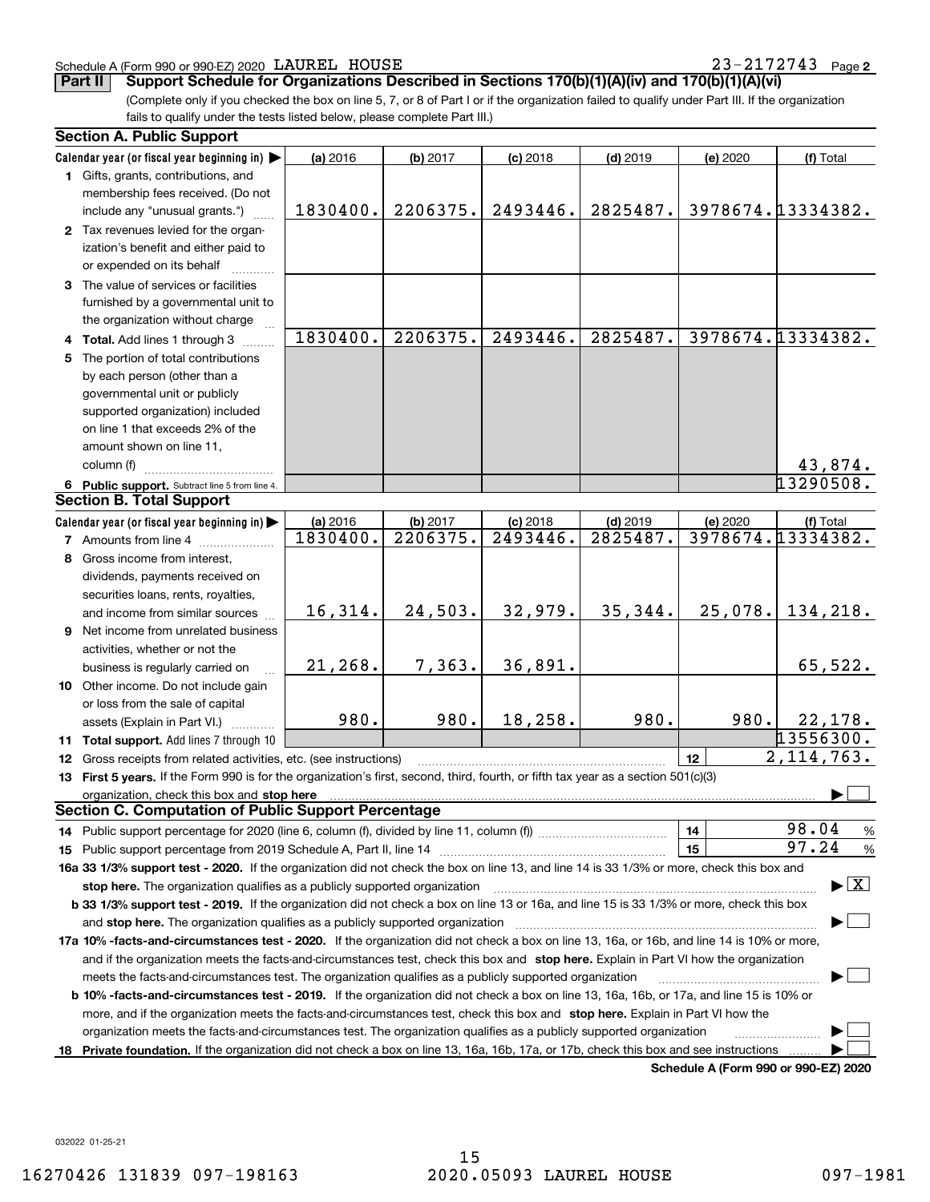Schedule A (Form 990 or 990-EZ) 2020 LAUREL HOUSE 23-2172743 Page **2**

**Part II** **Support Schedule for Organizations Described in Sections 170(b)(1)(A)(iv) and 170(b)(1)(A)(vi)**

(Complete only if you checked the box on line 5, 7, or 8 of Part I or if the organization failed to qualify under Part III. If the organization fails to qualify under the tests listed below, please complete Part III.)

## Section A. Public Support

| Calendar year (or fiscal year beginning in) ▶ | (a) 2016 | (b) 2017 | (c) 2018 | (d) 2019 | (e) 2020 | (f) Total |
|---|---|---|---|---|---|---|
| **1** Gifts, grants, contributions, and membership fees received. (Do not include any "unusual grants.") | 1830400. | 2206375. | 2493446. | 2825487. | 3978674. | 13334382. |
| **2** Tax revenues levied for the organization's benefit and either paid to or expended on its behalf | | | | | | |
| **3** The value of services or facilities furnished by a governmental unit to the organization without charge | | | | | | |
| **4 Total.** Add lines 1 through 3 | 1830400. | 2206375. | 2493446. | 2825487. | 3978674. | 13334382. |
| **5** The portion of total contributions by each person (other than a governmental unit or publicly supported organization) included on line 1 that exceeds 2% of the amount shown on line 11, column (f) | | | | | | 43,874. |
| **6 Public support.** Subtract line 5 from line 4. | | | | | | 13290508. |

## Section B. Total Support

| Calendar year (or fiscal year beginning in) ▶ | (a) 2016 | (b) 2017 | (c) 2018 | (d) 2019 | (e) 2020 | (f) Total |
|---|---|---|---|---|---|---|
| **7** Amounts from line 4 | 1830400. | 2206375. | 2493446. | 2825487. | 3978674. | 13334382. |
| **8** Gross income from interest, dividends, payments received on securities loans, rents, royalties, and income from similar sources | 16,314. | 24,503. | 32,979. | 35,344. | 25,078. | 134,218. |
| **9** Net income from unrelated business activities, whether or not the business is regularly carried on | 21,268. | 7,363. | 36,891. | | | 65,522. |
| **10** Other income. Do not include gain or loss from the sale of capital assets (Explain in Part VI.) | 980. | 980. | 18,258. | 980. | 980. | 22,178. |
| **11 Total support.** Add lines 7 through 10 | | | | | | 13556300. |
| **12** Gross receipts from related activities, etc. (see instructions) | | | | | 12 | 2,114,763. |

**13 First 5 years.** If the Form 990 is for the organization's first, second, third, fourth, or fifth tax year as a section 501(c)(3) organization, check this box and **stop here** ▶ ☐

## Section C. Computation of Public Support Percentage

**14** Public support percentage for 2020 (line 6, column (f), divided by line 11, column (f)) ... **14** | 98.04 %

**15** Public support percentage from 2019 Schedule A, Part II, line 14 ... **15** | 97.24 %

**16a 33 1/3% support test - 2020.** If the organization did not check the box on line 13, and line 14 is 33 1/3% or more, check this box and **stop here.** The organization qualifies as a publicly supported organization ▶ ☒

**b 33 1/3% support test - 2019.** If the organization did not check a box on line 13 or 16a, and line 15 is 33 1/3% or more, check this box and **stop here.** The organization qualifies as a publicly supported organization ▶ ☐

**17a 10% -facts-and-circumstances test - 2020.** If the organization did not check a box on line 13, 16a, or 16b, and line 14 is 10% or more, and if the organization meets the facts-and-circumstances test, check this box and **stop here.** Explain in Part VI how the organization meets the facts-and-circumstances test. The organization qualifies as a publicly supported organization ▶ ☐

**b 10% -facts-and-circumstances test - 2019.** If the organization did not check a box on line 13, 16a, 16b, or 17a, and line 15 is 10% or more, and if the organization meets the facts-and-circumstances test, check this box and **stop here.** Explain in Part VI how the organization meets the facts-and-circumstances test. The organization qualifies as a publicly supported organization ▶ ☐

**18 Private foundation.** If the organization did not check a box on line 13, 16a, 16b, 17a, or 17b, check this box and see instructions ▶ ☐

**Schedule A (Form 990 or 990-EZ) 2020**

032022 01-25-21

16270426 131839 097-198163 2020.05093 LAUREL HOUSE 097-1981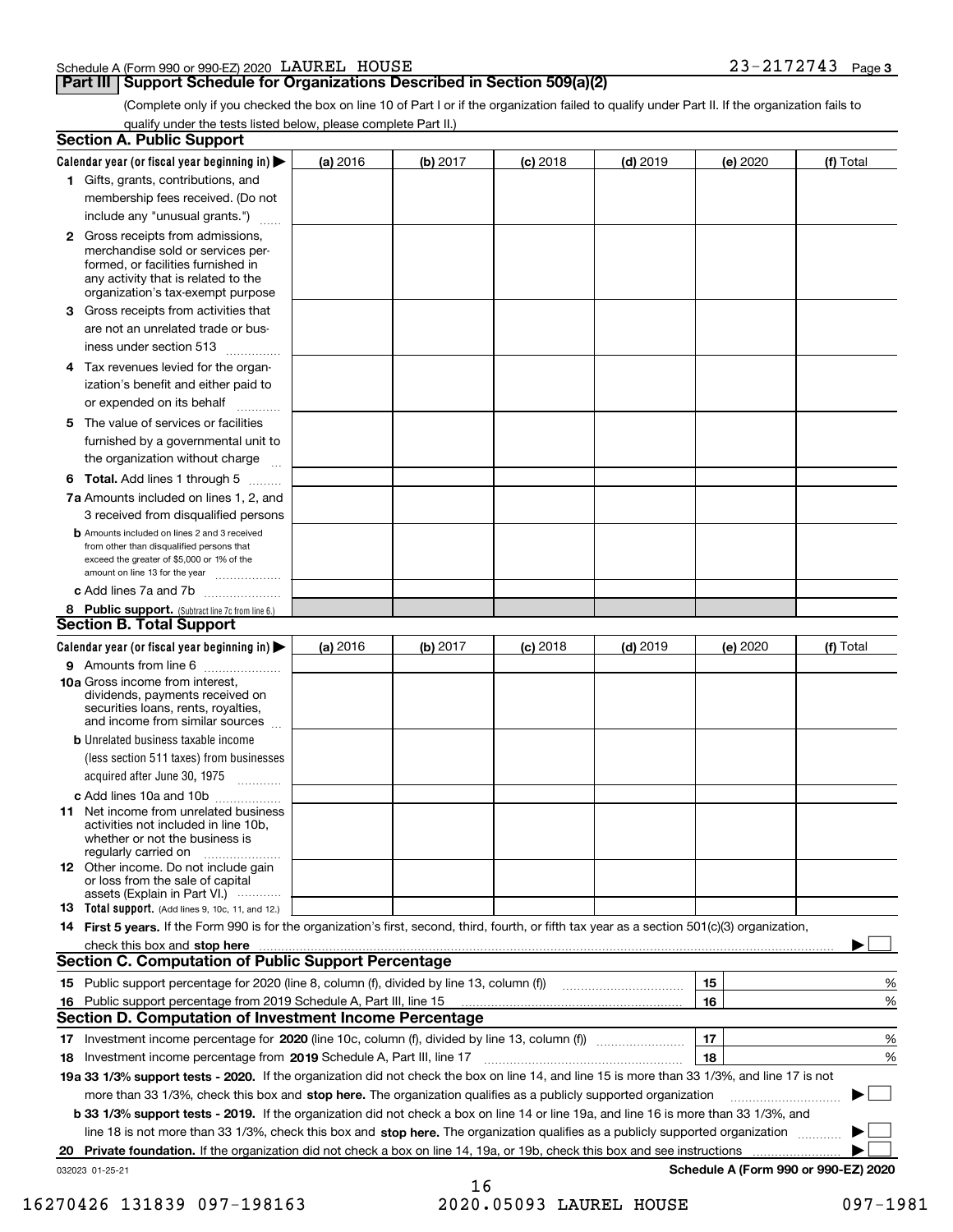Schedule A (Form 990 or 990-EZ) 2020 LAUREL HOUSE 23-2172743 Page 3

## Part III Support Schedule for Organizations Described in Section 509(a)(2)

(Complete only if you checked the box on line 10 of Part I or if the organization failed to qualify under Part II. If the organization fails to qualify under the tests listed below, please complete Part II.)

### Section A. Public Support

| Calendar year (or fiscal year beginning in) ▶ | (a) 2016 | (b) 2017 | (c) 2018 | (d) 2019 | (e) 2020 | (f) Total |
|---|---|---|---|---|---|---|
| **1** Gifts, grants, contributions, and membership fees received. (Do not include any "unusual grants.") | | | | | | |
| **2** Gross receipts from admissions, merchandise sold or services performed, or facilities furnished in any activity that is related to the organization's tax-exempt purpose | | | | | | |
| **3** Gross receipts from activities that are not an unrelated trade or business under section 513 | | | | | | |
| **4** Tax revenues levied for the organization's benefit and either paid to or expended on its behalf | | | | | | |
| **5** The value of services or facilities furnished by a governmental unit to the organization without charge | | | | | | |
| **6 Total.** Add lines 1 through 5 | | | | | | |
| **7a** Amounts included on lines 1, 2, and 3 received from disqualified persons | | | | | | |
| **b** Amounts included on lines 2 and 3 received from other than disqualified persons that exceed the greater of $5,000 or 1% of the amount on line 13 for the year | | | | | | |
| **c** Add lines 7a and 7b | | | | | | |
| **8 Public support.** (Subtract line 7c from line 6.) | | | | | | |

### Section B. Total Support

| Calendar year (or fiscal year beginning in) ▶ | (a) 2016 | (b) 2017 | (c) 2018 | (d) 2019 | (e) 2020 | (f) Total |
|---|---|---|---|---|---|---|
| **9** Amounts from line 6 | | | | | | |
| **10a** Gross income from interest, dividends, payments received on securities loans, rents, royalties, and income from similar sources | | | | | | |
| **b** Unrelated business taxable income (less section 511 taxes) from businesses acquired after June 30, 1975 | | | | | | |
| **c** Add lines 10a and 10b | | | | | | |
| **11** Net income from unrelated business activities not included in line 10b, whether or not the business is regularly carried on | | | | | | |
| **12** Other income. Do not include gain or loss from the sale of capital assets (Explain in Part VI.) | | | | | | |
| **13 Total support.** (Add lines 9, 10c, 11, and 12.) | | | | | | |

**14 First 5 years.** If the Form 990 is for the organization's first, second, third, fourth, or fifth tax year as a section 501(c)(3) organization, check this box and **stop here** ▶ ☐

### Section C. Computation of Public Support Percentage

| | | | |
|---|---|---|---|
| **15** | Public support percentage for 2020 (line 8, column (f), divided by line 13, column (f)) | 15 | % |
| **16** | Public support percentage from 2019 Schedule A, Part III, line 15 | 16 | % |

### Section D. Computation of Investment Income Percentage

| | | | |
|---|---|---|---|
| **17** | Investment income percentage for **2020** (line 10c, column (f), divided by line 13, column (f)) | 17 | % |
| **18** | Investment income percentage from **2019** Schedule A, Part III, line 17 | 18 | % |

**19a 33 1/3% support tests - 2020.** If the organization did not check the box on line 14, and line 15 is more than 33 1/3%, and line 17 is not more than 33 1/3%, check this box and **stop here.** The organization qualifies as a publicly supported organization ▶ ☐

**b 33 1/3% support tests - 2019.** If the organization did not check a box on line 14 or line 19a, and line 16 is more than 33 1/3%, and line 18 is not more than 33 1/3%, check this box and **stop here.** The organization qualifies as a publicly supported organization ▶ ☐

**20 Private foundation.** If the organization did not check a box on line 14, 19a, or 19b, check this box and see instructions ▶ ☐

032023 01-25-21

Schedule A (Form 990 or 990-EZ) 2020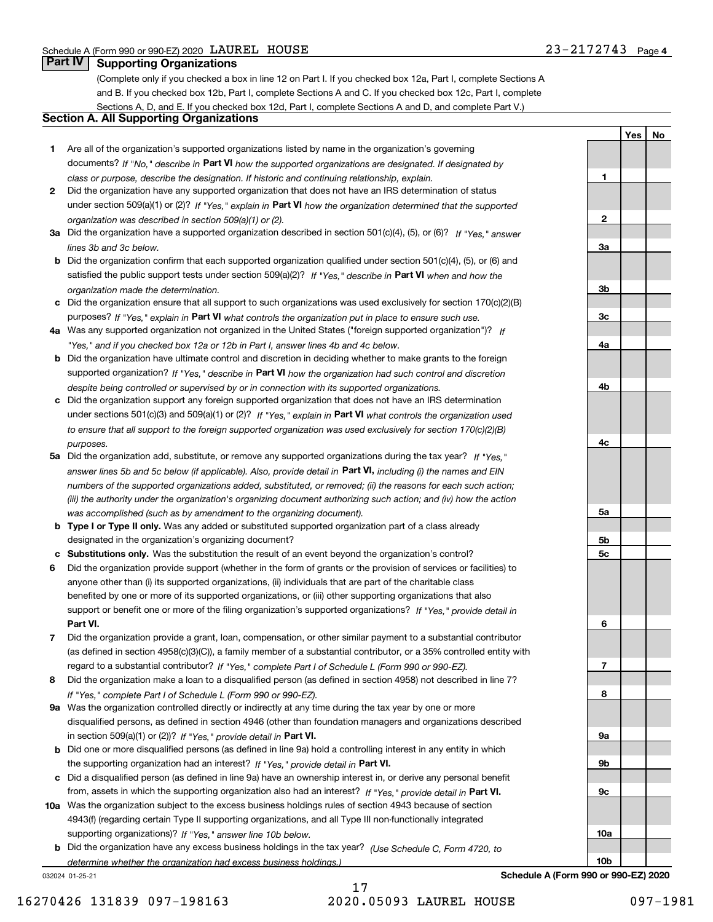## Part IV Supporting Organizations

(Complete only if you checked a box in line 12 on Part I. If you checked box 12a, Part I, complete Sections A and B. If you checked box 12b, Part I, complete Sections A and C. If you checked box 12c, Part I, complete Sections A, D, and E. If you checked box 12d, Part I, complete Sections A and D, and complete Part V.)

### Section A. All Supporting Organizations

| | | | Yes | No |
|---|---|---|---|---|
| **1** | Are all of the organization's supported organizations listed by name in the organization's governing documents? *If "No," describe in* **Part VI** *how the supported organizations are designated. If designated by class or purpose, describe the designation. If historic and continuing relationship, explain.* | 1 | | |
| **2** | Did the organization have any supported organization that does not have an IRS determination of status under section 509(a)(1) or (2)? *If "Yes," explain in* **Part VI** *how the organization determined that the supported organization was described in section 509(a)(1) or (2).* | 2 | | |
| **3a** | Did the organization have a supported organization described in section 501(c)(4), (5), or (6)? *If "Yes," answer lines 3b and 3c below.* | 3a | | |
| **b** | Did the organization confirm that each supported organization qualified under section 501(c)(4), (5), or (6) and satisfied the public support tests under section 509(a)(2)? *If "Yes," describe in* **Part VI** *when and how the organization made the determination.* | 3b | | |
| **c** | Did the organization ensure that all support to such organizations was used exclusively for section 170(c)(2)(B) purposes? *If "Yes," explain in* **Part VI** *what controls the organization put in place to ensure such use.* | 3c | | |
| **4a** | Was any supported organization not organized in the United States ("foreign supported organization")? *If "Yes," and if you checked box 12a or 12b in Part I, answer lines 4b and 4c below.* | 4a | | |
| **b** | Did the organization have ultimate control and discretion in deciding whether to make grants to the foreign supported organization? *If "Yes," describe in* **Part VI** *how the organization had such control and discretion despite being controlled or supervised by or in connection with its supported organizations.* | 4b | | |
| **c** | Did the organization support any foreign supported organization that does not have an IRS determination under sections 501(c)(3) and 509(a)(1) or (2)? *If "Yes," explain in* **Part VI** *what controls the organization used to ensure that all support to the foreign supported organization was used exclusively for section 170(c)(2)(B) purposes.* | 4c | | |
| **5a** | Did the organization add, substitute, or remove any supported organizations during the tax year? *If "Yes," answer lines 5b and 5c below (if applicable). Also, provide detail in* **Part VI,** *including (i) the names and EIN numbers of the supported organizations added, substituted, or removed; (ii) the reasons for each such action; (iii) the authority under the organization's organizing document authorizing such action; and (iv) how the action was accomplished (such as by amendment to the organizing document).* | 5a | | |
| **b** | **Type I or Type II only.** Was any added or substituted supported organization part of a class already designated in the organization's organizing document? | 5b | | |
| **c** | **Substitutions only.** Was the substitution the result of an event beyond the organization's control? | 5c | | |
| **6** | Did the organization provide support (whether in the form of grants or the provision of services or facilities) to anyone other than (i) its supported organizations, (ii) individuals that are part of the charitable class benefited by one or more of its supported organizations, or (iii) other supporting organizations that also support or benefit one or more of the filing organization's supported organizations? *If "Yes," provide detail in* **Part VI.** | 6 | | |
| **7** | Did the organization provide a grant, loan, compensation, or other similar payment to a substantial contributor (as defined in section 4958(c)(3)(C)), a family member of a substantial contributor, or a 35% controlled entity with regard to a substantial contributor? *If "Yes," complete Part I of Schedule L (Form 990 or 990-EZ).* | 7 | | |
| **8** | Did the organization make a loan to a disqualified person (as defined in section 4958) not described in line 7? *If "Yes," complete Part I of Schedule L (Form 990 or 990-EZ).* | 8 | | |
| **9a** | Was the organization controlled directly or indirectly at any time during the tax year by one or more disqualified persons, as defined in section 4946 (other than foundation managers and organizations described in section 509(a)(1) or (2))? *If "Yes," provide detail in* **Part VI.** | 9a | | |
| **b** | Did one or more disqualified persons (as defined in line 9a) hold a controlling interest in any entity in which the supporting organization had an interest? *If "Yes," provide detail in* **Part VI.** | 9b | | |
| **c** | Did a disqualified person (as defined in line 9a) have an ownership interest in, or derive any personal benefit from, assets in which the supporting organization also had an interest? *If "Yes," provide detail in* **Part VI.** | 9c | | |
| **10a** | Was the organization subject to the excess business holdings rules of section 4943 because of section 4943(f) (regarding certain Type II supporting organizations, and all Type III non-functionally integrated supporting organizations)? *If "Yes," answer line 10b below.* | 10a | | |
| **b** | Did the organization have any excess business holdings in the tax year? *(Use Schedule C, Form 4720, to determine whether the organization had excess business holdings.)* | 10b | | |

032024 01-25-21

**Schedule A (Form 990 or 990-EZ) 2020**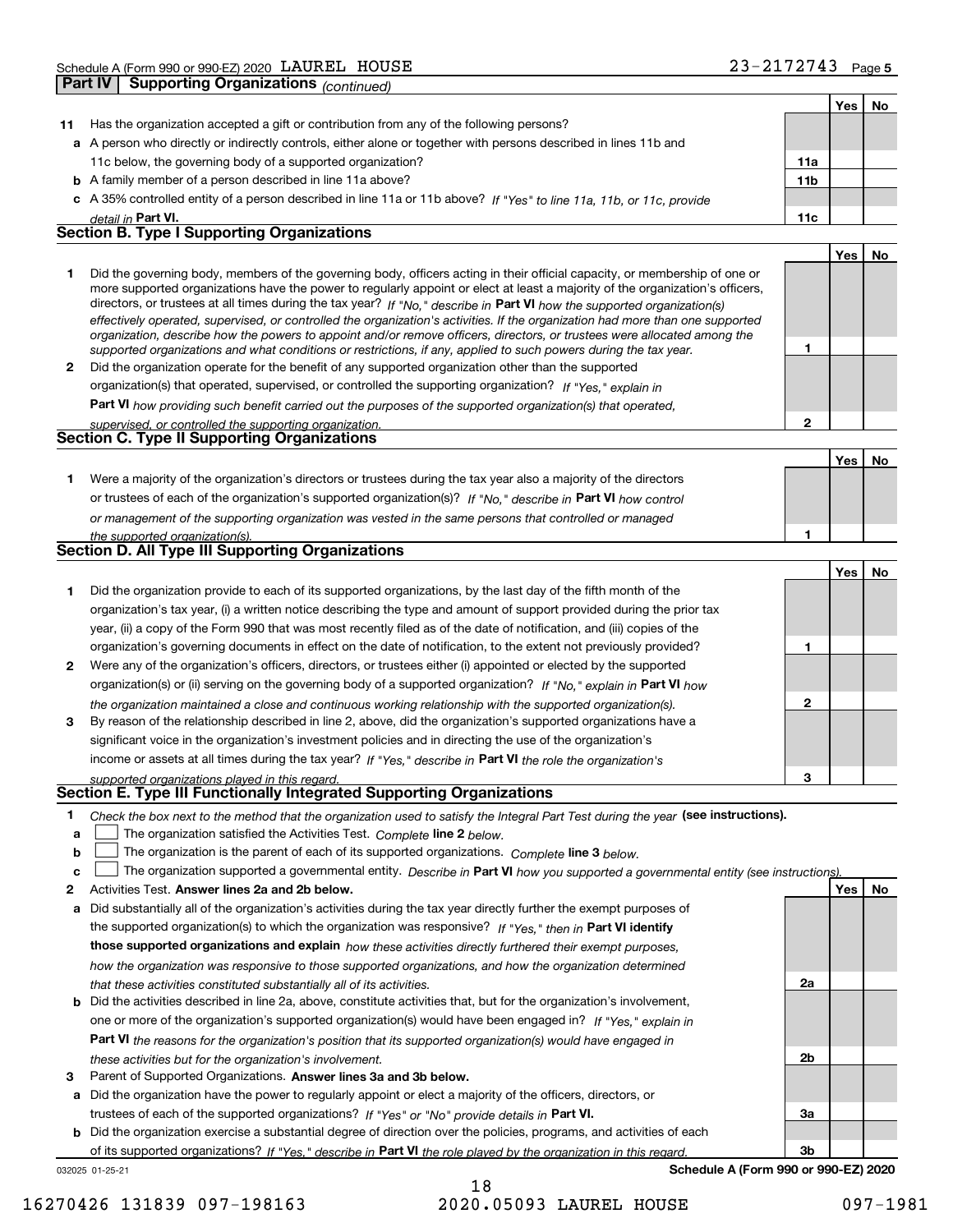Schedule A (Form 990 or 990-EZ) 2020 LAUREL HOUSE 23-2172743 Page 5

**Part IV | Supporting Organizations** *(continued)*

| | | | Yes | No |
|---|---|---|---|---|
| **11** | Has the organization accepted a gift or contribution from any of the following persons? | | | |
| **a** | A person who directly or indirectly controls, either alone or together with persons described in lines 11b and 11c below, the governing body of a supported organization? | **11a** | | |
| **b** | A family member of a person described in line 11a above? | **11b** | | |
| **c** | A 35% controlled entity of a person described in line 11a or 11b above? *If "Yes" to line 11a, 11b, or 11c, provide detail in* **Part VI.** | **11c** | | |

## Section B. Type I Supporting Organizations

| | | | Yes | No |
|---|---|---|---|---|
| **1** | Did the governing body, members of the governing body, officers acting in their official capacity, or membership of one or more supported organizations have the power to regularly appoint or elect at least a majority of the organization's officers, directors, or trustees at all times during the tax year? *If "No," describe in* **Part VI** *how the supported organization(s) effectively operated, supervised, or controlled the organization's activities. If the organization had more than one supported organization, describe how the powers to appoint and/or remove officers, directors, or trustees were allocated among the supported organizations and what conditions or restrictions, if any, applied to such powers during the tax year.* | **1** | | |
| **2** | Did the organization operate for the benefit of any supported organization other than the supported organization(s) that operated, supervised, or controlled the supporting organization? *If "Yes," explain in* **Part VI** *how providing such benefit carried out the purposes of the supported organization(s) that operated, supervised, or controlled the supporting organization.* | **2** | | |

## Section C. Type II Supporting Organizations

| | | | Yes | No |
|---|---|---|---|---|
| **1** | Were a majority of the organization's directors or trustees during the tax year also a majority of the directors or trustees of each of the organization's supported organization(s)? *If "No," describe in* **Part VI** *how control or management of the supporting organization was vested in the same persons that controlled or managed the supported organization(s).* | **1** | | |

## Section D. All Type III Supporting Organizations

| | | | Yes | No |
|---|---|---|---|---|
| **1** | Did the organization provide to each of its supported organizations, by the last day of the fifth month of the organization's tax year, (i) a written notice describing the type and amount of support provided during the prior tax year, (ii) a copy of the Form 990 that was most recently filed as of the date of notification, and (iii) copies of the organization's governing documents in effect on the date of notification, to the extent not previously provided? | **1** | | |
| **2** | Were any of the organization's officers, directors, or trustees either (i) appointed or elected by the supported organization(s) or (ii) serving on the governing body of a supported organization? *If "No," explain in* **Part VI** *how the organization maintained a close and continuous working relationship with the supported organization(s).* | **2** | | |
| **3** | By reason of the relationship described in line 2, above, did the organization's supported organizations have a significant voice in the organization's investment policies and in directing the use of the organization's income or assets at all times during the tax year? *If "Yes," describe in* **Part VI** *the role the organization's supported organizations played in this regard.* | **3** | | |

## Section E. Type III Functionally Integrated Supporting Organizations

**1** *Check the box next to the method that the organization used to satisfy the Integral Part Test during the year* **(see instructions).**

- **a** ☐ The organization satisfied the Activities Test. *Complete* **line 2** *below.*
- **b** ☐ The organization is the parent of each of its supported organizations. *Complete* **line 3** *below.*
- **c** ☐ The organization supported a governmental entity. *Describe in* **Part VI** *how you supported a governmental entity (see instructions).*

| | | | Yes | No |
|---|---|---|---|---|
| **2** | Activities Test. **Answer lines 2a and 2b below.** | | | |
| **a** | Did substantially all of the organization's activities during the tax year directly further the exempt purposes of the supported organization(s) to which the organization was responsive? *If "Yes," then in* **Part VI identify those supported organizations and explain** *how these activities directly furthered their exempt purposes, how the organization was responsive to those supported organizations, and how the organization determined that these activities constituted substantially all of its activities.* | **2a** | | |
| **b** | Did the activities described in line 2a, above, constitute activities that, but for the organization's involvement, one or more of the organization's supported organization(s) would have been engaged in? *If "Yes," explain in* **Part VI** *the reasons for the organization's position that its supported organization(s) would have engaged in these activities but for the organization's involvement.* | **2b** | | |
| **3** | Parent of Supported Organizations. **Answer lines 3a and 3b below.** | | | |
| **a** | Did the organization have the power to regularly appoint or elect a majority of the officers, directors, or trustees of each of the supported organizations? *If "Yes" or "No" provide details in* **Part VI.** | **3a** | | |
| **b** | Did the organization exercise a substantial degree of direction over the policies, programs, and activities of each of its supported organizations? *If "Yes," describe in* **Part VI** *the role played by the organization in this regard.* | **3b** | | |

032025 01-25-21 **Schedule A (Form 990 or 990-EZ) 2020**

16270426 131839 097-198163 2020.05093 LAUREL HOUSE 097-1981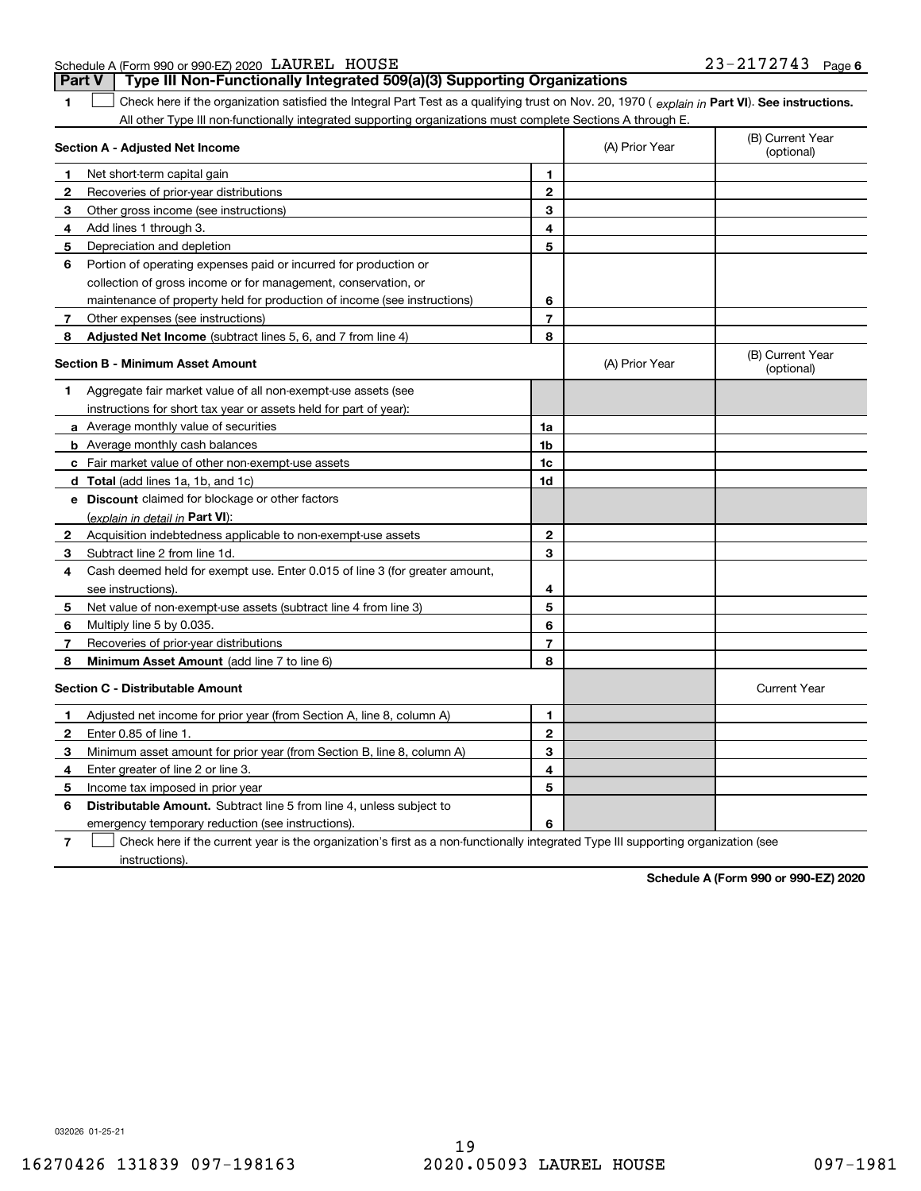Schedule A (Form 990 or 990-EZ) 2020 LAUREL HOUSE 23-2172743 Page 6

## Part V Type III Non-Functionally Integrated 509(a)(3) Supporting Organizations

**1** ☐ Check here if the organization satisfied the Integral Part Test as a qualifying trust on Nov. 20, 1970 ( *explain in* **Part VI**). **See instructions.** All other Type III non-functionally integrated supporting organizations must complete Sections A through E.

| **Section A - Adjusted Net Income** | | (A) Prior Year | (B) Current Year (optional) |
|---|---|---|---|
| **1** Net short-term capital gain | 1 | | |
| **2** Recoveries of prior-year distributions | 2 | | |
| **3** Other gross income (see instructions) | 3 | | |
| **4** Add lines 1 through 3. | 4 | | |
| **5** Depreciation and depletion | 5 | | |
| **6** Portion of operating expenses paid or incurred for production or collection of gross income or for management, conservation, or maintenance of property held for production of income (see instructions) | 6 | | |
| **7** Other expenses (see instructions) | 7 | | |
| **8** **Adjusted Net Income** (subtract lines 5, 6, and 7 from line 4) | 8 | | |

| **Section B - Minimum Asset Amount** | | (A) Prior Year | (B) Current Year (optional) |
|---|---|---|---|
| **1** Aggregate fair market value of all non-exempt-use assets (see instructions for short tax year or assets held for part of year): | | | |
| **a** Average monthly value of securities | 1a | | |
| **b** Average monthly cash balances | 1b | | |
| **c** Fair market value of other non-exempt-use assets | 1c | | |
| **d** **Total** (add lines 1a, 1b, and 1c) | 1d | | |
| **e** **Discount** claimed for blockage or other factors (*explain in detail in* **Part VI**): | | | |
| **2** Acquisition indebtedness applicable to non-exempt-use assets | 2 | | |
| **3** Subtract line 2 from line 1d. | 3 | | |
| **4** Cash deemed held for exempt use. Enter 0.015 of line 3 (for greater amount, see instructions). | 4 | | |
| **5** Net value of non-exempt-use assets (subtract line 4 from line 3) | 5 | | |
| **6** Multiply line 5 by 0.035. | 6 | | |
| **7** Recoveries of prior-year distributions | 7 | | |
| **8** **Minimum Asset Amount** (add line 7 to line 6) | 8 | | |

| **Section C - Distributable Amount** | | | Current Year |
|---|---|---|---|
| **1** Adjusted net income for prior year (from Section A, line 8, column A) | 1 | | |
| **2** Enter 0.85 of line 1. | 2 | | |
| **3** Minimum asset amount for prior year (from Section B, line 8, column A) | 3 | | |
| **4** Enter greater of line 2 or line 3. | 4 | | |
| **5** Income tax imposed in prior year | 5 | | |
| **6** **Distributable Amount.** Subtract line 5 from line 4, unless subject to emergency temporary reduction (see instructions). | 6 | | |

**7** ☐ Check here if the current year is the organization's first as a non-functionally integrated Type III supporting organization (see instructions).

**Schedule A (Form 990 or 990-EZ) 2020**

032026 01-25-21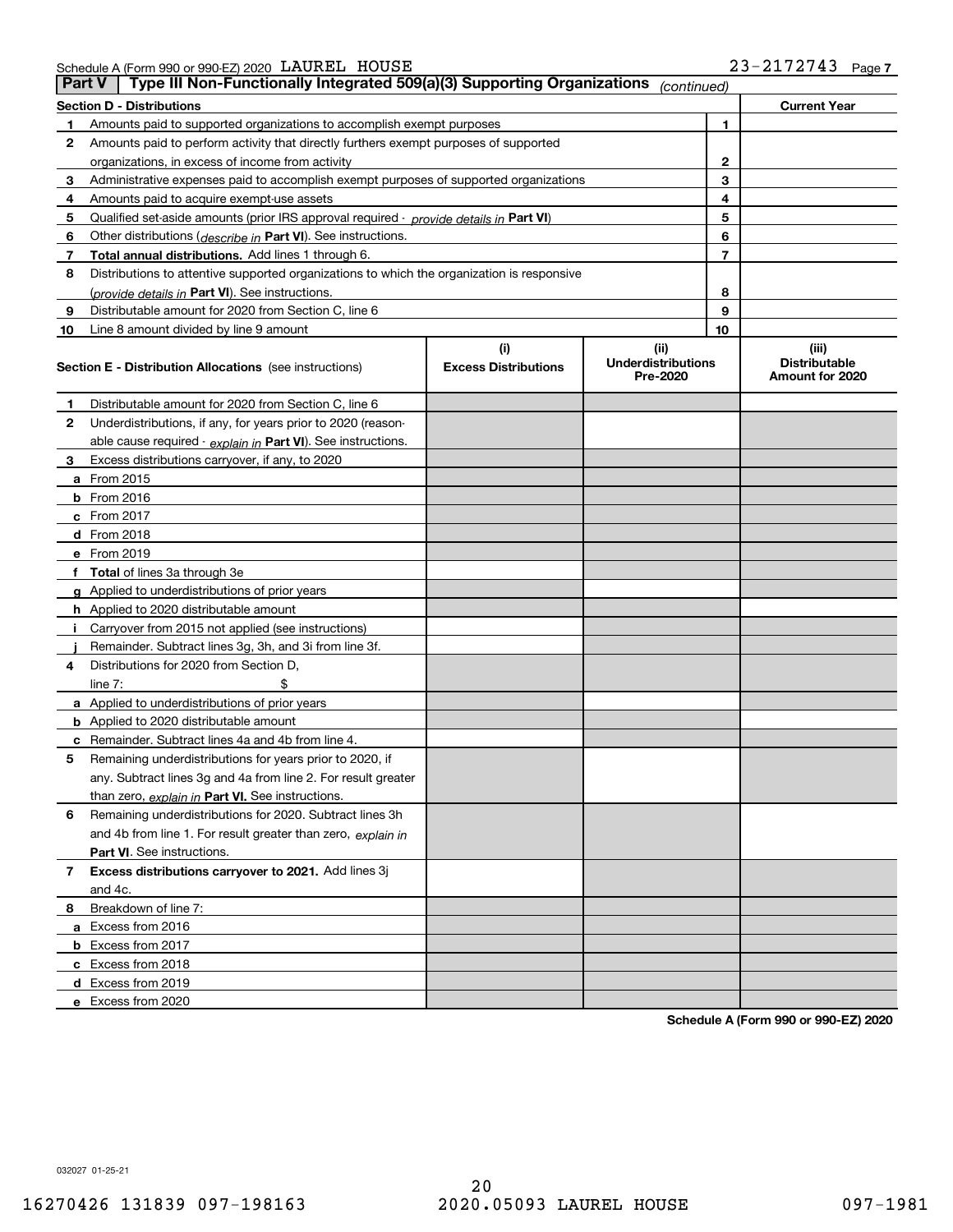Schedule A (Form 990 or 990-EZ) 2020 LAUREL HOUSE 23-2172743 Page 7

**Part V | Type III Non-Functionally Integrated 509(a)(3) Supporting Organizations** *(continued)*

| Section D - Distributions | | | Current Year |
|---|---|---|---|
| 1 | Amounts paid to supported organizations to accomplish exempt purposes | 1 | |
| 2 | Amounts paid to perform activity that directly furthers exempt purposes of supported organizations, in excess of income from activity | 2 | |
| 3 | Administrative expenses paid to accomplish exempt purposes of supported organizations | 3 | |
| 4 | Amounts paid to acquire exempt-use assets | 4 | |
| 5 | Qualified set-aside amounts (prior IRS approval required - *provide details in* **Part VI**) | 5 | |
| 6 | Other distributions (*describe in* **Part VI**). See instructions. | 6 | |
| 7 | **Total annual distributions.** Add lines 1 through 6. | 7 | |
| 8 | Distributions to attentive supported organizations to which the organization is responsive (*provide details in* **Part VI**). See instructions. | 8 | |
| 9 | Distributable amount for 2020 from Section C, line 6 | 9 | |
| 10 | Line 8 amount divided by line 9 amount | 10 | |

| Section E - Distribution Allocations (see instructions) | (i) Excess Distributions | (ii) Underdistributions Pre-2020 | (iii) Distributable Amount for 2020 |
|---|---|---|---|
| **1** Distributable amount for 2020 from Section C, line 6 | | | |
| **2** Underdistributions, if any, for years prior to 2020 (reasonable cause required - *explain in* **Part VI**). See instructions. | | | |
| **3** Excess distributions carryover, if any, to 2020 | | | |
| **a** From 2015 | | | |
| **b** From 2016 | | | |
| **c** From 2017 | | | |
| **d** From 2018 | | | |
| **e** From 2019 | | | |
| **f** **Total** of lines 3a through 3e | | | |
| **g** Applied to underdistributions of prior years | | | |
| **h** Applied to 2020 distributable amount | | | |
| **i** Carryover from 2015 not applied (see instructions) | | | |
| **j** Remainder. Subtract lines 3g, 3h, and 3i from line 3f. | | | |
| **4** Distributions for 2020 from Section D, line 7: $ | | | |
| **a** Applied to underdistributions of prior years | | | |
| **b** Applied to 2020 distributable amount | | | |
| **c** Remainder. Subtract lines 4a and 4b from line 4. | | | |
| **5** Remaining underdistributions for years prior to 2020, if any. Subtract lines 3g and 4a from line 2. For result greater than zero, *explain in* **Part VI**. See instructions. | | | |
| **6** Remaining underdistributions for 2020. Subtract lines 3h and 4b from line 1. For result greater than zero, *explain in* **Part VI**. See instructions. | | | |
| **7** **Excess distributions carryover to 2021.** Add lines 3j and 4c. | | | |
| **8** Breakdown of line 7: | | | |
| **a** Excess from 2016 | | | |
| **b** Excess from 2017 | | | |
| **c** Excess from 2018 | | | |
| **d** Excess from 2019 | | | |
| **e** Excess from 2020 | | | |

**Schedule A (Form 990 or 990-EZ) 2020**

032027 01-25-21

16270426 131839 097-198163 2020.05093 LAUREL HOUSE 097-1981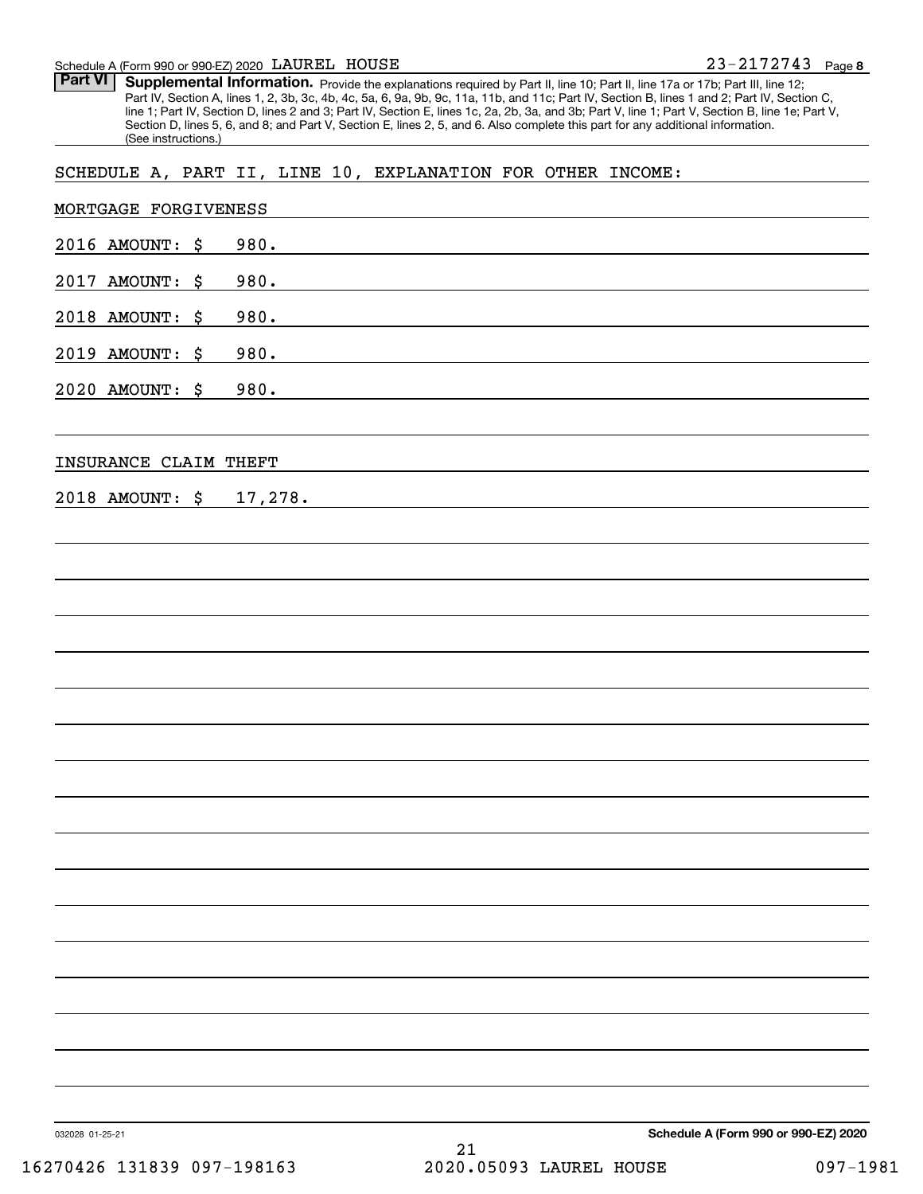Schedule A (Form 990 or 990-EZ) 2020 LAUREL HOUSE 23-2172743 Page **8**

**Part VI** **Supplemental Information.** Provide the explanations required by Part II, line 10; Part II, line 17a or 17b; Part III, line 12; Part IV, Section A, lines 1, 2, 3b, 3c, 4b, 4c, 5a, 6, 9a, 9b, 9c, 11a, 11b, and 11c; Part IV, Section B, lines 1 and 2; Part IV, Section C, line 1; Part IV, Section D, lines 2 and 3; Part IV, Section E, lines 1c, 2a, 2b, 3a, and 3b; Part V, line 1; Part V, Section B, line 1e; Part V, Section D, lines 5, 6, and 8; and Part V, Section E, lines 2, 5, and 6. Also complete this part for any additional information. (See instructions.)

SCHEDULE A, PART II, LINE 10, EXPLANATION FOR OTHER INCOME:

MORTGAGE FORGIVENESS

2016 AMOUNT: $ 980.

2017 AMOUNT: $ 980.

2018 AMOUNT: $ 980.

2019 AMOUNT: $ 980.

2020 AMOUNT: $ 980.

INSURANCE CLAIM THEFT

2018 AMOUNT: $ 17,278.

032028 01-25-21 **Schedule A (Form 990 or 990-EZ) 2020**

16270426 131839 097-198163 2020.05093 LAUREL HOUSE 097-1981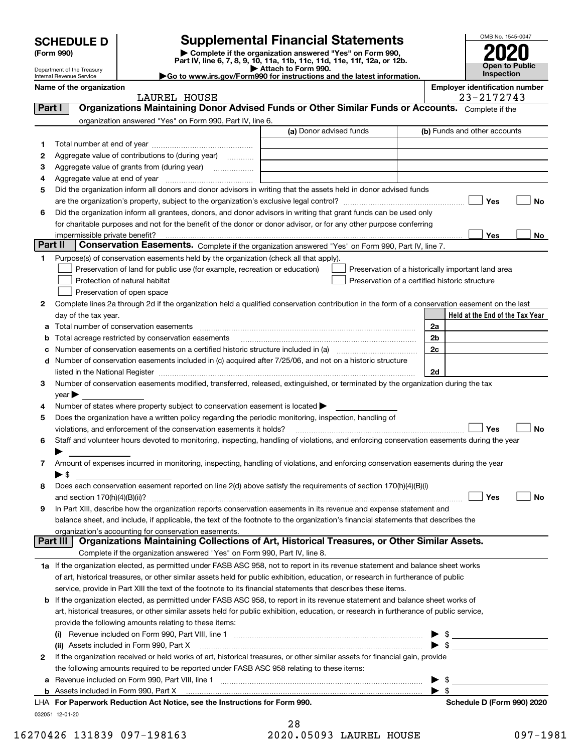# SCHEDULE D (Form 990)

Department of the Treasury
Internal Revenue Service

## Supplemental Financial Statements

▶ Complete if the organization answered "Yes" on Form 990, Part IV, line 6, 7, 8, 9, 10, 11a, 11b, 11c, 11d, 11e, 11f, 12a, or 12b.
▶ Attach to Form 990.
▶Go to www.irs.gov/Form990 for instructions and the latest information.

OMB No. 1545-0047
**2020**
**Open to Public Inspection**

**Name of the organization:** LAUREL HOUSE
**Employer identification number:** 23-2172743

### Part I — Organizations Maintaining Donor Advised Funds or Other Similar Funds or Accounts. Complete if the organization answered "Yes" on Form 990, Part IV, line 6.

| | | (a) Donor advised funds | (b) Funds and other accounts |
|---|---|---|---|
| 1 | Total number at end of year | | |
| 2 | Aggregate value of contributions to (during year) | | |
| 3 | Aggregate value of grants from (during year) | | |
| 4 | Aggregate value at end of year | | |

5 Did the organization inform all donors and donor advisors in writing that the assets held in donor advised funds are the organization's property, subject to the organization's exclusive legal control? ☐ Yes ☐ No

6 Did the organization inform all grantees, donors, and donor advisors in writing that grant funds can be used only for charitable purposes and not for the benefit of the donor or donor advisor, or for any other purpose conferring impermissible private benefit? ☐ Yes ☐ No

### Part II — Conservation Easements. Complete if the organization answered "Yes" on Form 990, Part IV, line 7.

1 Purpose(s) of conservation easements held by the organization (check all that apply).
- ☐ Preservation of land for public use (for example, recreation or education)
- ☐ Protection of natural habitat
- ☐ Preservation of open space
- ☐ Preservation of a historically important land area
- ☐ Preservation of a certified historic structure

2 Complete lines 2a through 2d if the organization held a qualified conservation contribution in the form of a conservation easement on the last day of the tax year.

| | | | Held at the End of the Tax Year |
|---|---|---|---|
| a | Total number of conservation easements | 2a | |
| b | Total acreage restricted by conservation easements | 2b | |
| c | Number of conservation easements on a certified historic structure included in (a) | 2c | |
| d | Number of conservation easements included in (c) acquired after 7/25/06, and not on a historic structure listed in the National Register | 2d | |

3 Number of conservation easements modified, transferred, released, extinguished, or terminated by the organization during the tax year ▶

4 Number of states where property subject to conservation easement is located ▶

5 Does the organization have a written policy regarding the periodic monitoring, inspection, handling of violations, and enforcement of the conservation easements it holds? ☐ Yes ☐ No

6 Staff and volunteer hours devoted to monitoring, inspecting, handling of violations, and enforcing conservation easements during the year ▶

7 Amount of expenses incurred in monitoring, inspecting, handling of violations, and enforcing conservation easements during the year ▶ $

8 Does each conservation easement reported on line 2(d) above satisfy the requirements of section 170(h)(4)(B)(i) and section 170(h)(4)(B)(ii)? ☐ Yes ☐ No

9 In Part XIII, describe how the organization reports conservation easements in its revenue and expense statement and balance sheet, and include, if applicable, the text of the footnote to the organization's financial statements that describes the organization's accounting for conservation easements.

### Part III — Organizations Maintaining Collections of Art, Historical Treasures, or Other Similar Assets. Complete if the organization answered "Yes" on Form 990, Part IV, line 8.

1a If the organization elected, as permitted under FASB ASC 958, not to report in its revenue statement and balance sheet works of art, historical treasures, or other similar assets held for public exhibition, education, or research in furtherance of public service, provide in Part XIII the text of the footnote to its financial statements that describes these items.

b If the organization elected, as permitted under FASB ASC 958, to report in its revenue statement and balance sheet works of art, historical treasures, or other similar assets held for public exhibition, education, or research in furtherance of public service, provide the following amounts relating to these items:

(i) Revenue included on Form 990, Part VIII, line 1 ▶ $

(ii) Assets included in Form 990, Part X ▶ $

2 If the organization received or held works of art, historical treasures, or other similar assets for financial gain, provide the following amounts required to be reported under FASB ASC 958 relating to these items:

a Revenue included on Form 990, Part VIII, line 1 ▶ $

b Assets included in Form 990, Part X ▶ $

LHA For Paperwork Reduction Act Notice, see the Instructions for Form 990. **Schedule D (Form 990) 2020**

032051 12-01-20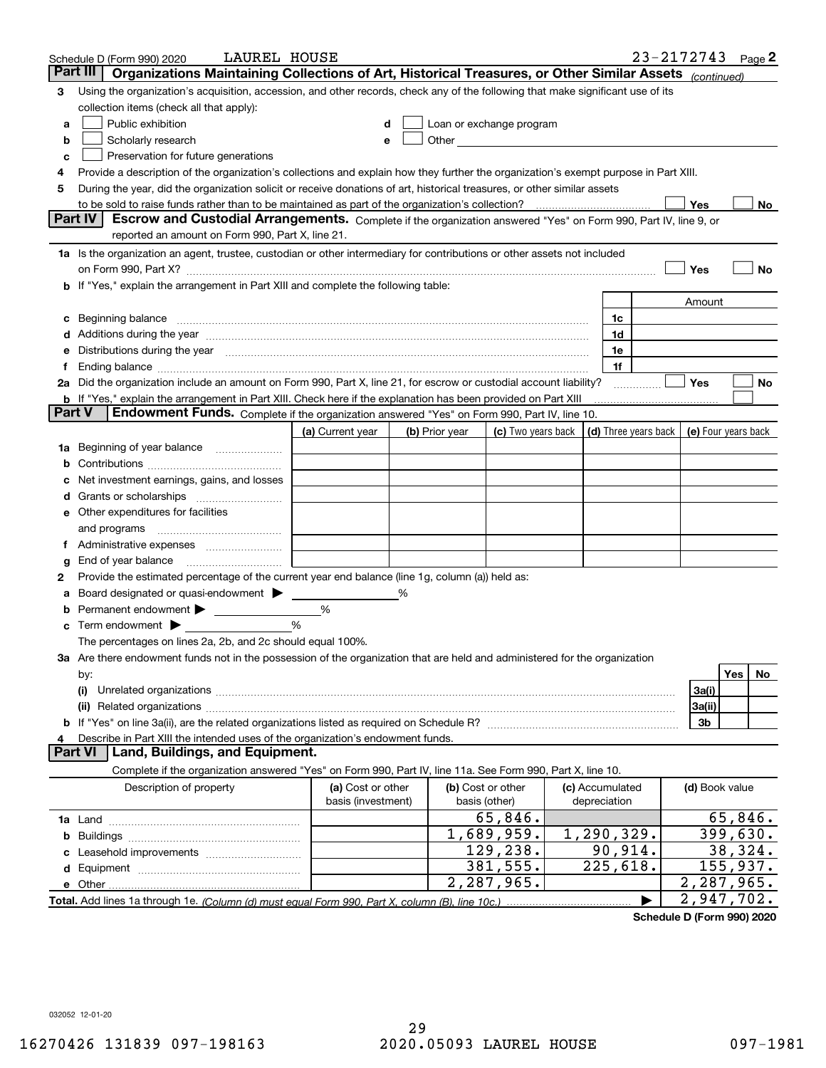Schedule D (Form 990) 2020 LAUREL HOUSE 23-2172743 Page 2

**Part III** **Organizations Maintaining Collections of Art, Historical Treasures, or Other Similar Assets** *(continued)*

3 Using the organization's acquisition, accession, and other records, check any of the following that make significant use of its collection items (check all that apply):

a ☐ Public exhibition
b ☐ Scholarly research
c ☐ Preservation for future generations
d ☐ Loan or exchange program
e ☐ Other

4 Provide a description of the organization's collections and explain how they further the organization's exempt purpose in Part XIII.

5 During the year, did the organization solicit or receive donations of art, historical treasures, or other similar assets to be sold to raise funds rather than to be maintained as part of the organization's collection? ☐ Yes ☐ No

**Part IV** **Escrow and Custodial Arrangements.** Complete if the organization answered "Yes" on Form 990, Part IV, line 9, or reported an amount on Form 990, Part X, line 21.

1a Is the organization an agent, trustee, custodian or other intermediary for contributions or other assets not included on Form 990, Part X? ☐ Yes ☐ No

b If "Yes," explain the arrangement in Part XIII and complete the following table:

| | | Amount |
|---|---|---|
| c Beginning balance | 1c | |
| d Additions during the year | 1d | |
| e Distributions during the year | 1e | |
| f Ending balance | 1f | |

2a Did the organization include an amount on Form 990, Part X, line 21, for escrow or custodial account liability? ☐ Yes ☐ No

b If "Yes," explain the arrangement in Part XIII. Check here if the explanation has been provided on Part XIII ☐

**Part V** **Endowment Funds.** Complete if the organization answered "Yes" on Form 990, Part IV, line 10.

| | (a) Current year | (b) Prior year | (c) Two years back | (d) Three years back | (e) Four years back |
|---|---|---|---|---|---|
| 1a Beginning of year balance | | | | | |
| b Contributions | | | | | |
| c Net investment earnings, gains, and losses | | | | | |
| d Grants or scholarships | | | | | |
| e Other expenditures for facilities and programs | | | | | |
| f Administrative expenses | | | | | |
| g End of year balance | | | | | |

2 Provide the estimated percentage of the current year end balance (line 1g, column (a)) held as:

a Board designated or quasi-endowment ▶ %
b Permanent endowment ▶ %
c Term endowment ▶ %

The percentages on lines 2a, 2b, and 2c should equal 100%.

3a Are there endowment funds not in the possession of the organization that are held and administered for the organization by:

| | | Yes | No |
|---|---|---|---|
| (i) Unrelated organizations | 3a(i) | | |
| (ii) Related organizations | 3a(ii) | | |
| b If "Yes" on line 3a(ii), are the related organizations listed as required on Schedule R? | 3b | | |

4 Describe in Part XIII the intended uses of the organization's endowment funds.

**Part VI** **Land, Buildings, and Equipment.**

Complete if the organization answered "Yes" on Form 990, Part IV, line 11a. See Form 990, Part X, line 10.

| Description of property | (a) Cost or other basis (investment) | (b) Cost or other basis (other) | (c) Accumulated depreciation | (d) Book value |
|---|---|---|---|---|
| 1a Land | | 65,846. | | 65,846. |
| b Buildings | | 1,689,959. | 1,290,329. | 399,630. |
| c Leasehold improvements | | 129,238. | 90,914. | 38,324. |
| d Equipment | | 381,555. | 225,618. | 155,937. |
| e Other | | 2,287,965. | | 2,287,965. |
| **Total.** Add lines 1a through 1e. *(Column (d) must equal Form 990, Part X, column (B), line 10c.)* | | | ▶ | 2,947,702. |

**Schedule D (Form 990) 2020**

032052 12-01-20

16270426 131839 097-198163 2020.05093 LAUREL HOUSE 097-1981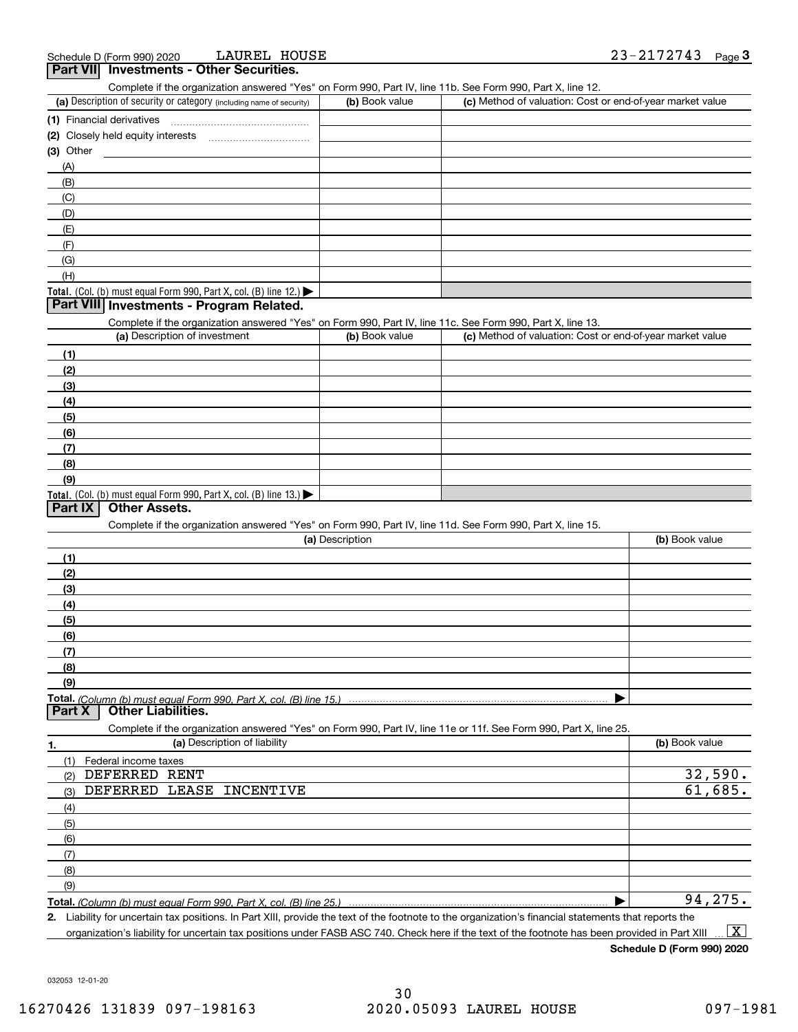Schedule D (Form 990) 2020 LAUREL HOUSE 23-2172743 Page 3

## Part VII Investments - Other Securities.

Complete if the organization answered "Yes" on Form 990, Part IV, line 11b. See Form 990, Part X, line 12.

| (a) Description of security or category (including name of security) | (b) Book value | (c) Method of valuation: Cost or end-of-year market value |
|---|---|---|
| (1) Financial derivatives | | |
| (2) Closely held equity interests | | |
| (3) Other | | |
| (A) | | |
| (B) | | |
| (C) | | |
| (D) | | |
| (E) | | |
| (F) | | |
| (G) | | |
| (H) | | |
| **Total.** (Col. (b) must equal Form 990, Part X, col. (B) line 12.) | | |

## Part VIII Investments - Program Related.

Complete if the organization answered "Yes" on Form 990, Part IV, line 11c. See Form 990, Part X, line 13.

| (a) Description of investment | (b) Book value | (c) Method of valuation: Cost or end-of-year market value |
|---|---|---|
| (1) | | |
| (2) | | |
| (3) | | |
| (4) | | |
| (5) | | |
| (6) | | |
| (7) | | |
| (8) | | |
| (9) | | |
| **Total.** (Col. (b) must equal Form 990, Part X, col. (B) line 13.) | | |

## Part IX Other Assets.

Complete if the organization answered "Yes" on Form 990, Part IV, line 11d. See Form 990, Part X, line 15.

| (a) Description | (b) Book value |
|---|---|
| (1) | |
| (2) | |
| (3) | |
| (4) | |
| (5) | |
| (6) | |
| (7) | |
| (8) | |
| (9) | |
| **Total.** *(Column (b) must equal Form 990, Part X, col. (B) line 15.)* | |

## Part X Other Liabilities.

Complete if the organization answered "Yes" on Form 990, Part IV, line 11e or 11f. See Form 990, Part X, line 25.

| 1. (a) Description of liability | (b) Book value |
|---|---|
| (1) Federal income taxes | |
| (2) DEFERRED RENT | 32,590. |
| (3) DEFERRED LEASE INCENTIVE | 61,685. |
| (4) | |
| (5) | |
| (6) | |
| (7) | |
| (8) | |
| (9) | |
| **Total.** *(Column (b) must equal Form 990, Part X, col. (B) line 25.)* | 94,275. |

**2.** Liability for uncertain tax positions. In Part XIII, provide the text of the footnote to the organization's financial statements that reports the organization's liability for uncertain tax positions under FASB ASC 740. Check here if the text of the footnote has been provided in Part XIII [X]

**Schedule D (Form 990) 2020**

032053 12-01-20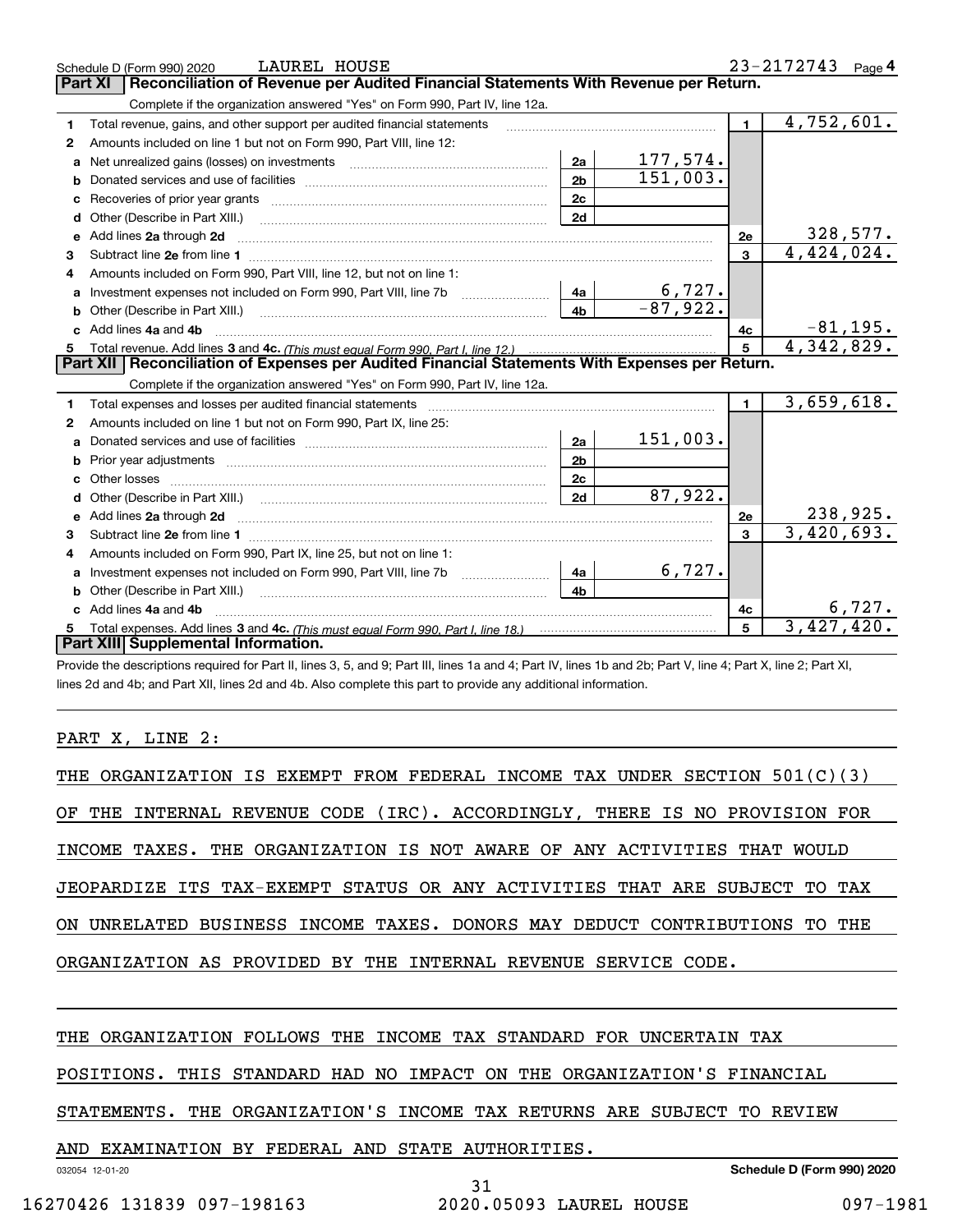Schedule D (Form 990) 2020 LAUREL HOUSE 23-2172743 Page 4

## Part XI Reconciliation of Revenue per Audited Financial Statements With Revenue per Return.

Complete if the organization answered "Yes" on Form 990, Part IV, line 12a.

| | | | | | |
|---|---|---|---|---|---|
| 1 | Total revenue, gains, and other support per audited financial statements | | | 1 | 4,752,601. |
| 2 | Amounts included on line 1 but not on Form 990, Part VIII, line 12: | | | | |
| a | Net unrealized gains (losses) on investments | 2a | 177,574. | | |
| b | Donated services and use of facilities | 2b | 151,003. | | |
| c | Recoveries of prior year grants | 2c | | | |
| d | Other (Describe in Part XIII.) | 2d | | | |
| e | Add lines 2a through 2d | | | 2e | 328,577. |
| 3 | Subtract line 2e from line 1 | | | 3 | 4,424,024. |
| 4 | Amounts included on Form 990, Part VIII, line 12, but not on line 1: | | | | |
| a | Investment expenses not included on Form 990, Part VIII, line 7b | 4a | 6,727. | | |
| b | Other (Describe in Part XIII.) | 4b | -87,922. | | |
| c | Add lines 4a and 4b | | | 4c | -81,195. |
| 5 | Total revenue. Add lines 3 and 4c. *(This must equal Form 990, Part I, line 12.)* | | | 5 | 4,342,829. |

## Part XII Reconciliation of Expenses per Audited Financial Statements With Expenses per Return.

Complete if the organization answered "Yes" on Form 990, Part IV, line 12a.

| | | | | | |
|---|---|---|---|---|---|
| 1 | Total expenses and losses per audited financial statements | | | 1 | 3,659,618. |
| 2 | Amounts included on line 1 but not on Form 990, Part IX, line 25: | | | | |
| a | Donated services and use of facilities | 2a | 151,003. | | |
| b | Prior year adjustments | 2b | | | |
| c | Other losses | 2c | | | |
| d | Other (Describe in Part XIII.) | 2d | 87,922. | | |
| e | Add lines 2a through 2d | | | 2e | 238,925. |
| 3 | Subtract line 2e from line 1 | | | 3 | 3,420,693. |
| 4 | Amounts included on Form 990, Part IX, line 25, but not on line 1: | | | | |
| a | Investment expenses not included on Form 990, Part VIII, line 7b | 4a | 6,727. | | |
| b | Other (Describe in Part XIII.) | 4b | | | |
| c | Add lines 4a and 4b | | | 4c | 6,727. |
| 5 | Total expenses. Add lines 3 and 4c. *(This must equal Form 990, Part I, line 18.)* | | | 5 | 3,427,420. |

## Part XIII Supplemental Information.

Provide the descriptions required for Part II, lines 3, 5, and 9; Part III, lines 1a and 4; Part IV, lines 1b and 2b; Part V, line 4; Part X, line 2; Part XI, lines 2d and 4b; and Part XII, lines 2d and 4b. Also complete this part to provide any additional information.

PART X, LINE 2:

THE ORGANIZATION IS EXEMPT FROM FEDERAL INCOME TAX UNDER SECTION 501(C)(3) OF THE INTERNAL REVENUE CODE (IRC). ACCORDINGLY, THERE IS NO PROVISION FOR INCOME TAXES. THE ORGANIZATION IS NOT AWARE OF ANY ACTIVITIES THAT WOULD JEOPARDIZE ITS TAX-EXEMPT STATUS OR ANY ACTIVITIES THAT ARE SUBJECT TO TAX ON UNRELATED BUSINESS INCOME TAXES. DONORS MAY DEDUCT CONTRIBUTIONS TO THE ORGANIZATION AS PROVIDED BY THE INTERNAL REVENUE SERVICE CODE.

THE ORGANIZATION FOLLOWS THE INCOME TAX STANDARD FOR UNCERTAIN TAX POSITIONS. THIS STANDARD HAD NO IMPACT ON THE ORGANIZATION'S FINANCIAL STATEMENTS. THE ORGANIZATION'S INCOME TAX RETURNS ARE SUBJECT TO REVIEW AND EXAMINATION BY FEDERAL AND STATE AUTHORITIES.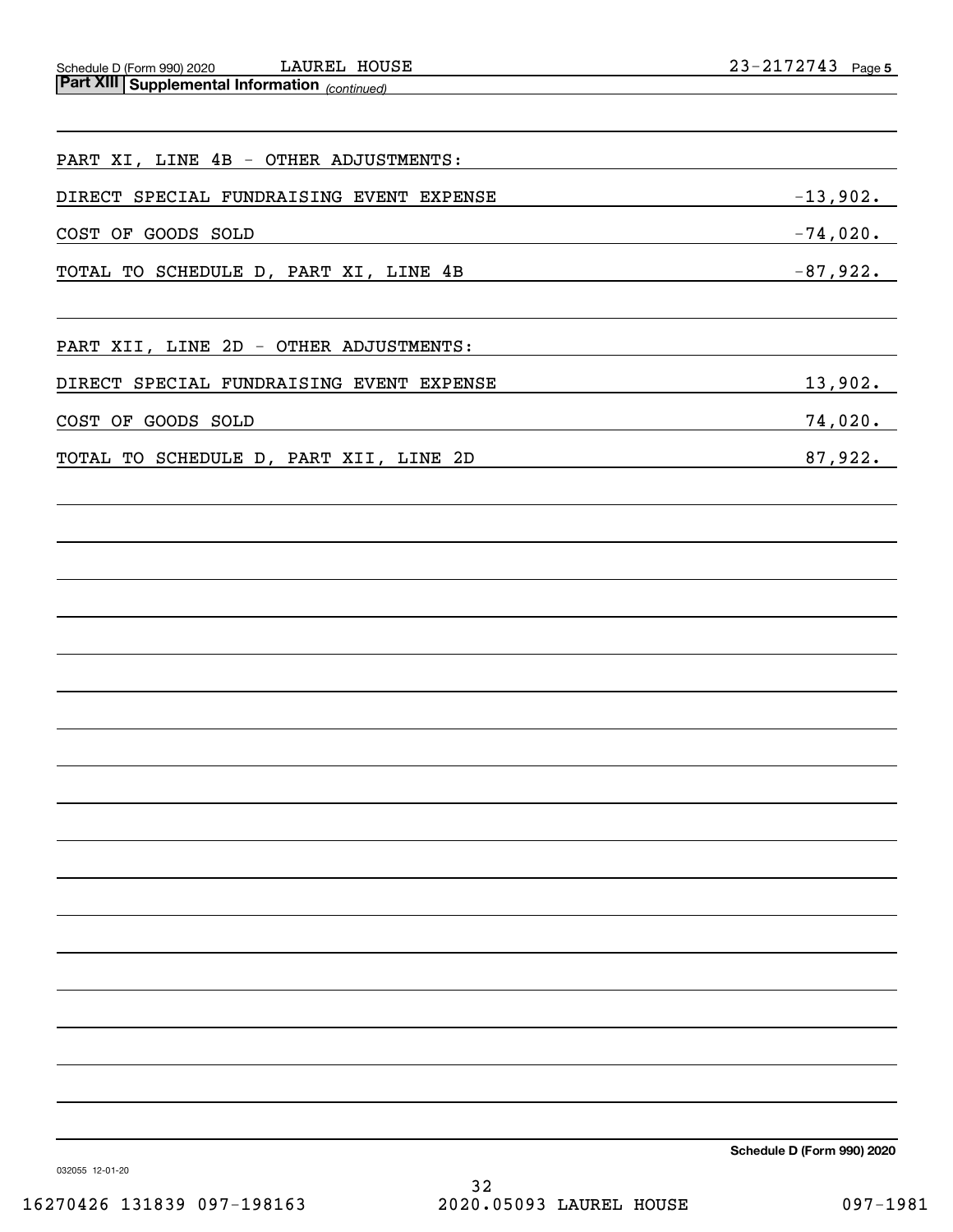Schedule D (Form 990) 2020 LAUREL HOUSE 23-2172743 Page 5

**Part XIII | Supplemental Information** *(continued)*

PART XI, LINE 4B - OTHER ADJUSTMENTS:

| | |
|---|---|
| DIRECT SPECIAL FUNDRAISING EVENT EXPENSE | -13,902. |
| COST OF GOODS SOLD | -74,020. |
| TOTAL TO SCHEDULE D, PART XI, LINE 4B | -87,922. |

PART XII, LINE 2D - OTHER ADJUSTMENTS:

| | |
|---|---|
| DIRECT SPECIAL FUNDRAISING EVENT EXPENSE | 13,902. |
| COST OF GOODS SOLD | 74,020. |
| TOTAL TO SCHEDULE D, PART XII, LINE 2D | 87,922. |

**Schedule D (Form 990) 2020**

032055 12-01-20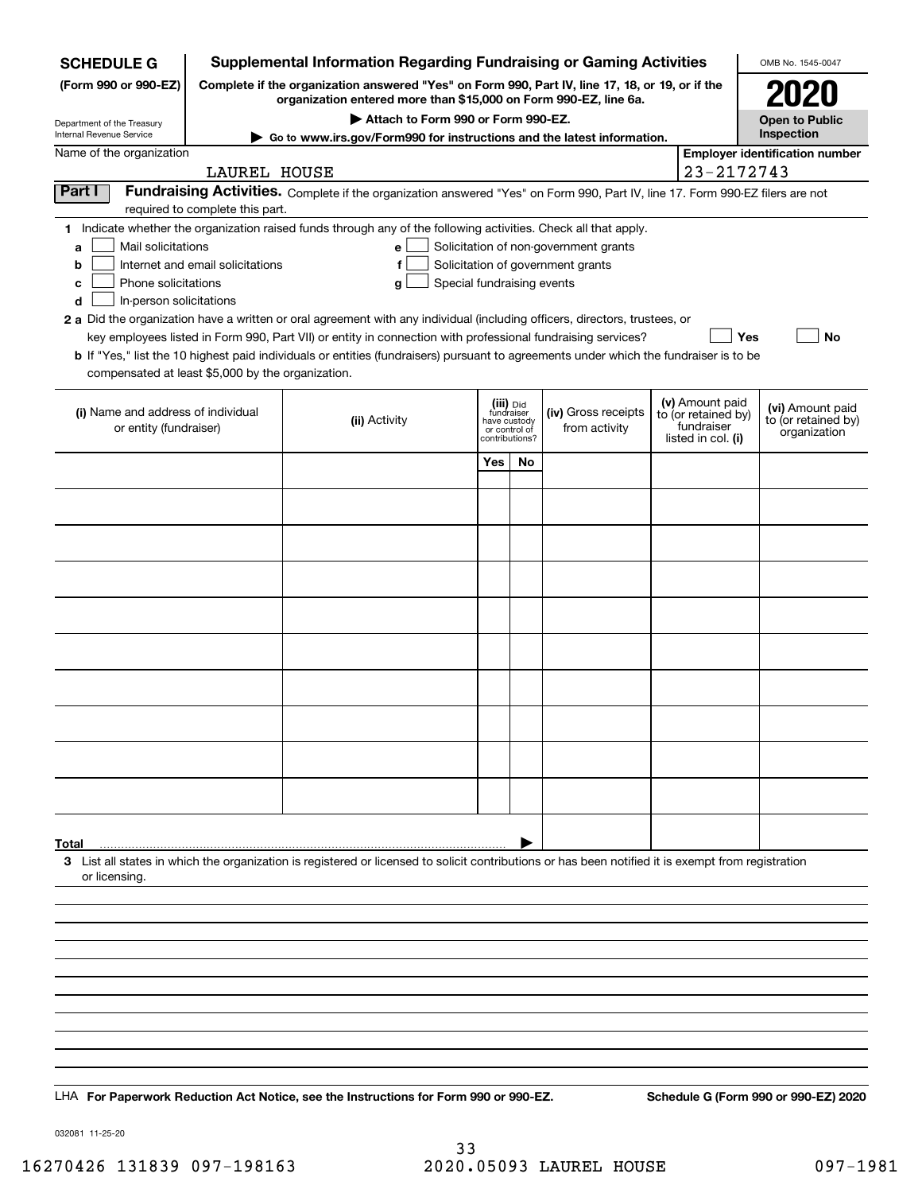**SCHEDULE G (Form 990 or 990-EZ)**

Department of the Treasury
Internal Revenue Service

# Supplemental Information Regarding Fundraising or Gaming Activities

**Complete if the organization answered "Yes" on Form 990, Part IV, line 17, 18, or 19, or if the organization entered more than $15,000 on Form 990-EZ, line 6a.**

**▶ Attach to Form 990 or Form 990-EZ.**

**▶ Go to www.irs.gov/Form990 for instructions and the latest information.**

OMB No. 1545-0047

**2020**

**Open to Public Inspection**

Name of the organization: LAUREL HOUSE

**Employer identification number:** 23-2172743

**Part I** **Fundraising Activities.** Complete if the organization answered "Yes" on Form 990, Part IV, line 17. Form 990-EZ filers are not required to complete this part.

**1** Indicate whether the organization raised funds through any of the following activities. Check all that apply.

- **a** ☐ Mail solicitations
- **b** ☐ Internet and email solicitations
- **c** ☐ Phone solicitations
- **d** ☐ In-person solicitations
- **e** ☐ Solicitation of non-government grants
- **f** ☐ Solicitation of government grants
- **g** ☐ Special fundraising events

**2 a** Did the organization have a written or oral agreement with any individual (including officers, directors, trustees, or key employees listed in Form 990, Part VII) or entity in connection with professional fundraising services? ☐ **Yes** ☐ **No**

**b** If "Yes," list the 10 highest paid individuals or entities (fundraisers) pursuant to agreements under which the fundraiser is to be compensated at least $5,000 by the organization.

| (i) Name and address of individual or entity (fundraiser) | (ii) Activity | (iii) Did fundraiser have custody or control of contributions? | | (iv) Gross receipts from activity | (v) Amount paid to (or retained by) fundraiser listed in col. (i) | (vi) Amount paid to (or retained by) organization |
|---|---|---|---|---|---|---|
| | | Yes | No | | | |
| | | | | | | |
| | | | | | | |
| | | | | | | |
| | | | | | | |
| | | | | | | |
| | | | | | | |
| | | | | | | |
| | | | | | | |
| | | | | | | |
| | | | | | | |
| **Total** ▶ | | | | | | |

**3** List all states in which the organization is registered or licensed to solicit contributions or has been notified it is exempt from registration or licensing.

LHA **For Paperwork Reduction Act Notice, see the Instructions for Form 990 or 990-EZ.** **Schedule G (Form 990 or 990-EZ) 2020**

032081 11-25-20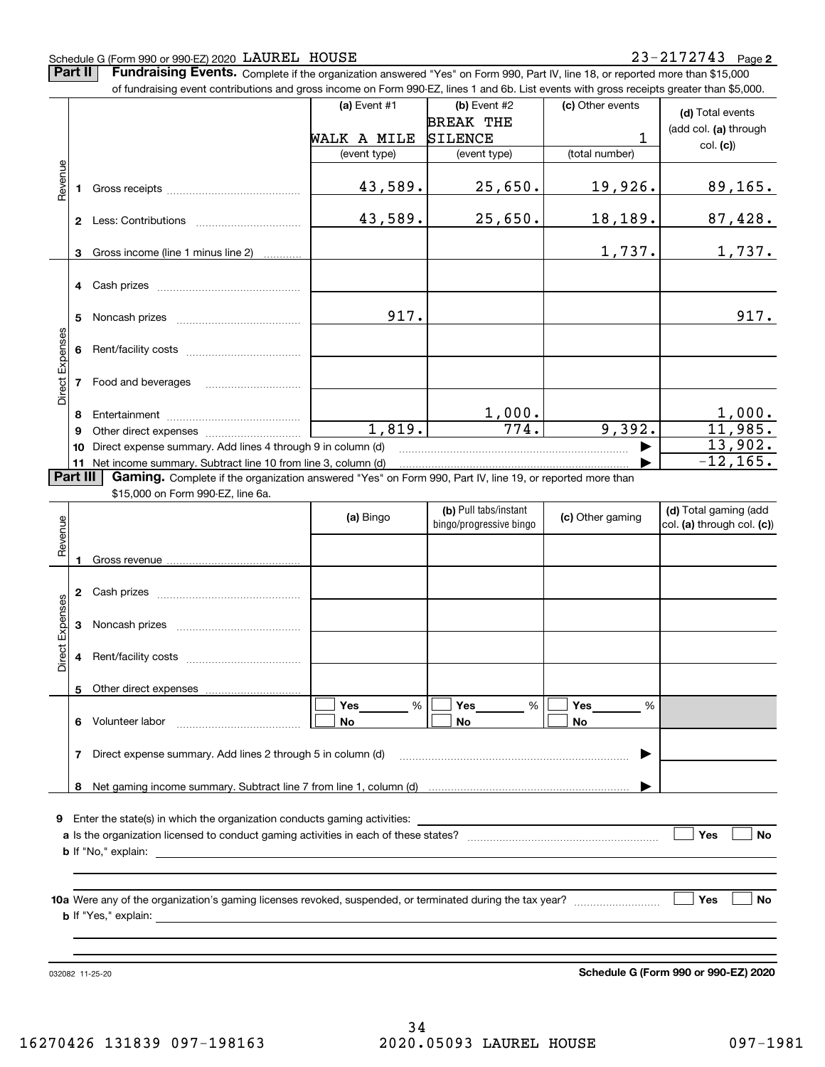Schedule G (Form 990 or 990-EZ) 2020 LAUREL HOUSE 23-2172743 Page **2**

**Part II** **Fundraising Events.** Complete if the organization answered "Yes" on Form 990, Part IV, line 18, or reported more than $15,000 of fundraising event contributions and gross income on Form 990-EZ, lines 1 and 6b. List events with gross receipts greater than $5,000.

| | | (a) Event #1 | (b) Event #2 | (c) Other events | (d) Total events (add col. (a) through col. (c)) |
|---|---|---|---|---|---|
| | | WALK A MILE | BREAK THE SILENCE | 1 | |
| | | (event type) | (event type) | (total number) | |
| Revenue | 1 Gross receipts | 43,589. | 25,650. | 19,926. | 89,165. |
| | 2 Less: Contributions | 43,589. | 25,650. | 18,189. | 87,428. |
| | 3 Gross income (line 1 minus line 2) | | | 1,737. | 1,737. |
| Direct Expenses | 4 Cash prizes | | | | |
| | 5 Noncash prizes | 917. | | | 917. |
| | 6 Rent/facility costs | | | | |
| | 7 Food and beverages | | | | |
| | 8 Entertainment | | 1,000. | | 1,000. |
| | 9 Other direct expenses | 1,819. | 774. | 9,392. | 11,985. |
| | 10 Direct expense summary. Add lines 4 through 9 in column (d) | | | ▶ | 13,902. |
| | 11 Net income summary. Subtract line 10 from line 3, column (d) | | | ▶ | -12,165. |

**Part III** **Gaming.** Complete if the organization answered "Yes" on Form 990, Part IV, line 19, or reported more than $15,000 on Form 990-EZ, line 6a.

| | | (a) Bingo | (b) Pull tabs/instant bingo/progressive bingo | (c) Other gaming | (d) Total gaming (add col. (a) through col. (c)) |
|---|---|---|---|---|---|
| Revenue | 1 Gross revenue | | | | |
| Direct Expenses | 2 Cash prizes | | | | |
| | 3 Noncash prizes | | | | |
| | 4 Rent/facility costs | | | | |
| | 5 Other direct expenses | | | | |
| | 6 Volunteer labor | ☐ Yes ___ % ☐ No | ☐ Yes ___ % ☐ No | ☐ Yes ___ % ☐ No | |
| | 7 Direct expense summary. Add lines 2 through 5 in column (d) | | | ▶ | |
| | 8 Net gaming income summary. Subtract line 7 from line 1, column (d) | | | ▶ | |

**9** Enter the state(s) in which the organization conducts gaming activities: ______

**a** Is the organization licensed to conduct gaming activities in each of these states? ☐ Yes ☐ No

**b** If "No," explain: ______

**10a** Were any of the organization's gaming licenses revoked, suspended, or terminated during the tax year? ☐ Yes ☐ No

**b** If "Yes," explain: ______

032082 11-25-20

**Schedule G (Form 990 or 990-EZ) 2020**

16270426 131839 097-198163 2020.05093 LAUREL HOUSE 097-1981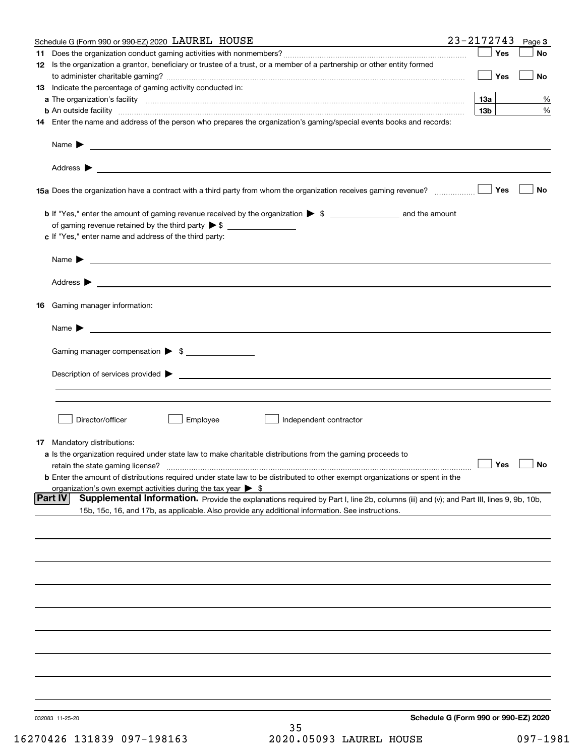Schedule G (Form 990 or 990-EZ) 2020 LAUREL HOUSE 23-2172743 Page 3

**11** Does the organization conduct gaming activities with nonmembers? ☐ Yes ☐ No

**12** Is the organization a grantor, beneficiary or trustee of a trust, or a member of a partnership or other entity formed to administer charitable gaming? ☐ Yes ☐ No

**13** Indicate the percentage of gaming activity conducted in:

**a** The organization's facility **13a** %

**b** An outside facility **13b** %

**14** Enter the name and address of the person who prepares the organization's gaming/special events books and records:

Name ▶

Address ▶

**15a** Does the organization have a contract with a third party from whom the organization receives gaming revenue? ☐ Yes ☐ No

**b** If "Yes," enter the amount of gaming revenue received by the organization ▶ $ __________ and the amount of gaming revenue retained by the third party ▶ $ __________

**c** If "Yes," enter name and address of the third party:

Name ▶

Address ▶

**16** Gaming manager information:

Name ▶

Gaming manager compensation ▶ $ __________

Description of services provided ▶

☐ Director/officer ☐ Employee ☐ Independent contractor

**17** Mandatory distributions:

**a** Is the organization required under state law to make charitable distributions from the gaming proceeds to retain the state gaming license? ☐ Yes ☐ No

**b** Enter the amount of distributions required under state law to be distributed to other exempt organizations or spent in the organization's own exempt activities during the tax year ▶ $

**Part IV** **Supplemental Information.** Provide the explanations required by Part I, line 2b, columns (iii) and (v); and Part III, lines 9, 9b, 10b, 15b, 15c, 16, and 17b, as applicable. Also provide any additional information. See instructions.

032083 11-25-20

**Schedule G (Form 990 or 990-EZ) 2020**

16270426 131839 097-198163 2020.05093 LAUREL HOUSE 097-1981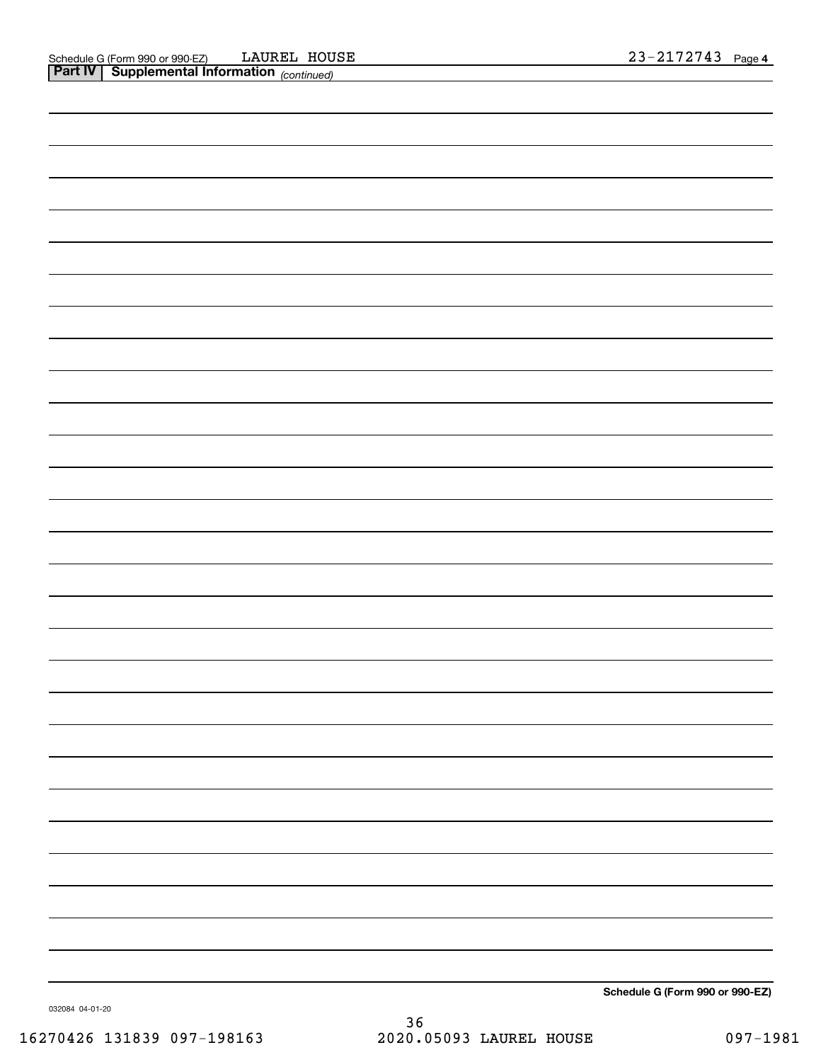Schedule G (Form 990 or 990-EZ) LAUREL HOUSE 23-2172743 Page 4

**Part IV | Supplemental Information** *(continued)*

**Schedule G (Form 990 or 990-EZ)**

032084 04-01-20

16270426 131839 097-198163 2020.05093 LAUREL HOUSE 097-1981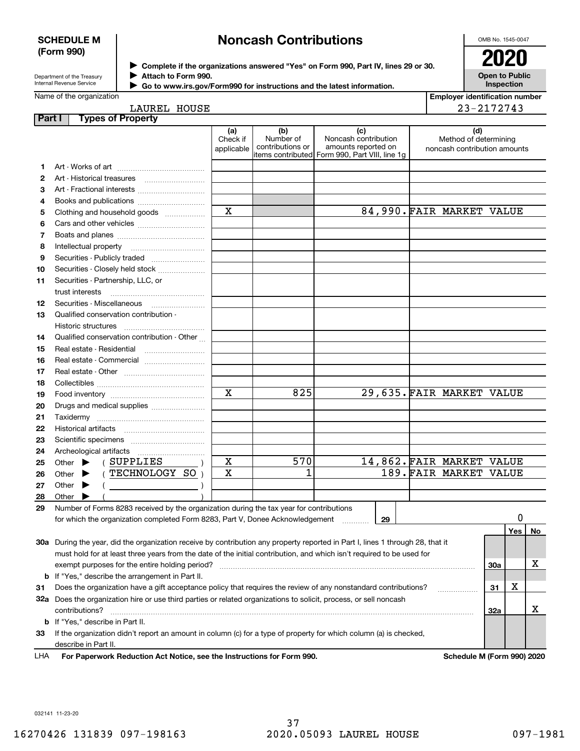**SCHEDULE M (Form 990)**

Department of the Treasury
Internal Revenue Service

# Noncash Contributions

▶ Complete if the organizations answered "Yes" on Form 990, Part IV, lines 29 or 30.
▶ Attach to Form 990.
▶ Go to www.irs.gov/Form990 for instructions and the latest information.

OMB No. 1545-0047

**2020**

**Open to Public Inspection**

Name of the organization: LAUREL HOUSE

Employer identification number: 23-2172743

## Part I Types of Property

| | | (a) Check if applicable | (b) Number of contributions or items contributed | (c) Noncash contribution amounts reported on Form 990, Part VIII, line 1g | (d) Method of determining noncash contribution amounts |
|---|---|---|---|---|---|
| 1 | Art - Works of art | | | | |
| 2 | Art - Historical treasures | | | | |
| 3 | Art - Fractional interests | | | | |
| 4 | Books and publications | | | | |
| 5 | Clothing and household goods | X | | 84,990. | FAIR MARKET VALUE |
| 6 | Cars and other vehicles | | | | |
| 7 | Boats and planes | | | | |
| 8 | Intellectual property | | | | |
| 9 | Securities - Publicly traded | | | | |
| 10 | Securities - Closely held stock | | | | |
| 11 | Securities - Partnership, LLC, or trust interests | | | | |
| 12 | Securities - Miscellaneous | | | | |
| 13 | Qualified conservation contribution - Historic structures | | | | |
| 14 | Qualified conservation contribution - Other | | | | |
| 15 | Real estate - Residential | | | | |
| 16 | Real estate - Commercial | | | | |
| 17 | Real estate - Other | | | | |
| 18 | Collectibles | | | | |
| 19 | Food inventory | X | 825 | 29,635. | FAIR MARKET VALUE |
| 20 | Drugs and medical supplies | | | | |
| 21 | Taxidermy | | | | |
| 22 | Historical artifacts | | | | |
| 23 | Scientific specimens | | | | |
| 24 | Archeological artifacts | | | | |
| 25 | Other ▶ ( SUPPLIES ) | X | 570 | 14,862. | FAIR MARKET VALUE |
| 26 | Other ▶ ( TECHNOLOGY SO ) | X | 1 | 189. | FAIR MARKET VALUE |
| 27 | Other ▶ ( ) | | | | |
| 28 | Other ▶ ( ) | | | | |

29 Number of Forms 8283 received by the organization during the tax year for contributions for which the organization completed Form 8283, Part V, Donee Acknowledgement — **29**: 0

| | | | Yes | No |
|---|---|---|---|---|
| 30a | During the year, did the organization receive by contribution any property reported in Part I, lines 1 through 28, that it must hold for at least three years from the date of the initial contribution, and which isn't required to be used for exempt purposes for the entire holding period? | 30a | | X |
| b | If "Yes," describe the arrangement in Part II. | | | |
| 31 | Does the organization have a gift acceptance policy that requires the review of any nonstandard contributions? | 31 | X | |
| 32a | Does the organization hire or use third parties or related organizations to solicit, process, or sell noncash contributions? | 32a | | X |
| b | If "Yes," describe in Part II. | | | |
| 33 | If the organization didn't report an amount in column (c) for a type of property for which column (a) is checked, describe in Part II. | | | |

LHA For Paperwork Reduction Act Notice, see the Instructions for Form 990. Schedule M (Form 990) 2020

032141 11-23-20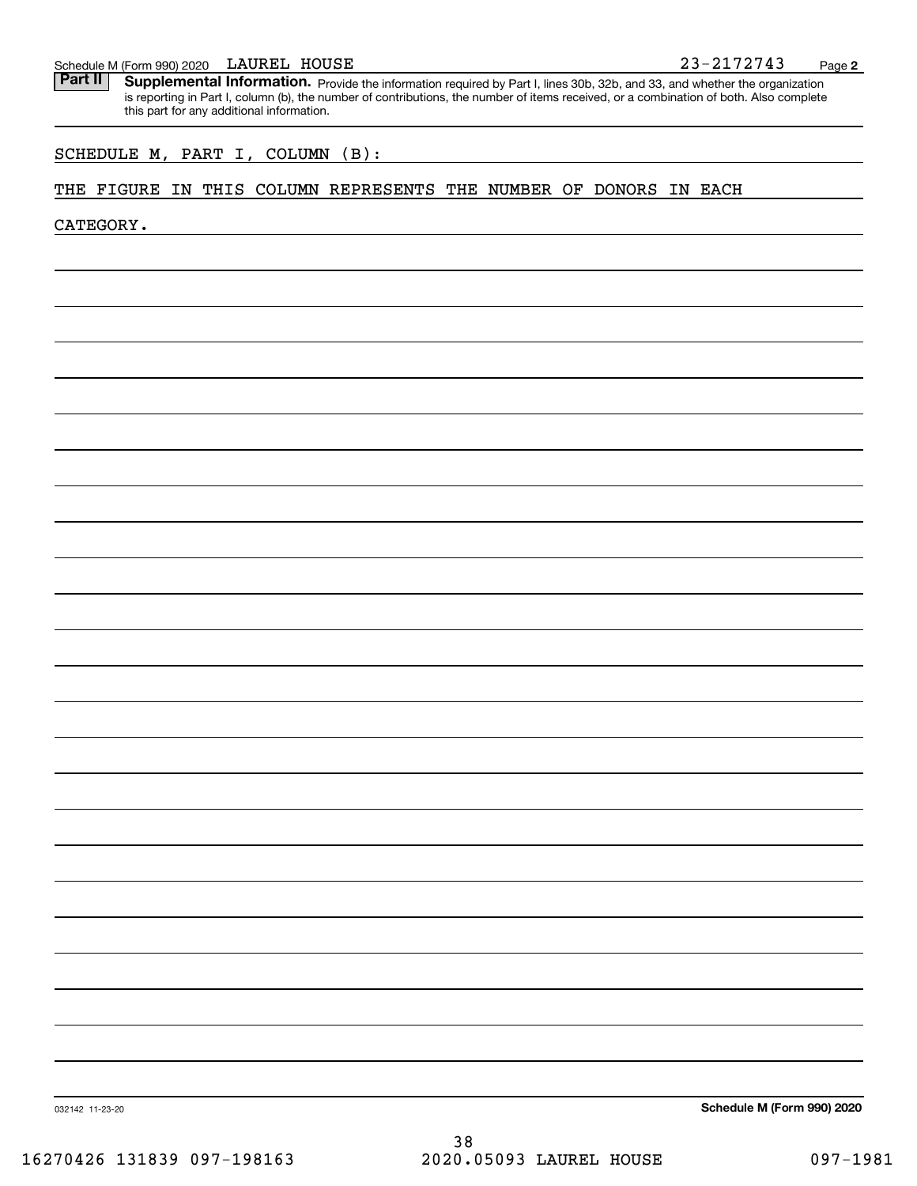Schedule M (Form 990) 2020 LAUREL HOUSE 23-2172743

**Part II** **Supplemental Information.** Provide the information required by Part I, lines 30b, 32b, and 33, and whether the organization is reporting in Part I, column (b), the number of contributions, the number of items received, or a combination of both. Also complete this part for any additional information.

SCHEDULE M, PART I, COLUMN (B):

THE FIGURE IN THIS COLUMN REPRESENTS THE NUMBER OF DONORS IN EACH CATEGORY.

032142 11-23-20

**Schedule M (Form 990) 2020**

16270426 131839 097-198163 2020.05093 LAUREL HOUSE 097-1981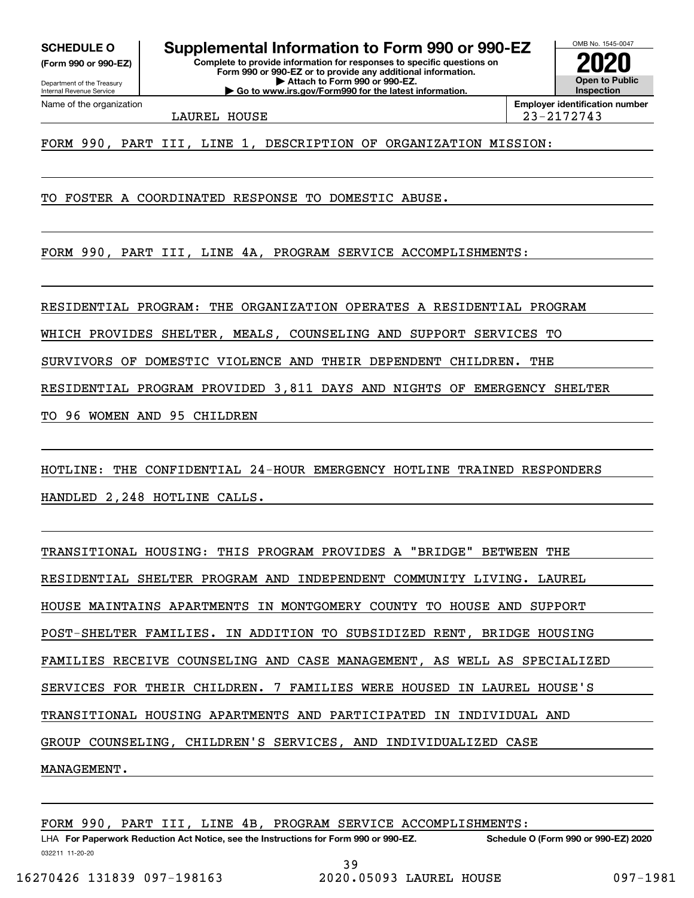**SCHEDULE O** (Form 990 or 990-EZ)

Department of the Treasury
Internal Revenue Service

# Supplemental Information to Form 990 or 990-EZ

**Complete to provide information for responses to specific questions on Form 990 or 990-EZ or to provide any additional information.**
**▶ Attach to Form 990 or 990-EZ.**
**▶ Go to www.irs.gov/Form990 for the latest information.**

OMB No. 1545-0047

**2020**

**Open to Public Inspection**

Name of the organization: LAUREL HOUSE

**Employer identification number**: 23-2172743

FORM 990, PART III, LINE 1, DESCRIPTION OF ORGANIZATION MISSION:

TO FOSTER A COORDINATED RESPONSE TO DOMESTIC ABUSE.

FORM 990, PART III, LINE 4A, PROGRAM SERVICE ACCOMPLISHMENTS:

RESIDENTIAL PROGRAM: THE ORGANIZATION OPERATES A RESIDENTIAL PROGRAM WHICH PROVIDES SHELTER, MEALS, COUNSELING AND SUPPORT SERVICES TO SURVIVORS OF DOMESTIC VIOLENCE AND THEIR DEPENDENT CHILDREN. THE RESIDENTIAL PROGRAM PROVIDED 3,811 DAYS AND NIGHTS OF EMERGENCY SHELTER TO 96 WOMEN AND 95 CHILDREN

HOTLINE: THE CONFIDENTIAL 24-HOUR EMERGENCY HOTLINE TRAINED RESPONDERS HANDLED 2,248 HOTLINE CALLS.

TRANSITIONAL HOUSING: THIS PROGRAM PROVIDES A "BRIDGE" BETWEEN THE RESIDENTIAL SHELTER PROGRAM AND INDEPENDENT COMMUNITY LIVING. LAUREL HOUSE MAINTAINS APARTMENTS IN MONTGOMERY COUNTY TO HOUSE AND SUPPORT POST-SHELTER FAMILIES. IN ADDITION TO SUBSIDIZED RENT, BRIDGE HOUSING FAMILIES RECEIVE COUNSELING AND CASE MANAGEMENT, AS WELL AS SPECIALIZED SERVICES FOR THEIR CHILDREN. 7 FAMILIES WERE HOUSED IN LAUREL HOUSE'S TRANSITIONAL HOUSING APARTMENTS AND PARTICIPATED IN INDIVIDUAL AND GROUP COUNSELING, CHILDREN'S SERVICES, AND INDIVIDUALIZED CASE MANAGEMENT.

FORM 990, PART III, LINE 4B, PROGRAM SERVICE ACCOMPLISHMENTS:

LHA **For Paperwork Reduction Act Notice, see the Instructions for Form 990 or 990-EZ.** **Schedule O (Form 990 or 990-EZ) 2020**

032211 11-20-20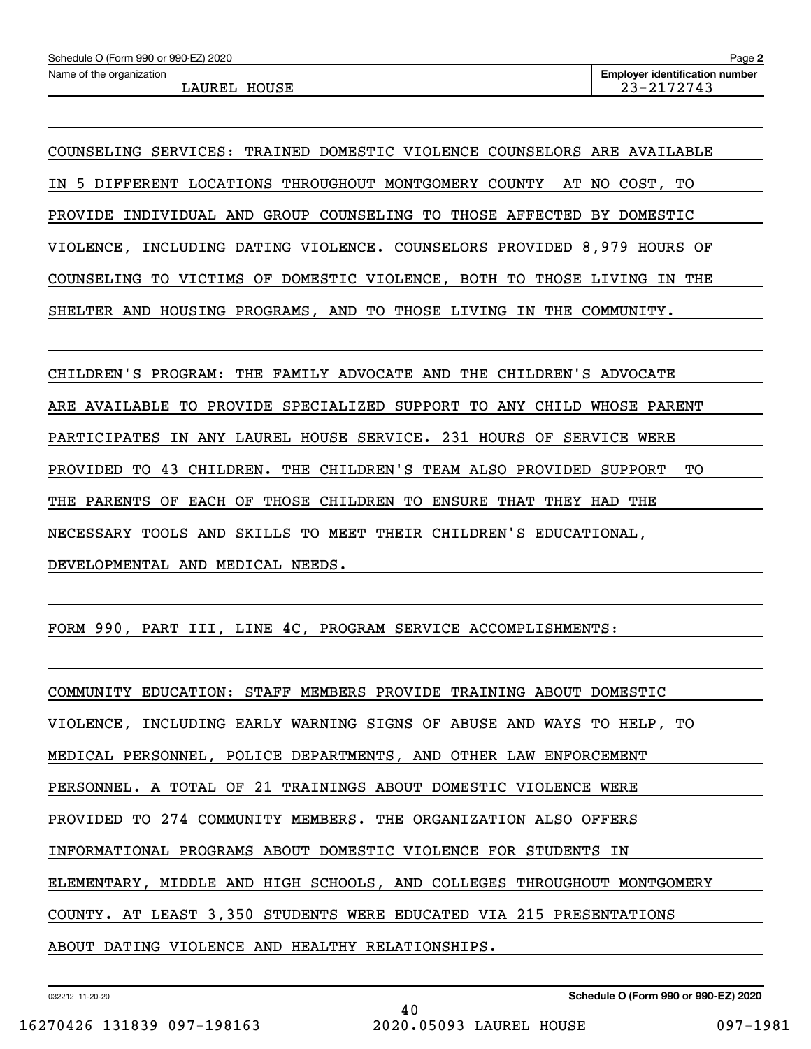COUNSELING SERVICES: TRAINED DOMESTIC VIOLENCE COUNSELORS ARE AVAILABLE IN 5 DIFFERENT LOCATIONS THROUGHOUT MONTGOMERY COUNTY AT NO COST, TO PROVIDE INDIVIDUAL AND GROUP COUNSELING TO THOSE AFFECTED BY DOMESTIC VIOLENCE, INCLUDING DATING VIOLENCE. COUNSELORS PROVIDED 8,979 HOURS OF COUNSELING TO VICTIMS OF DOMESTIC VIOLENCE, BOTH TO THOSE LIVING IN THE SHELTER AND HOUSING PROGRAMS, AND TO THOSE LIVING IN THE COMMUNITY.

CHILDREN'S PROGRAM: THE FAMILY ADVOCATE AND THE CHILDREN'S ADVOCATE ARE AVAILABLE TO PROVIDE SPECIALIZED SUPPORT TO ANY CHILD WHOSE PARENT PARTICIPATES IN ANY LAUREL HOUSE SERVICE. 231 HOURS OF SERVICE WERE PROVIDED TO 43 CHILDREN. THE CHILDREN'S TEAM ALSO PROVIDED SUPPORT TO THE PARENTS OF EACH OF THOSE CHILDREN TO ENSURE THAT THEY HAD THE NECESSARY TOOLS AND SKILLS TO MEET THEIR CHILDREN'S EDUCATIONAL, DEVELOPMENTAL AND MEDICAL NEEDS.

FORM 990, PART III, LINE 4C, PROGRAM SERVICE ACCOMPLISHMENTS:

COMMUNITY EDUCATION: STAFF MEMBERS PROVIDE TRAINING ABOUT DOMESTIC VIOLENCE, INCLUDING EARLY WARNING SIGNS OF ABUSE AND WAYS TO HELP, TO MEDICAL PERSONNEL, POLICE DEPARTMENTS, AND OTHER LAW ENFORCEMENT PERSONNEL. A TOTAL OF 21 TRAININGS ABOUT DOMESTIC VIOLENCE WERE PROVIDED TO 274 COMMUNITY MEMBERS. THE ORGANIZATION ALSO OFFERS INFORMATIONAL PROGRAMS ABOUT DOMESTIC VIOLENCE FOR STUDENTS IN ELEMENTARY, MIDDLE AND HIGH SCHOOLS, AND COLLEGES THROUGHOUT MONTGOMERY COUNTY. AT LEAST 3,350 STUDENTS WERE EDUCATED VIA 215 PRESENTATIONS ABOUT DATING VIOLENCE AND HEALTHY RELATIONSHIPS.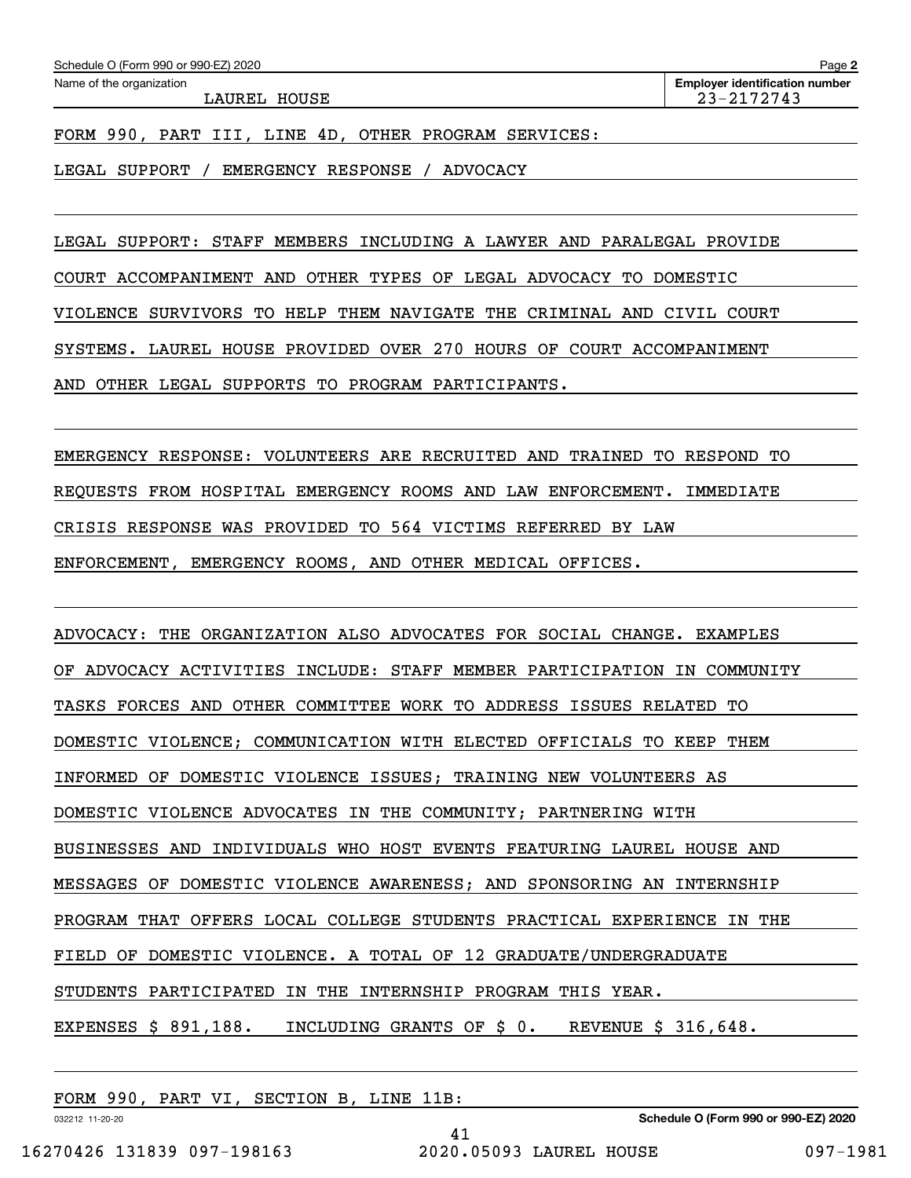Schedule O (Form 990 or 990-EZ) 2020

Name of the organization: LAUREL HOUSE

Employer identification number: 23-2172743

FORM 990, PART III, LINE 4D, OTHER PROGRAM SERVICES:

LEGAL SUPPORT / EMERGENCY RESPONSE / ADVOCACY

LEGAL SUPPORT: STAFF MEMBERS INCLUDING A LAWYER AND PARALEGAL PROVIDE COURT ACCOMPANIMENT AND OTHER TYPES OF LEGAL ADVOCACY TO DOMESTIC VIOLENCE SURVIVORS TO HELP THEM NAVIGATE THE CRIMINAL AND CIVIL COURT SYSTEMS. LAUREL HOUSE PROVIDED OVER 270 HOURS OF COURT ACCOMPANIMENT AND OTHER LEGAL SUPPORTS TO PROGRAM PARTICIPANTS.

EMERGENCY RESPONSE: VOLUNTEERS ARE RECRUITED AND TRAINED TO RESPOND TO REQUESTS FROM HOSPITAL EMERGENCY ROOMS AND LAW ENFORCEMENT. IMMEDIATE CRISIS RESPONSE WAS PROVIDED TO 564 VICTIMS REFERRED BY LAW ENFORCEMENT, EMERGENCY ROOMS, AND OTHER MEDICAL OFFICES.

ADVOCACY: THE ORGANIZATION ALSO ADVOCATES FOR SOCIAL CHANGE. EXAMPLES OF ADVOCACY ACTIVITIES INCLUDE: STAFF MEMBER PARTICIPATION IN COMMUNITY TASKS FORCES AND OTHER COMMITTEE WORK TO ADDRESS ISSUES RELATED TO DOMESTIC VIOLENCE; COMMUNICATION WITH ELECTED OFFICIALS TO KEEP THEM INFORMED OF DOMESTIC VIOLENCE ISSUES; TRAINING NEW VOLUNTEERS AS DOMESTIC VIOLENCE ADVOCATES IN THE COMMUNITY; PARTNERING WITH BUSINESSES AND INDIVIDUALS WHO HOST EVENTS FEATURING LAUREL HOUSE AND MESSAGES OF DOMESTIC VIOLENCE AWARENESS; AND SPONSORING AN INTERNSHIP PROGRAM THAT OFFERS LOCAL COLLEGE STUDENTS PRACTICAL EXPERIENCE IN THE FIELD OF DOMESTIC VIOLENCE. A TOTAL OF 12 GRADUATE/UNDERGRADUATE STUDENTS PARTICIPATED IN THE INTERNSHIP PROGRAM THIS YEAR.

EXPENSES $ 891,188. INCLUDING GRANTS OF $ 0. REVENUE $ 316,648.

FORM 990, PART VI, SECTION B, LINE 11B: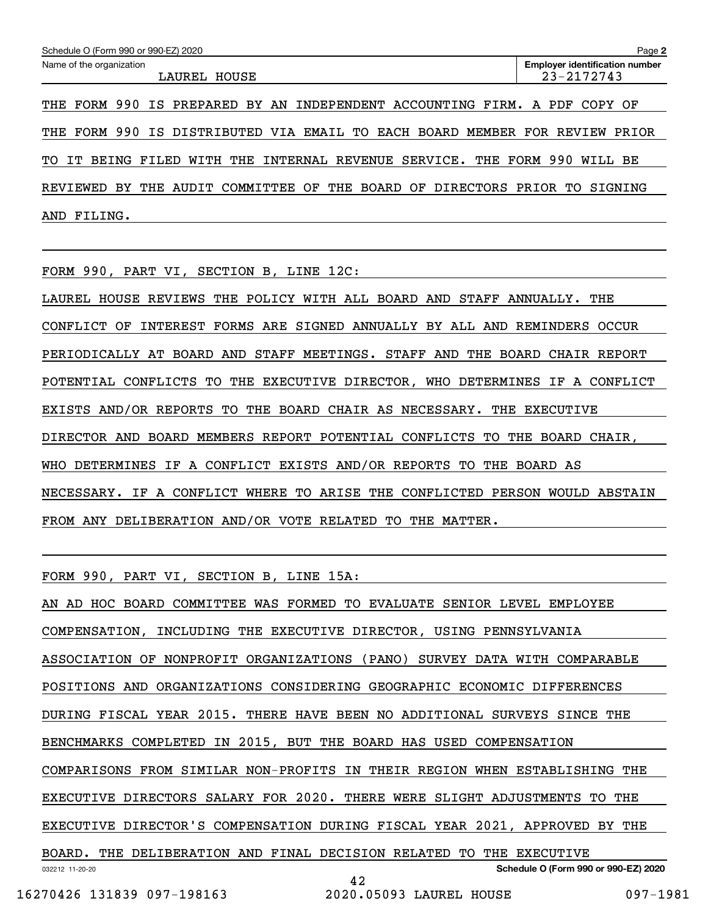Schedule O (Form 990 or 990-EZ) 2020

Name of the organization: LAUREL HOUSE

Employer identification number: 23-2172743

THE FORM 990 IS PREPARED BY AN INDEPENDENT ACCOUNTING FIRM. A PDF COPY OF THE FORM 990 IS DISTRIBUTED VIA EMAIL TO EACH BOARD MEMBER FOR REVIEW PRIOR TO IT BEING FILED WITH THE INTERNAL REVENUE SERVICE. THE FORM 990 WILL BE REVIEWED BY THE AUDIT COMMITTEE OF THE BOARD OF DIRECTORS PRIOR TO SIGNING AND FILING.

FORM 990, PART VI, SECTION B, LINE 12C:

LAUREL HOUSE REVIEWS THE POLICY WITH ALL BOARD AND STAFF ANNUALLY. THE CONFLICT OF INTEREST FORMS ARE SIGNED ANNUALLY BY ALL AND REMINDERS OCCUR PERIODICALLY AT BOARD AND STAFF MEETINGS. STAFF AND THE BOARD CHAIR REPORT POTENTIAL CONFLICTS TO THE EXECUTIVE DIRECTOR, WHO DETERMINES IF A CONFLICT EXISTS AND/OR REPORTS TO THE BOARD CHAIR AS NECESSARY. THE EXECUTIVE DIRECTOR AND BOARD MEMBERS REPORT POTENTIAL CONFLICTS TO THE BOARD CHAIR, WHO DETERMINES IF A CONFLICT EXISTS AND/OR REPORTS TO THE BOARD AS NECESSARY. IF A CONFLICT WHERE TO ARISE THE CONFLICTED PERSON WOULD ABSTAIN FROM ANY DELIBERATION AND/OR VOTE RELATED TO THE MATTER.

FORM 990, PART VI, SECTION B, LINE 15A:

AN AD HOC BOARD COMMITTEE WAS FORMED TO EVALUATE SENIOR LEVEL EMPLOYEE COMPENSATION, INCLUDING THE EXECUTIVE DIRECTOR, USING PENNSYLVANIA ASSOCIATION OF NONPROFIT ORGANIZATIONS (PANO) SURVEY DATA WITH COMPARABLE POSITIONS AND ORGANIZATIONS CONSIDERING GEOGRAPHIC ECONOMIC DIFFERENCES DURING FISCAL YEAR 2015. THERE HAVE BEEN NO ADDITIONAL SURVEYS SINCE THE BENCHMARKS COMPLETED IN 2015, BUT THE BOARD HAS USED COMPENSATION COMPARISONS FROM SIMILAR NON-PROFITS IN THEIR REGION WHEN ESTABLISHING THE EXECUTIVE DIRECTORS SALARY FOR 2020. THERE WERE SLIGHT ADJUSTMENTS TO THE EXECUTIVE DIRECTOR'S COMPENSATION DURING FISCAL YEAR 2021, APPROVED BY THE BOARD. THE DELIBERATION AND FINAL DECISION RELATED TO THE EXECUTIVE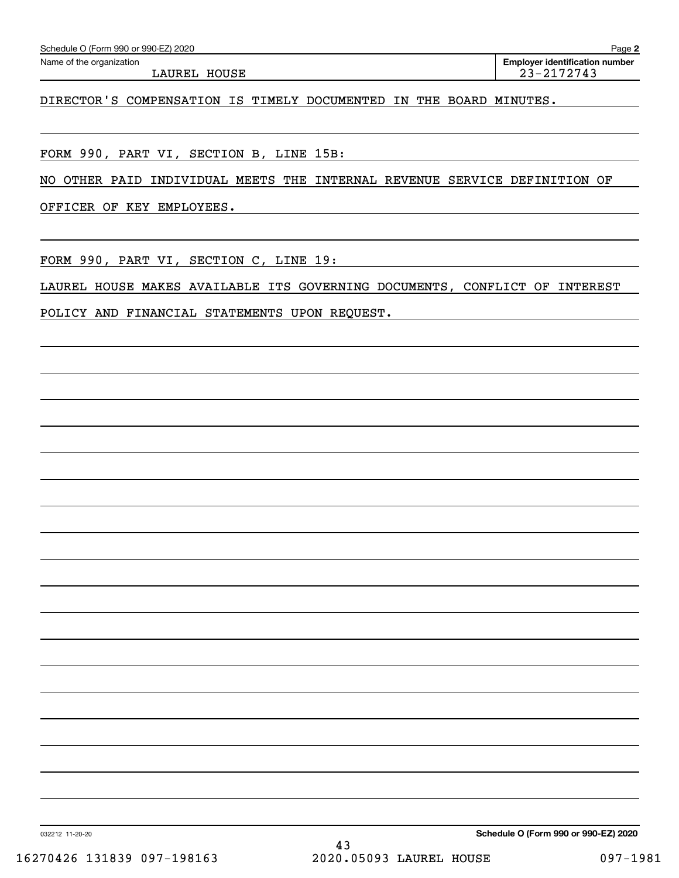Name of the organization: LAUREL HOUSE

Employer identification number: 23-2172743

DIRECTOR'S COMPENSATION IS TIMELY DOCUMENTED IN THE BOARD MINUTES.

FORM 990, PART VI, SECTION B, LINE 15B:

NO OTHER PAID INDIVIDUAL MEETS THE INTERNAL REVENUE SERVICE DEFINITION OF OFFICER OF KEY EMPLOYEES.

FORM 990, PART VI, SECTION C, LINE 19:

LAUREL HOUSE MAKES AVAILABLE ITS GOVERNING DOCUMENTS, CONFLICT OF INTEREST POLICY AND FINANCIAL STATEMENTS UPON REQUEST.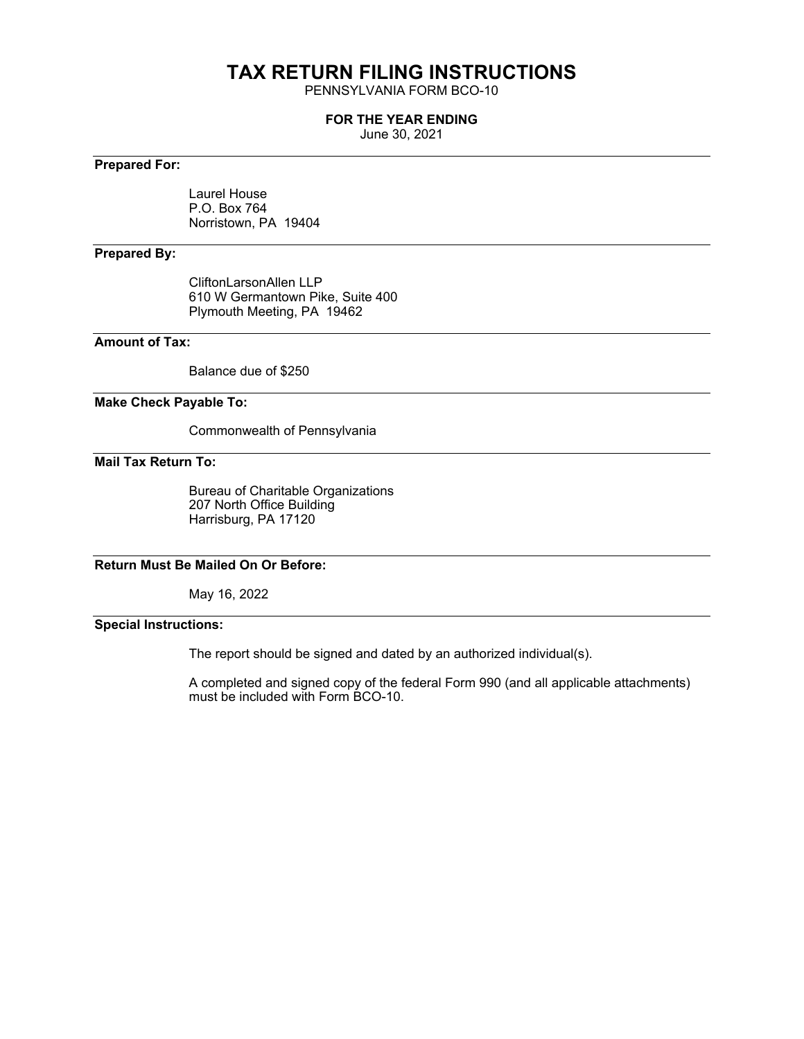# TAX RETURN FILING INSTRUCTIONS

PENNSYLVANIA FORM BCO-10

**FOR THE YEAR ENDING**

June 30, 2021

---

**Prepared For:**

Laurel House
P.O. Box 764
Norristown, PA 19404

---

**Prepared By:**

CliftonLarsonAllen LLP
610 W Germantown Pike, Suite 400
Plymouth Meeting, PA 19462

---

**Amount of Tax:**

Balance due of $250

---

**Make Check Payable To:**

Commonwealth of Pennsylvania

---

**Mail Tax Return To:**

Bureau of Charitable Organizations
207 North Office Building
Harrisburg, PA 17120

---

**Return Must Be Mailed On Or Before:**

May 16, 2022

---

**Special Instructions:**

The report should be signed and dated by an authorized individual(s).

A completed and signed copy of the federal Form 990 (and all applicable attachments) must be included with Form BCO-10.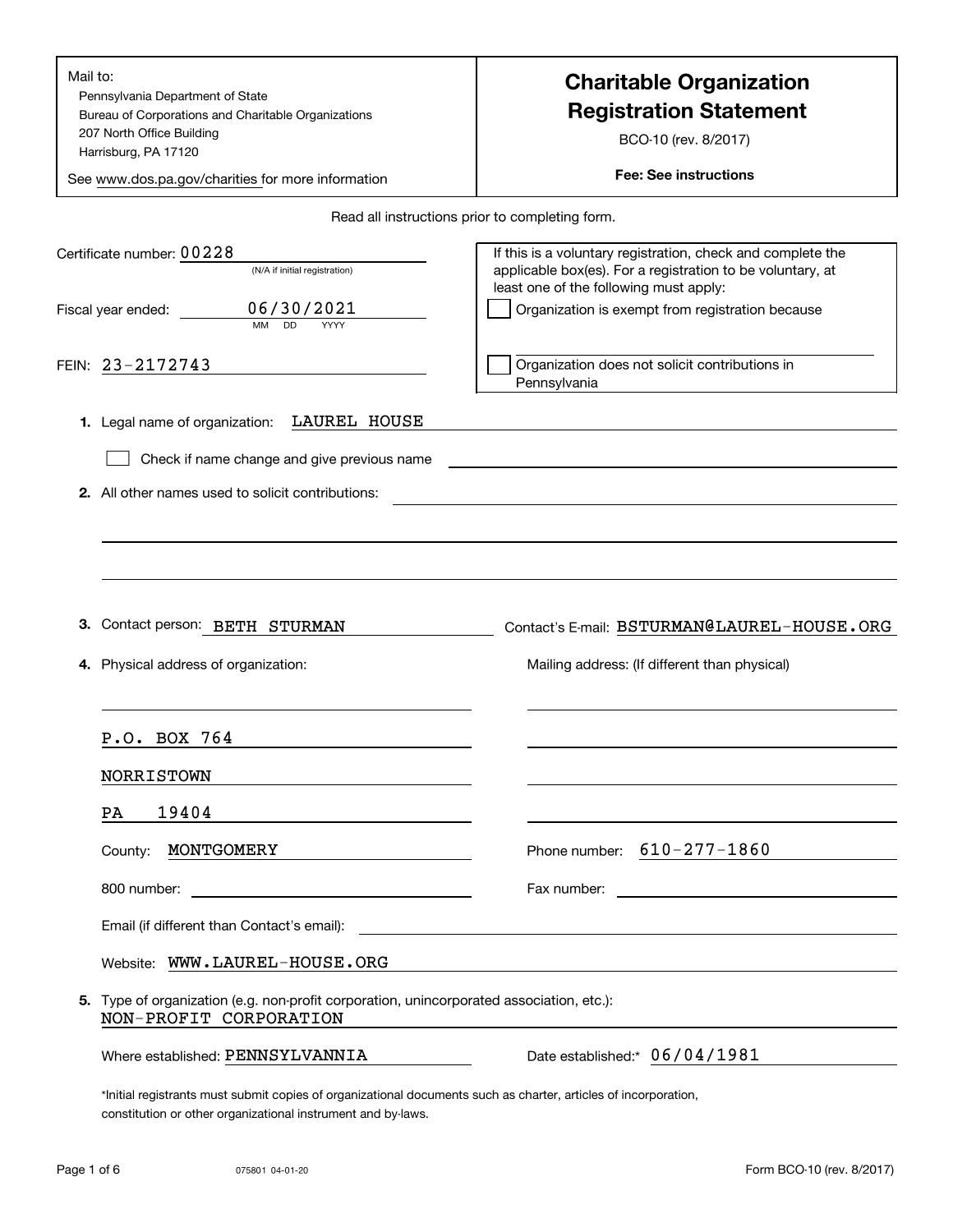Mail to:
Pennsylvania Department of State
Bureau of Corporations and Charitable Organizations
207 North Office Building
Harrisburg, PA 17120

See www.dos.pa.gov/charities for more information

# Charitable Organization Registration Statement

BCO-10 (rev. 8/2017)

**Fee: See instructions**

Read all instructions prior to completing form.

Certificate number: 00228
(N/A if initial registration)

Fiscal year ended: 06/30/2021
MM DD YYYY

FEIN: 23-2172743

If this is a voluntary registration, check and complete the applicable box(es). For a registration to be voluntary, at least one of the following must apply:

☐ Organization is exempt from registration because

☐ Organization does not solicit contributions in Pennsylvania

**1.** Legal name of organization: LAUREL HOUSE

☐ Check if name change and give previous name

**2.** All other names used to solicit contributions:

**3.** Contact person: BETH STURMAN  Contact's E-mail: BSTURMAN@LAUREL-HOUSE.ORG

**4.** Physical address of organization:

P.O. BOX 764
NORRISTOWN
PA 19404

County: MONTGOMERY

Mailing address: (If different than physical)

Phone number: 610-277-1860

800 number:

Fax number:

Email (if different than Contact's email):

Website: WWW.LAUREL-HOUSE.ORG

**5.** Type of organization (e.g. non-profit corporation, unincorporated association, etc.):
NON-PROFIT CORPORATION

Where established: PENNSYLVANNIA  Date established:* 06/04/1981

*Initial registrants must submit copies of organizational documents such as charter, articles of incorporation, constitution or other organizational instrument and by-laws.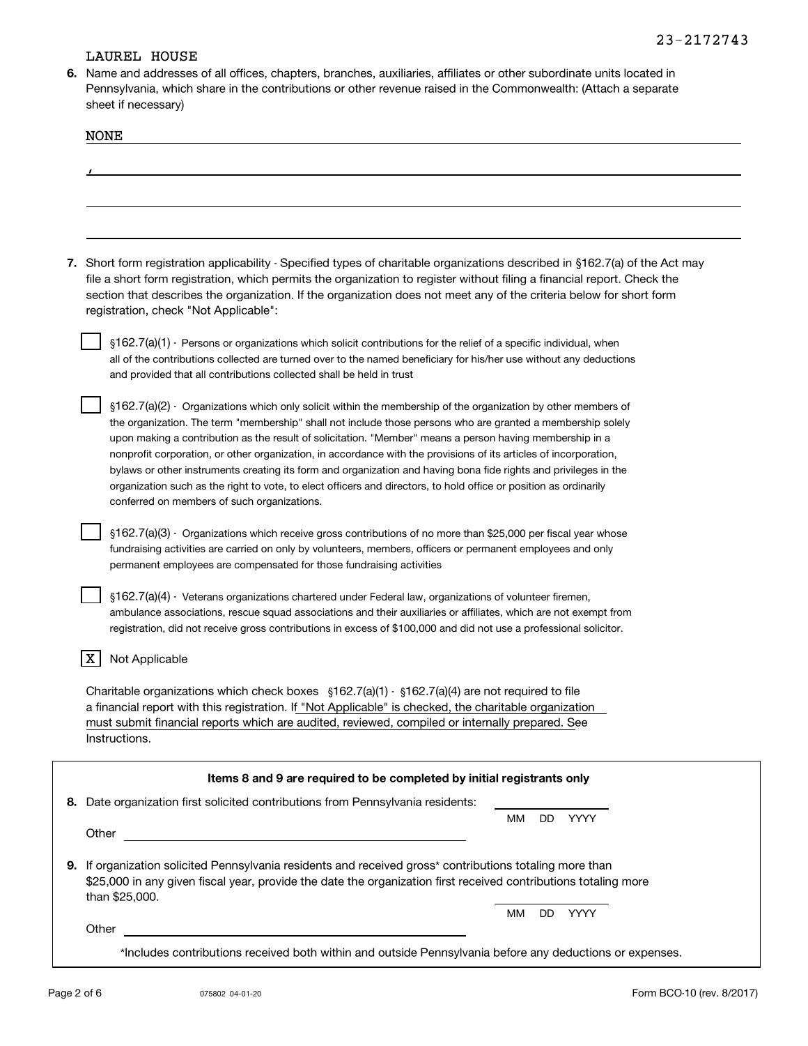23-2172743

LAUREL HOUSE

**6.** Name and addresses of all offices, chapters, branches, auxiliaries, affiliates or other subordinate units located in Pennsylvania, which share in the contributions or other revenue raised in the Commonwealth: (Attach a separate sheet if necessary)

NONE

,

**7.** Short form registration applicability - Specified types of charitable organizations described in §162.7(a) of the Act may file a short form registration, which permits the organization to register without filing a financial report. Check the section that describes the organization. If the organization does not meet any of the criteria below for short form registration, check "Not Applicable":

- [ ] §162.7(a)(1) - Persons or organizations which solicit contributions for the relief of a specific individual, when all of the contributions collected are turned over to the named beneficiary for his/her use without any deductions and provided that all contributions collected shall be held in trust

- [ ] §162.7(a)(2) - Organizations which only solicit within the membership of the organization by other members of the organization. The term "membership" shall not include those persons who are granted a membership solely upon making a contribution as the result of solicitation. "Member" means a person having membership in a nonprofit corporation, or other organization, in accordance with the provisions of its articles of incorporation, bylaws or other instruments creating its form and organization and having bona fide rights and privileges in the organization such as the right to vote, to elect officers and directors, to hold office or position as ordinarily conferred on members of such organizations.

- [ ] §162.7(a)(3) - Organizations which receive gross contributions of no more than $25,000 per fiscal year whose fundraising activities are carried on only by volunteers, members, officers or permanent employees and only permanent employees are compensated for those fundraising activities

- [ ] §162.7(a)(4) - Veterans organizations chartered under Federal law, organizations of volunteer firemen, ambulance associations, rescue squad associations and their auxiliaries or affiliates, which are not exempt from registration, did not receive gross contributions in excess of $100,000 and did not use a professional solicitor.

- [X] Not Applicable

Charitable organizations which check boxes §162.7(a)(1) - §162.7(a)(4) are not required to file a financial report with this registration. If "Not Applicable" is checked, the charitable organization must submit financial reports which are audited, reviewed, compiled or internally prepared. See Instructions.

**Items 8 and 9 are required to be completed by initial registrants only**

**8.** Date organization first solicited contributions from Pennsylvania residents: ____________ MM DD YYYY

Other ____________

**9.** If organization solicited Pennsylvania residents and received gross* contributions totaling more than $25,000 in any given fiscal year, provide the date the organization first received contributions totaling more than $25,000.

____________ MM DD YYYY

Other ____________

*Includes contributions received both within and outside Pennsylvania before any deductions or expenses.

075802 04-01-20

Form BCO-10 (rev. 8/2017)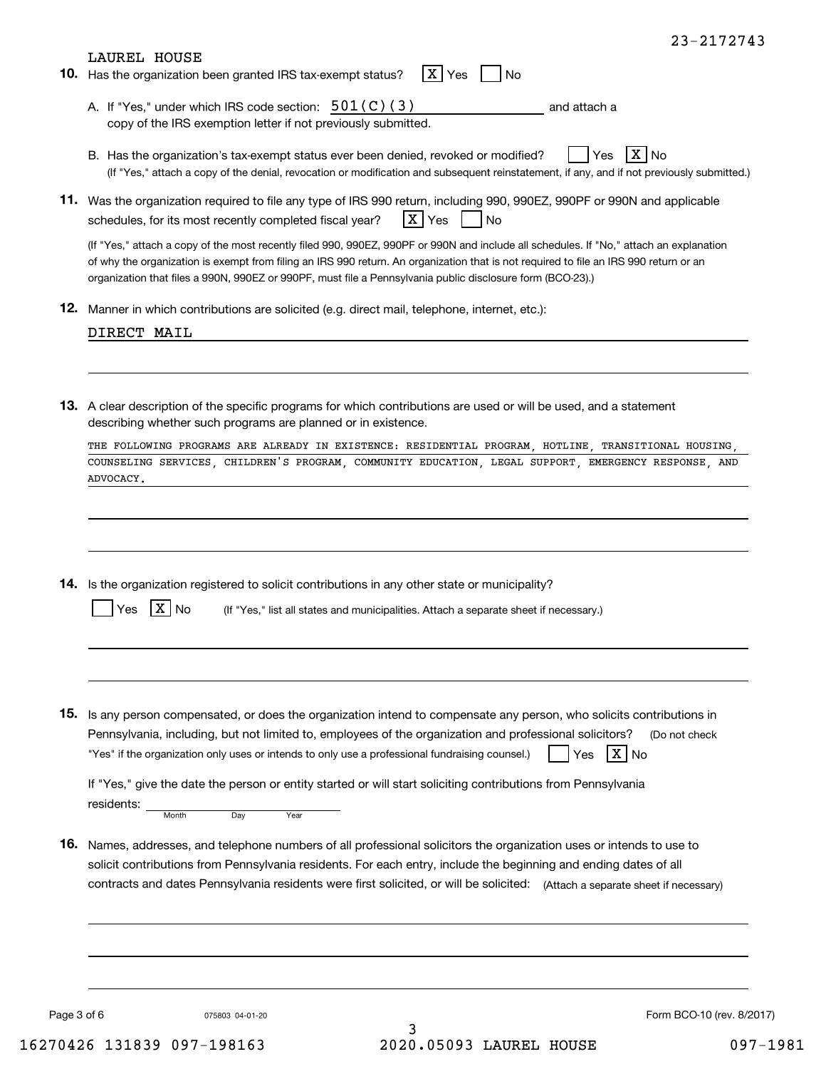23-2172743

LAUREL HOUSE

**10.** Has the organization been granted IRS tax-exempt status? [X] Yes [ ] No

A. If "Yes," under which IRS code section: 501(C)(3) and attach a copy of the IRS exemption letter if not previously submitted.

B. Has the organization's tax-exempt status ever been denied, revoked or modified? [ ] Yes [X] No
(If "Yes," attach a copy of the denial, revocation or modification and subsequent reinstatement, if any, and if not previously submitted.)

**11.** Was the organization required to file any type of IRS 990 return, including 990, 990EZ, 990PF or 990N and applicable schedules, for its most recently completed fiscal year? [X] Yes [ ] No

(If "Yes," attach a copy of the most recently filed 990, 990EZ, 990PF or 990N and include all schedules. If "No," attach an explanation of why the organization is exempt from filing an IRS 990 return. An organization that is not required to file an IRS 990 return or an organization that files a 990N, 990EZ or 990PF, must file a Pennsylvania public disclosure form (BCO-23).)

**12.** Manner in which contributions are solicited (e.g. direct mail, telephone, internet, etc.):

DIRECT MAIL

**13.** A clear description of the specific programs for which contributions are used or will be used, and a statement describing whether such programs are planned or in existence.

THE FOLLOWING PROGRAMS ARE ALREADY IN EXISTENCE: RESIDENTIAL PROGRAM, HOTLINE, TRANSITIONAL HOUSING, COUNSELING SERVICES, CHILDREN'S PROGRAM, COMMUNITY EDUCATION, LEGAL SUPPORT, EMERGENCY RESPONSE, AND ADVOCACY.

**14.** Is the organization registered to solicit contributions in any other state or municipality?

[ ] Yes [X] No (If "Yes," list all states and municipalities. Attach a separate sheet if necessary.)

**15.** Is any person compensated, or does the organization intend to compensate any person, who solicits contributions in Pennsylvania, including, but not limited to, employees of the organization and professional solicitors? (Do not check "Yes" if the organization only uses or intends to only use a professional fundraising counsel.) [ ] Yes [X] No

If "Yes," give the date the person or entity started or will start soliciting contributions from Pennsylvania residents: ______ (Month Day Year)

**16.** Names, addresses, and telephone numbers of all professional solicitors the organization uses or intends to use to solicit contributions from Pennsylvania residents. For each entry, include the beginning and ending dates of all contracts and dates Pennsylvania residents were first solicited, or will be solicited: (Attach a separate sheet if necessary)

Form BCO-10 (rev. 8/2017)

16270426 131839 097-198163 2020.05093 LAUREL HOUSE 097-1981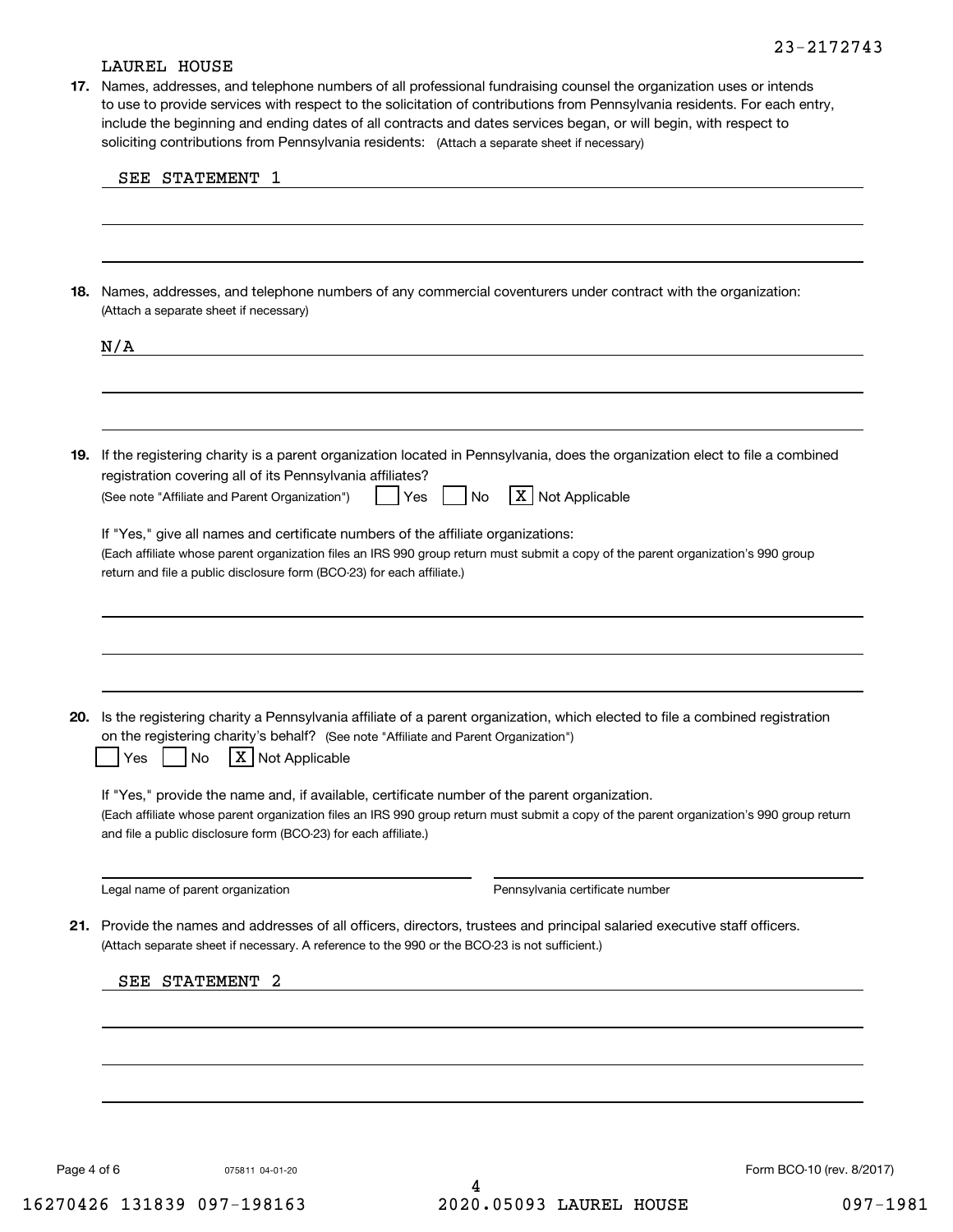23-2172743

LAUREL HOUSE

**17.** Names, addresses, and telephone numbers of all professional fundraising counsel the organization uses or intends to use to provide services with respect to the solicitation of contributions from Pennsylvania residents. For each entry, include the beginning and ending dates of all contracts and dates services began, or will begin, with respect to soliciting contributions from Pennsylvania residents: (Attach a separate sheet if necessary)

SEE STATEMENT 1

**18.** Names, addresses, and telephone numbers of any commercial coventurers under contract with the organization: (Attach a separate sheet if necessary)

N/A

**19.** If the registering charity is a parent organization located in Pennsylvania, does the organization elect to file a combined registration covering all of its Pennsylvania affiliates?
(See note "Affiliate and Parent Organization") ☐ Yes ☐ No ☒ Not Applicable

If "Yes," give all names and certificate numbers of the affiliate organizations:
(Each affiliate whose parent organization files an IRS 990 group return must submit a copy of the parent organization's 990 group return and file a public disclosure form (BCO-23) for each affiliate.)

**20.** Is the registering charity a Pennsylvania affiliate of a parent organization, which elected to file a combined registration on the registering charity's behalf? (See note "Affiliate and Parent Organization")
☐ Yes ☐ No ☒ Not Applicable

If "Yes," provide the name and, if available, certificate number of the parent organization.
(Each affiliate whose parent organization files an IRS 990 group return must submit a copy of the parent organization's 990 group return and file a public disclosure form (BCO-23) for each affiliate.)

Legal name of parent organization: ____________________ Pennsylvania certificate number: ____________________

**21.** Provide the names and addresses of all officers, directors, trustees and principal salaried executive staff officers. (Attach separate sheet if necessary. A reference to the 990 or the BCO-23 is not sufficient.)

SEE STATEMENT 2

075811 04-01-20 Form BCO-10 (rev. 8/2017)

16270426 131839 097-198163 2020.05093 LAUREL HOUSE 097-1981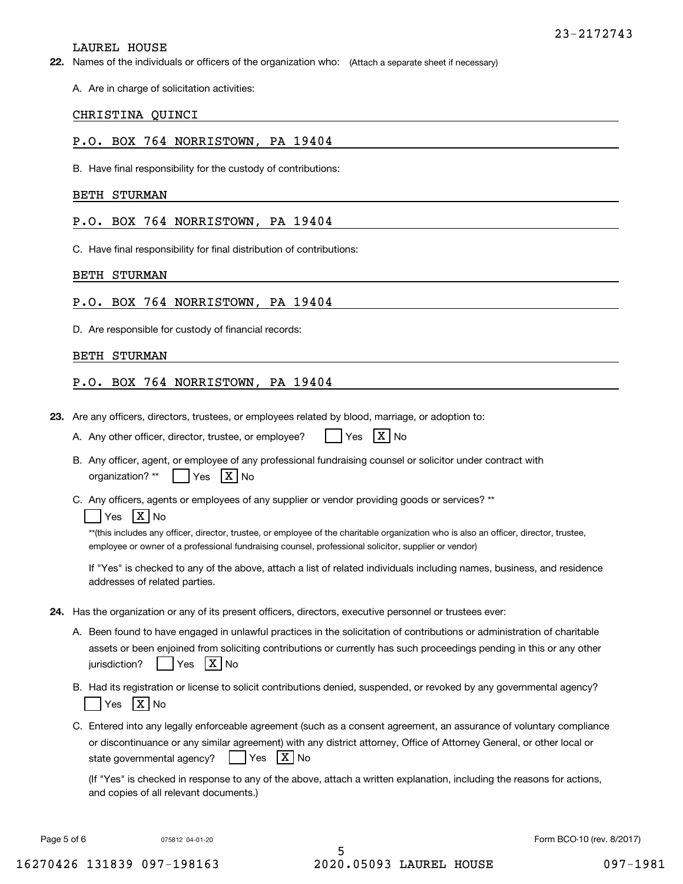23-2172743

LAUREL HOUSE

**22.** Names of the individuals or officers of the organization who: (Attach a separate sheet if necessary)

A. Are in charge of solicitation activities:

CHRISTINA QUINCI

P.O. BOX 764 NORRISTOWN, PA 19404

B. Have final responsibility for the custody of contributions:

BETH STURMAN

P.O. BOX 764 NORRISTOWN, PA 19404

C. Have final responsibility for final distribution of contributions:

BETH STURMAN

P.O. BOX 764 NORRISTOWN, PA 19404

D. Are responsible for custody of financial records:

BETH STURMAN

P.O. BOX 764 NORRISTOWN, PA 19404

**23.** Are any officers, directors, trustees, or employees related by blood, marriage, or adoption to:

A. Any other officer, director, trustee, or employee? [ ] Yes [X] No

B. Any officer, agent, or employee of any professional fundraising counsel or solicitor under contract with organization? ** [ ] Yes [X] No

C. Any officers, agents or employees of any supplier or vendor providing goods or services? **

[ ] Yes [X] No

**(this includes any officer, director, trustee, or employee of the charitable organization who is also an officer, director, trustee, employee or owner of a professional fundraising counsel, professional solicitor, supplier or vendor)

If "Yes" is checked to any of the above, attach a list of related individuals including names, business, and residence addresses of related parties.

**24.** Has the organization or any of its present officers, directors, executive personnel or trustees ever:

A. Been found to have engaged in unlawful practices in the solicitation of contributions or administration of charitable assets or been enjoined from soliciting contributions or currently has such proceedings pending in this or any other jurisdiction? [ ] Yes [X] No

B. Had its registration or license to solicit contributions denied, suspended, or revoked by any governmental agency?

[ ] Yes [X] No

C. Entered into any legally enforceable agreement (such as a consent agreement, an assurance of voluntary compliance or discontinuance or any similar agreement) with any district attorney, Office of Attorney General, or other local or state governmental agency? [ ] Yes [X] No

(If "Yes" is checked in response to any of the above, attach a written explanation, including the reasons for actions, and copies of all relevant documents.)

075812 04-01-20

Form BCO-10 (rev. 8/2017)

16270426 131839 097-198163 2020.05093 LAUREL HOUSE 097-1981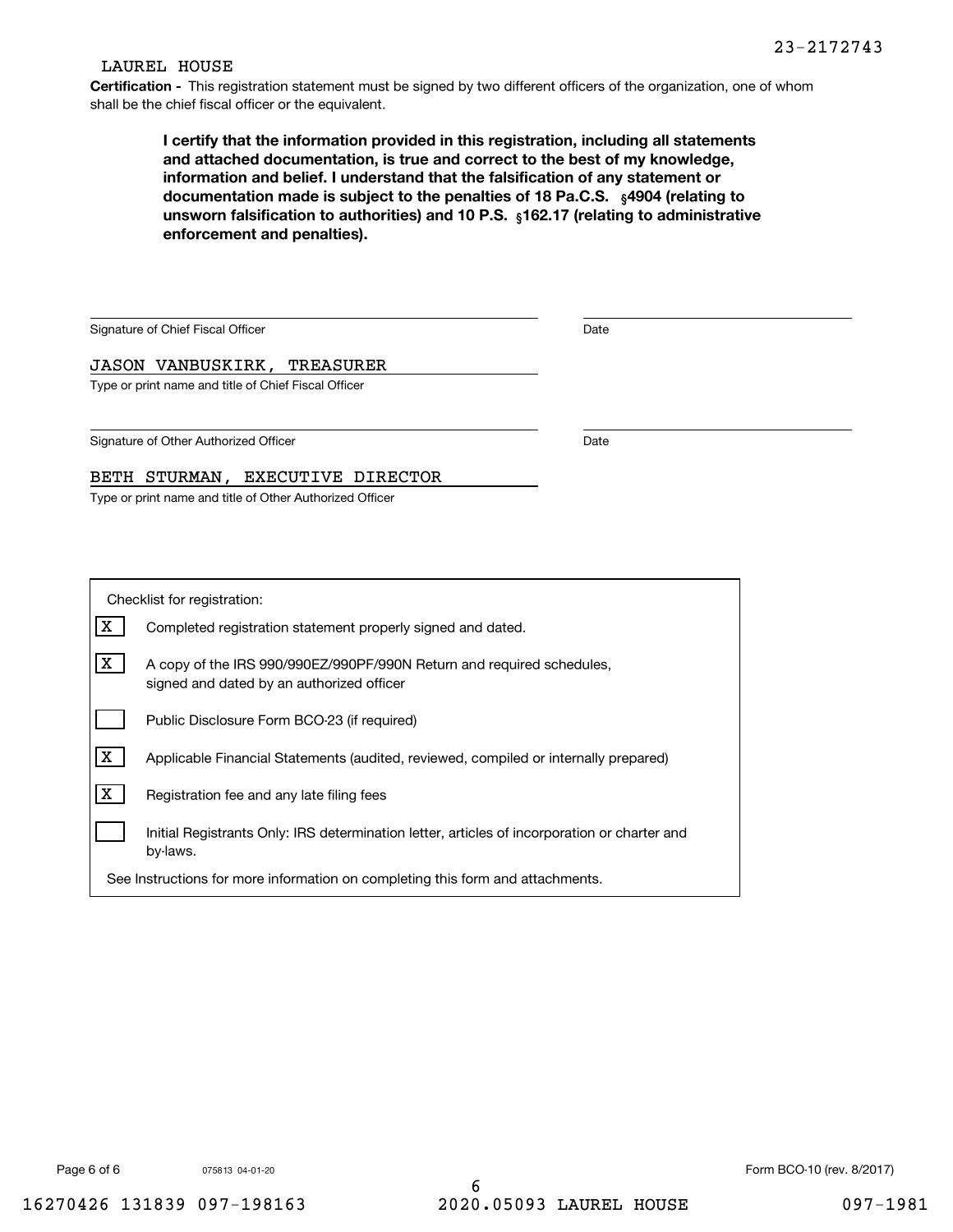23-2172743

LAUREL HOUSE

**Certification -** This registration statement must be signed by two different officers of the organization, one of whom shall be the chief fiscal officer or the equivalent.

**I certify that the information provided in this registration, including all statements and attached documentation, is true and correct to the best of my knowledge, information and belief. I understand that the falsification of any statement or documentation made is subject to the penalties of 18 Pa.C.S. §4904 (relating to unsworn falsification to authorities) and 10 P.S. §162.17 (relating to administrative enforcement and penalties).**

Signature of Chief Fiscal Officer ____________________ Date ____________

JASON VANBUSKIRK, TREASURER
Type or print name and title of Chief Fiscal Officer

Signature of Other Authorized Officer ____________________ Date ____________

BETH STURMAN, EXECUTIVE DIRECTOR
Type or print name and title of Other Authorized Officer

Checklist for registration:

- [X] Completed registration statement properly signed and dated.
- [X] A copy of the IRS 990/990EZ/990PF/990N Return and required schedules, signed and dated by an authorized officer
- [ ] Public Disclosure Form BCO-23 (if required)
- [X] Applicable Financial Statements (audited, reviewed, compiled or internally prepared)
- [X] Registration fee and any late filing fees
- [ ] Initial Registrants Only: IRS determination letter, articles of incorporation or charter and by-laws.

See Instructions for more information on completing this form and attachments.

075813 04-01-20

Form BCO-10 (rev. 8/2017)

16270426 131839 097-198163 2020.05093 LAUREL HOUSE 097-1981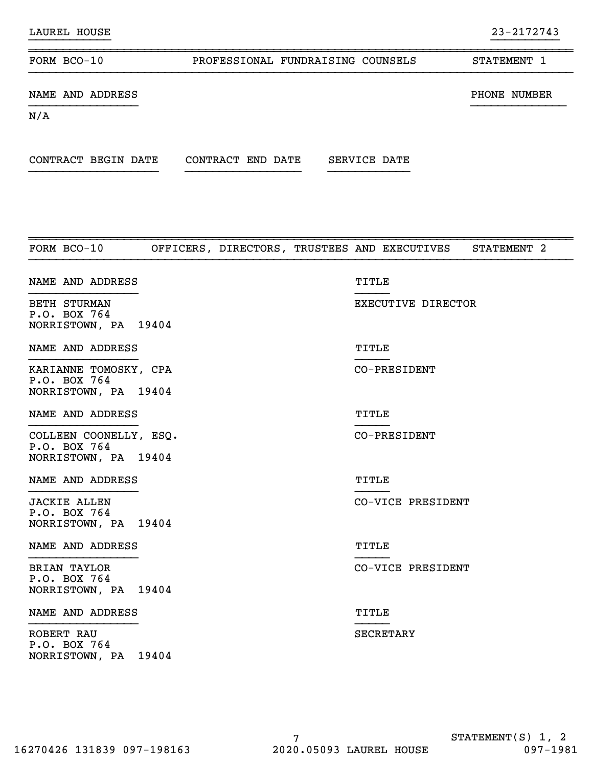LAUREL HOUSE 23-2172743

## FORM BCO-10 PROFESSIONAL FUNDRAISING COUNSELS STATEMENT 1

| NAME AND ADDRESS | PHONE NUMBER |
| --- | --- |
| N/A | |

| CONTRACT BEGIN DATE | CONTRACT END DATE | SERVICE DATE |
| --- | --- | --- |
| | | |

## FORM BCO-10 OFFICERS, DIRECTORS, TRUSTEES AND EXECUTIVES STATEMENT 2

| NAME AND ADDRESS | TITLE |
| --- | --- |
| BETH STURMAN<br>P.O. BOX 764<br>NORRISTOWN, PA 19404 | EXECUTIVE DIRECTOR |
| KARIANNE TOMOSKY, CPA<br>P.O. BOX 764<br>NORRISTOWN, PA 19404 | CO-PRESIDENT |
| COLLEEN COONELLY, ESQ.<br>P.O. BOX 764<br>NORRISTOWN, PA 19404 | CO-PRESIDENT |
| JACKIE ALLEN<br>P.O. BOX 764<br>NORRISTOWN, PA 19404 | CO-VICE PRESIDENT |
| BRIAN TAYLOR<br>P.O. BOX 764<br>NORRISTOWN, PA 19404 | CO-VICE PRESIDENT |
| ROBERT RAU<br>P.O. BOX 764<br>NORRISTOWN, PA 19404 | SECRETARY |

STATEMENT(S) 1, 2

16270426 131839 097-198163 2020.05093 LAUREL HOUSE 097-1981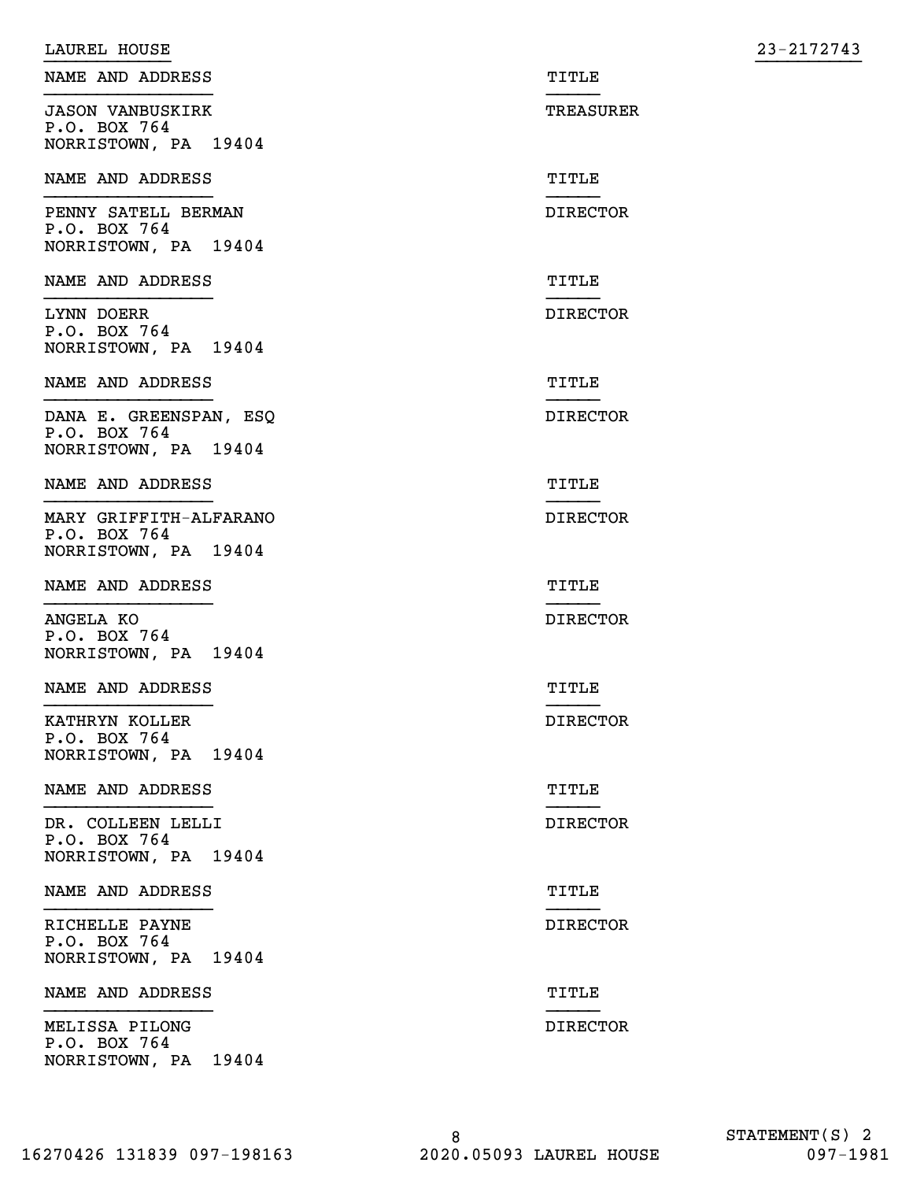LAUREL HOUSE 23-2172743

| NAME AND ADDRESS | TITLE |
|---|---|
| JASON VANBUSKIRK<br>P.O. BOX 764<br>NORRISTOWN, PA 19404 | TREASURER |
| PENNY SATELL BERMAN<br>P.O. BOX 764<br>NORRISTOWN, PA 19404 | DIRECTOR |
| LYNN DOERR<br>P.O. BOX 764<br>NORRISTOWN, PA 19404 | DIRECTOR |
| DANA E. GREENSPAN, ESQ<br>P.O. BOX 764<br>NORRISTOWN, PA 19404 | DIRECTOR |
| MARY GRIFFITH-ALFARANO<br>P.O. BOX 764<br>NORRISTOWN, PA 19404 | DIRECTOR |
| ANGELA KO<br>P.O. BOX 764<br>NORRISTOWN, PA 19404 | DIRECTOR |
| KATHRYN KOLLER<br>P.O. BOX 764<br>NORRISTOWN, PA 19404 | DIRECTOR |
| DR. COLLEEN LELLI<br>P.O. BOX 764<br>NORRISTOWN, PA 19404 | DIRECTOR |
| RICHELLE PAYNE<br>P.O. BOX 764<br>NORRISTOWN, PA 19404 | DIRECTOR |
| MELISSA PILONG<br>P.O. BOX 764<br>NORRISTOWN, PA 19404 | DIRECTOR |

STATEMENT(S) 2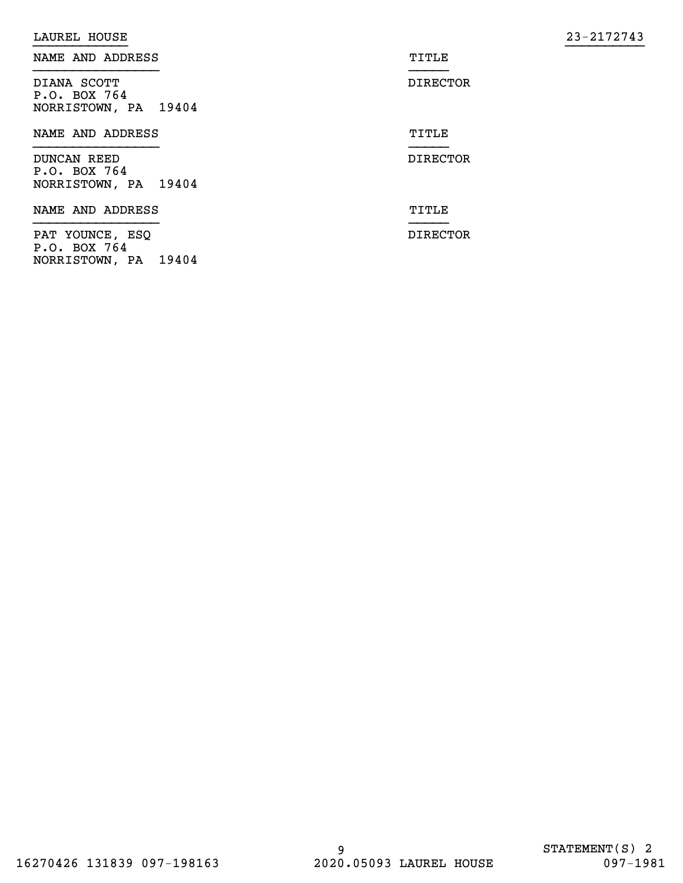LAUREL HOUSE 23-2172743

| NAME AND ADDRESS | TITLE |
|---|---|
| DIANA SCOTT<br>P.O. BOX 764<br>NORRISTOWN, PA 19404 | DIRECTOR |

| NAME AND ADDRESS | TITLE |
|---|---|
| DUNCAN REED<br>P.O. BOX 764<br>NORRISTOWN, PA 19404 | DIRECTOR |

| NAME AND ADDRESS | TITLE |
|---|---|
| PAT YOUNCE, ESQ<br>P.O. BOX 764<br>NORRISTOWN, PA 19404 | DIRECTOR |

STATEMENT(S) 2